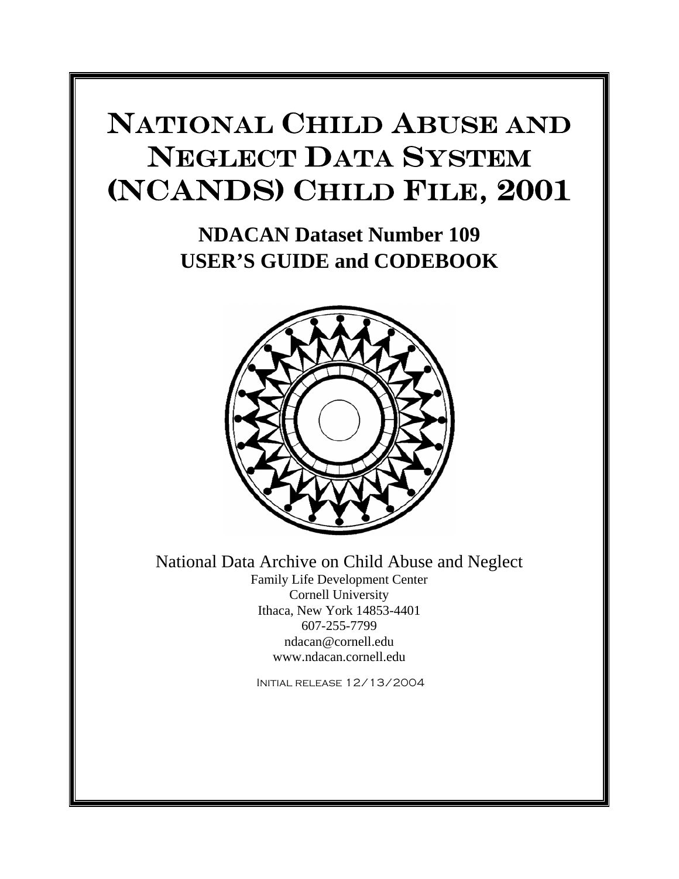# National Child Abuse and Neglect Data System (NCANDS) Child File, 2001

## NDACAN Dataset Number 109
## USER'S GUIDE and CODEBOOK

National Data Archive on Child Abuse and Neglect

Family Life Development Center
Cornell University
Ithaca, New York 14853-4401
607-255-7799
ndacan@cornell.edu
www.ndacan.cornell.edu

Initial release 12/13/2004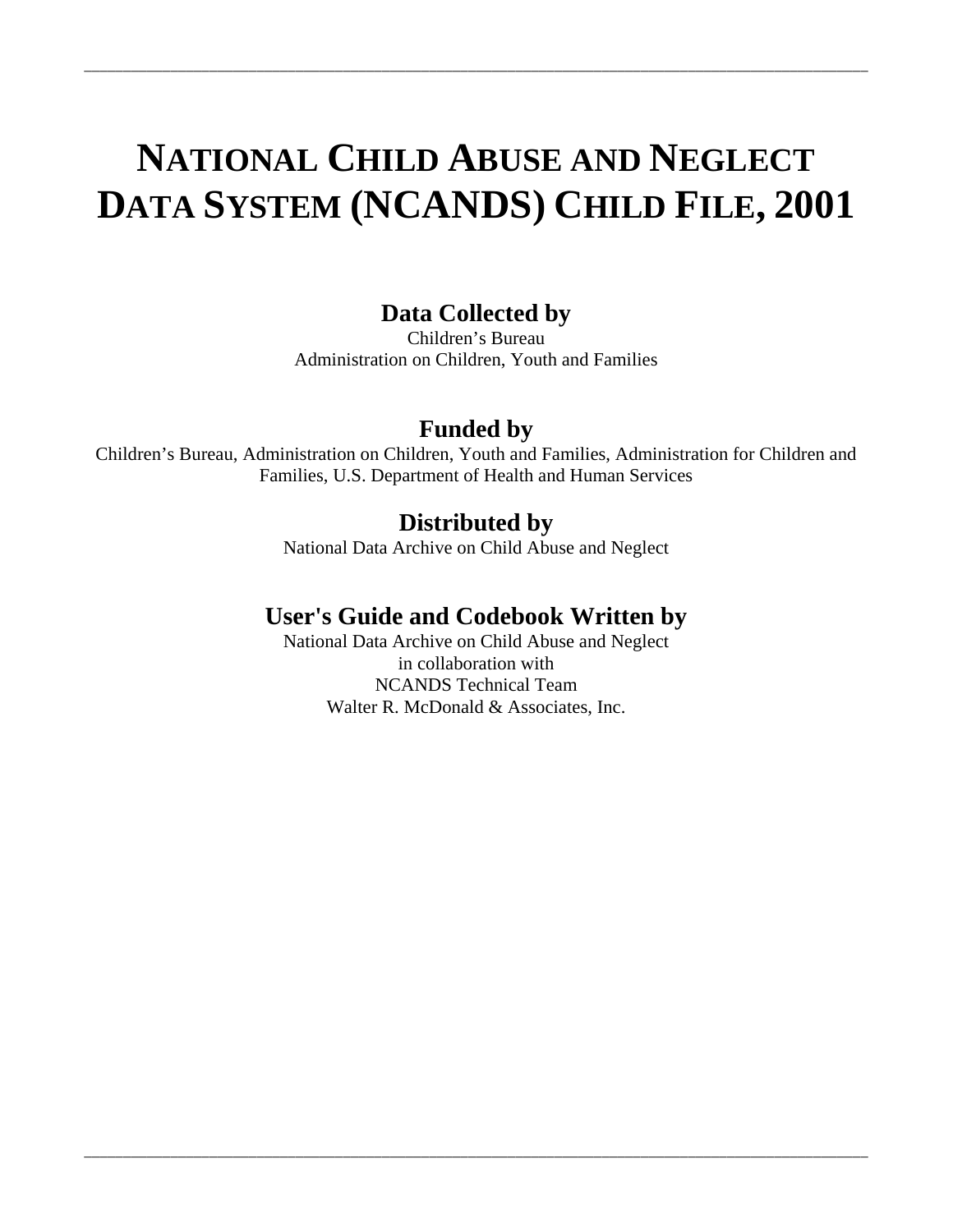# NATIONAL CHILD ABUSE AND NEGLECT DATA SYSTEM (NCANDS) CHILD FILE, 2001

## Data Collected by

Children's Bureau
Administration on Children, Youth and Families

## Funded by

Children's Bureau, Administration on Children, Youth and Families, Administration for Children and Families, U.S. Department of Health and Human Services

## Distributed by

National Data Archive on Child Abuse and Neglect

## User's Guide and Codebook Written by

National Data Archive on Child Abuse and Neglect
in collaboration with
NCANDS Technical Team
Walter R. McDonald & Associates, Inc.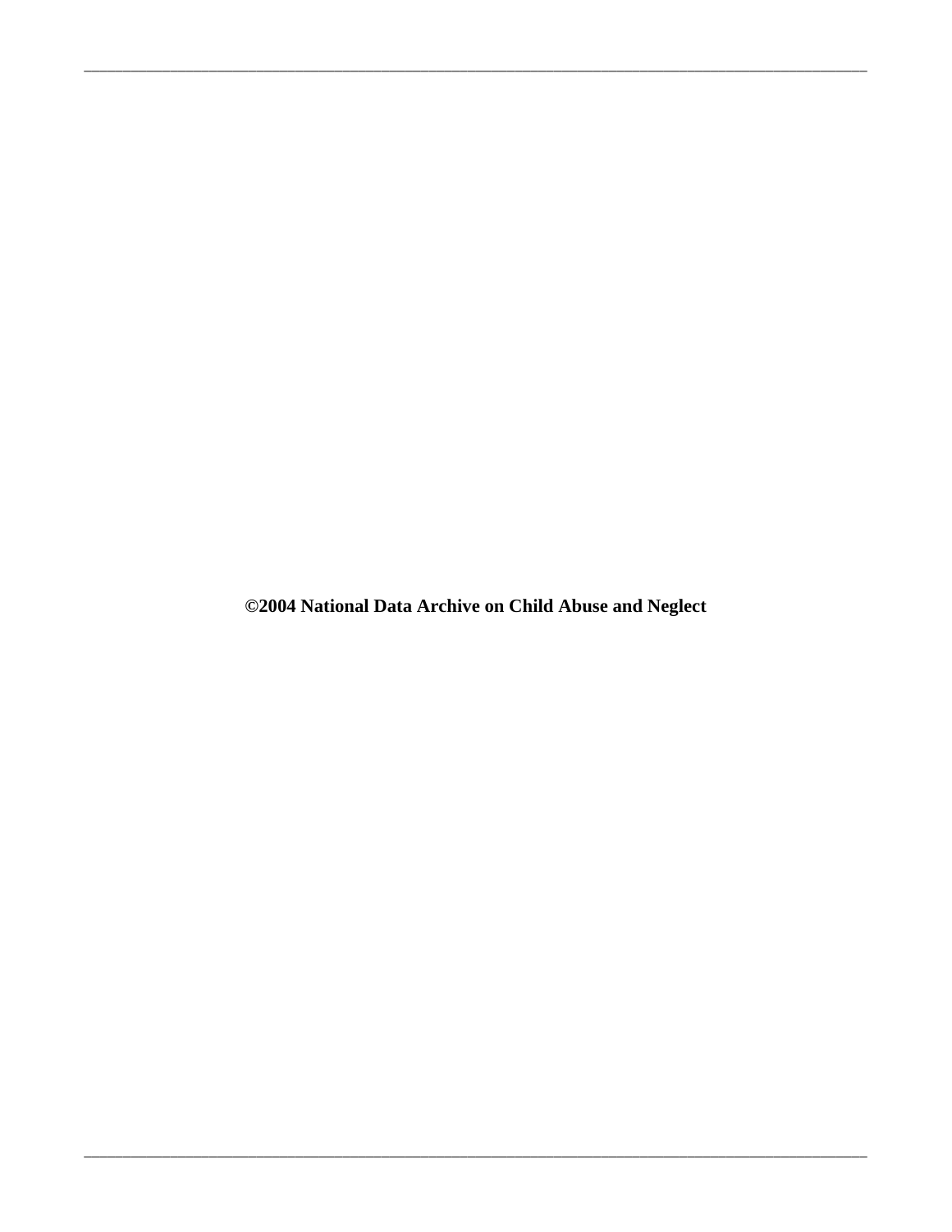**©2004 National Data Archive on Child Abuse and Neglect**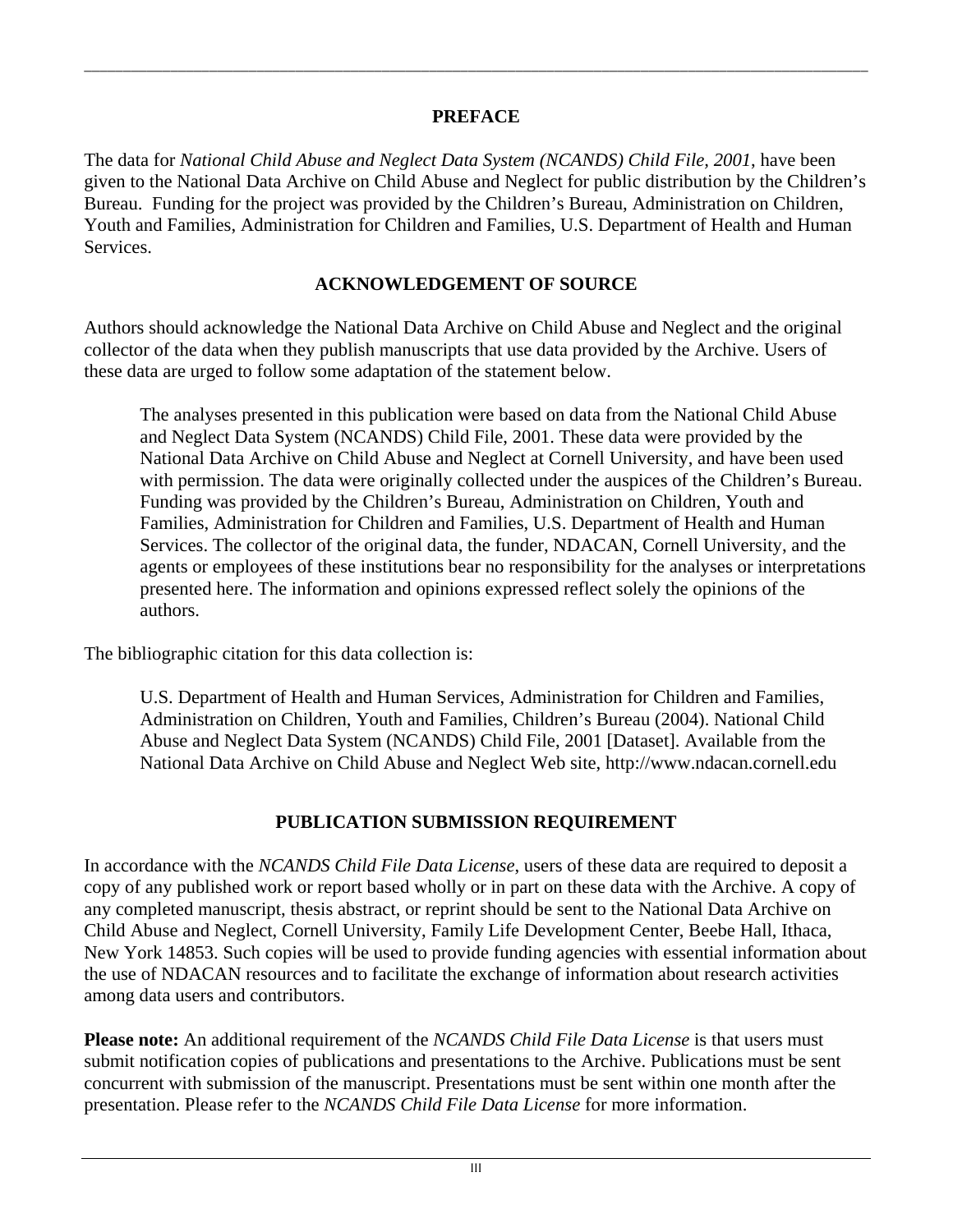## PREFACE

The data for *National Child Abuse and Neglect Data System (NCANDS) Child File, 2001*, have been given to the National Data Archive on Child Abuse and Neglect for public distribution by the Children's Bureau. Funding for the project was provided by the Children's Bureau, Administration on Children, Youth and Families, Administration for Children and Families, U.S. Department of Health and Human Services.

## ACKNOWLEDGEMENT OF SOURCE

Authors should acknowledge the National Data Archive on Child Abuse and Neglect and the original collector of the data when they publish manuscripts that use data provided by the Archive. Users of these data are urged to follow some adaptation of the statement below.

> The analyses presented in this publication were based on data from the National Child Abuse and Neglect Data System (NCANDS) Child File, 2001. These data were provided by the National Data Archive on Child Abuse and Neglect at Cornell University, and have been used with permission. The data were originally collected under the auspices of the Children's Bureau. Funding was provided by the Children's Bureau, Administration on Children, Youth and Families, Administration for Children and Families, U.S. Department of Health and Human Services. The collector of the original data, the funder, NDACAN, Cornell University, and the agents or employees of these institutions bear no responsibility for the analyses or interpretations presented here. The information and opinions expressed reflect solely the opinions of the authors.

The bibliographic citation for this data collection is:

> U.S. Department of Health and Human Services, Administration for Children and Families, Administration on Children, Youth and Families, Children's Bureau (2004). National Child Abuse and Neglect Data System (NCANDS) Child File, 2001 [Dataset]. Available from the National Data Archive on Child Abuse and Neglect Web site, http://www.ndacan.cornell.edu

## PUBLICATION SUBMISSION REQUIREMENT

In accordance with the *NCANDS Child File Data License*, users of these data are required to deposit a copy of any published work or report based wholly or in part on these data with the Archive. A copy of any completed manuscript, thesis abstract, or reprint should be sent to the National Data Archive on Child Abuse and Neglect, Cornell University, Family Life Development Center, Beebe Hall, Ithaca, New York 14853. Such copies will be used to provide funding agencies with essential information about the use of NDACAN resources and to facilitate the exchange of information about research activities among data users and contributors.

**Please note:** An additional requirement of the *NCANDS Child File Data License* is that users must submit notification copies of publications and presentations to the Archive. Publications must be sent concurrent with submission of the manuscript. Presentations must be sent within one month after the presentation. Please refer to the *NCANDS Child File Data License* for more information.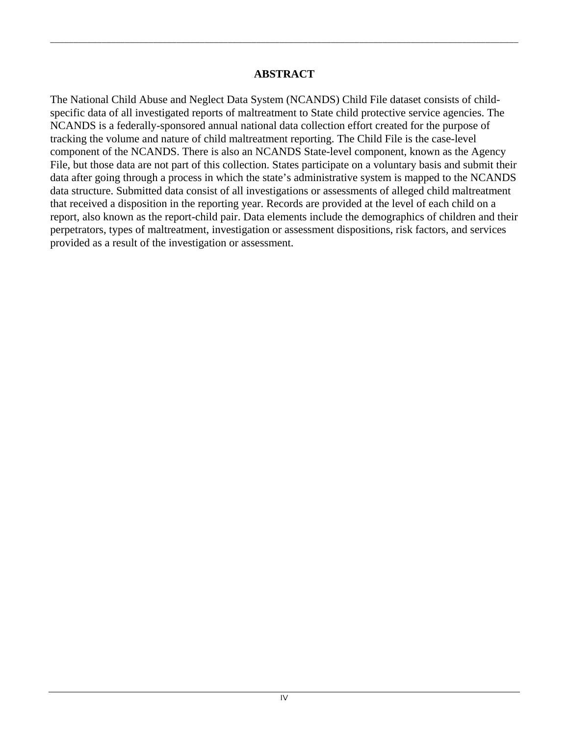# ABSTRACT

The National Child Abuse and Neglect Data System (NCANDS) Child File dataset consists of child-specific data of all investigated reports of maltreatment to State child protective service agencies. The NCANDS is a federally-sponsored annual national data collection effort created for the purpose of tracking the volume and nature of child maltreatment reporting. The Child File is the case-level component of the NCANDS. There is also an NCANDS State-level component, known as the Agency File, but those data are not part of this collection. States participate on a voluntary basis and submit their data after going through a process in which the state's administrative system is mapped to the NCANDS data structure. Submitted data consist of all investigations or assessments of alleged child maltreatment that received a disposition in the reporting year. Records are provided at the level of each child on a report, also known as the report-child pair. Data elements include the demographics of children and their perpetrators, types of maltreatment, investigation or assessment dispositions, risk factors, and services provided as a result of the investigation or assessment.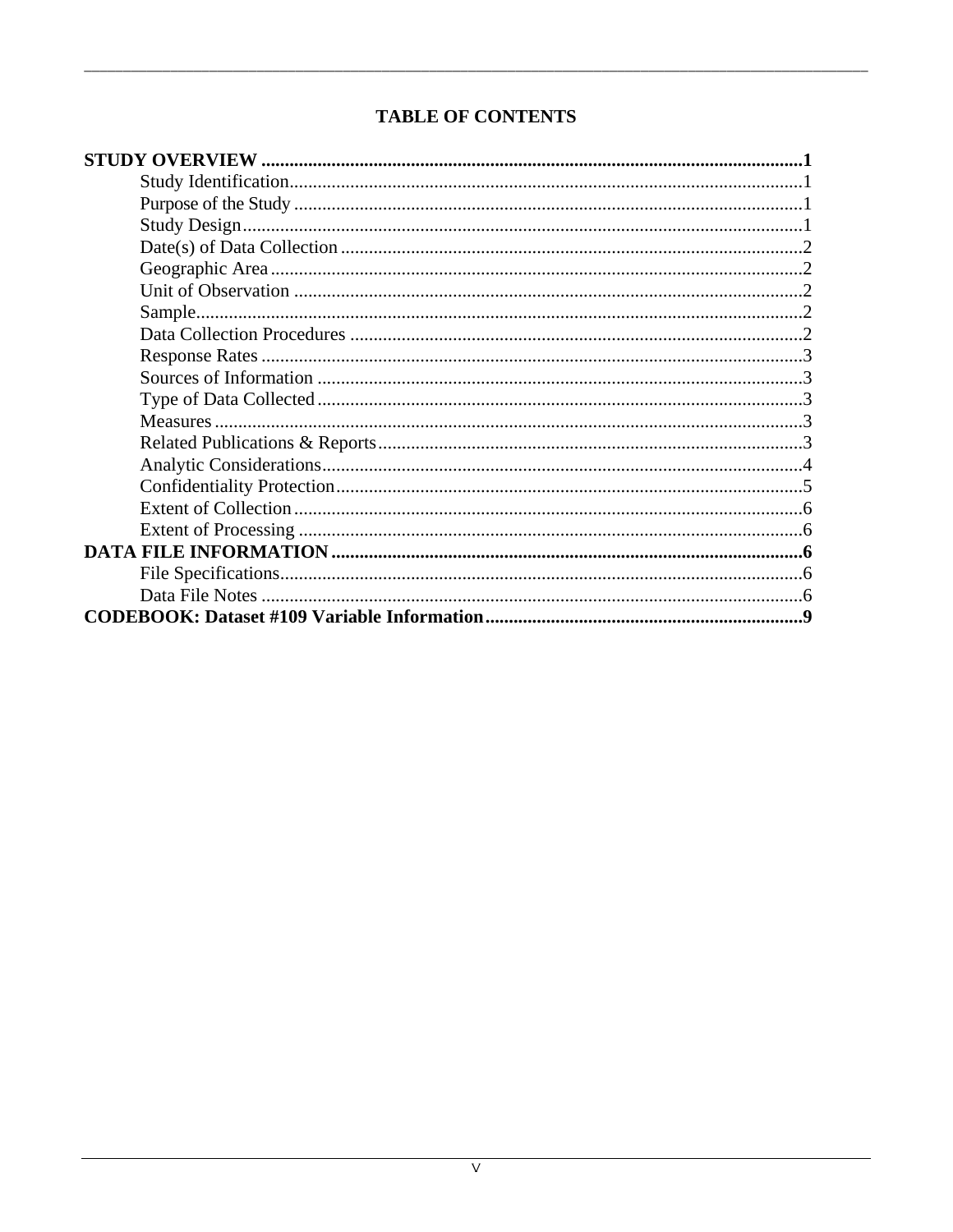# TABLE OF CONTENTS

**STUDY OVERVIEW** .......... **1**

- Study Identification .......... 1
- Purpose of the Study .......... 1
- Study Design .......... 1
- Date(s) of Data Collection .......... 2
- Geographic Area .......... 2
- Unit of Observation .......... 2
- Sample .......... 2
- Data Collection Procedures .......... 2
- Response Rates .......... 3
- Sources of Information .......... 3
- Type of Data Collected .......... 3
- Measures .......... 3
- Related Publications & Reports .......... 3
- Analytic Considerations .......... 4
- Confidentiality Protection .......... 5
- Extent of Collection .......... 6
- Extent of Processing .......... 6

**DATA FILE INFORMATION** .......... **6**

- File Specifications .......... 6
- Data File Notes .......... 6

**CODEBOOK: Dataset #109 Variable Information** .......... **9**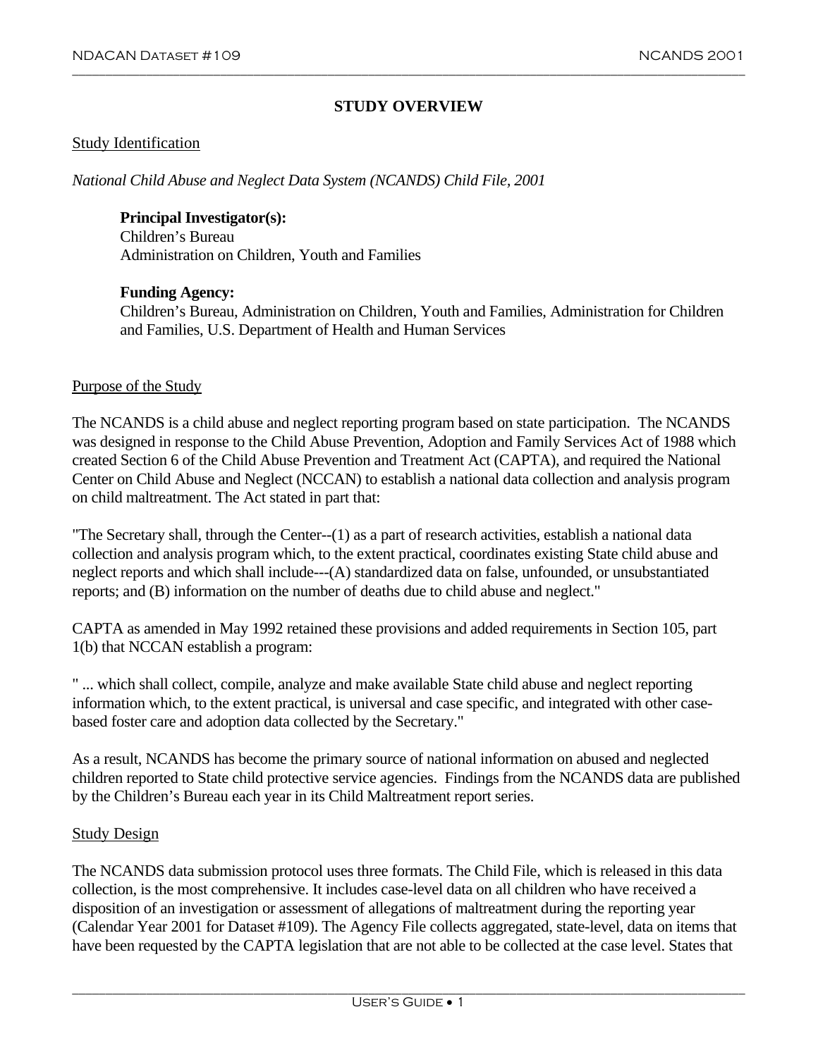# STUDY OVERVIEW

## Study Identification

*National Child Abuse and Neglect Data System (NCANDS) Child File, 2001*

**Principal Investigator(s):**
Children's Bureau
Administration on Children, Youth and Families

**Funding Agency:**
Children's Bureau, Administration on Children, Youth and Families, Administration for Children and Families, U.S. Department of Health and Human Services

## Purpose of the Study

The NCANDS is a child abuse and neglect reporting program based on state participation. The NCANDS was designed in response to the Child Abuse Prevention, Adoption and Family Services Act of 1988 which created Section 6 of the Child Abuse Prevention and Treatment Act (CAPTA), and required the National Center on Child Abuse and Neglect (NCCAN) to establish a national data collection and analysis program on child maltreatment. The Act stated in part that:

"The Secretary shall, through the Center--(1) as a part of research activities, establish a national data collection and analysis program which, to the extent practical, coordinates existing State child abuse and neglect reports and which shall include---(A) standardized data on false, unfounded, or unsubstantiated reports; and (B) information on the number of deaths due to child abuse and neglect."

CAPTA as amended in May 1992 retained these provisions and added requirements in Section 105, part 1(b) that NCCAN establish a program:

" ... which shall collect, compile, analyze and make available State child abuse and neglect reporting information which, to the extent practical, is universal and case specific, and integrated with other case-based foster care and adoption data collected by the Secretary."

As a result, NCANDS has become the primary source of national information on abused and neglected children reported to State child protective service agencies. Findings from the NCANDS data are published by the Children's Bureau each year in its Child Maltreatment report series.

## Study Design

The NCANDS data submission protocol uses three formats. The Child File, which is released in this data collection, is the most comprehensive. It includes case-level data on all children who have received a disposition of an investigation or assessment of allegations of maltreatment during the reporting year (Calendar Year 2001 for Dataset #109). The Agency File collects aggregated, state-level, data on items that have been requested by the CAPTA legislation that are not able to be collected at the case level. States that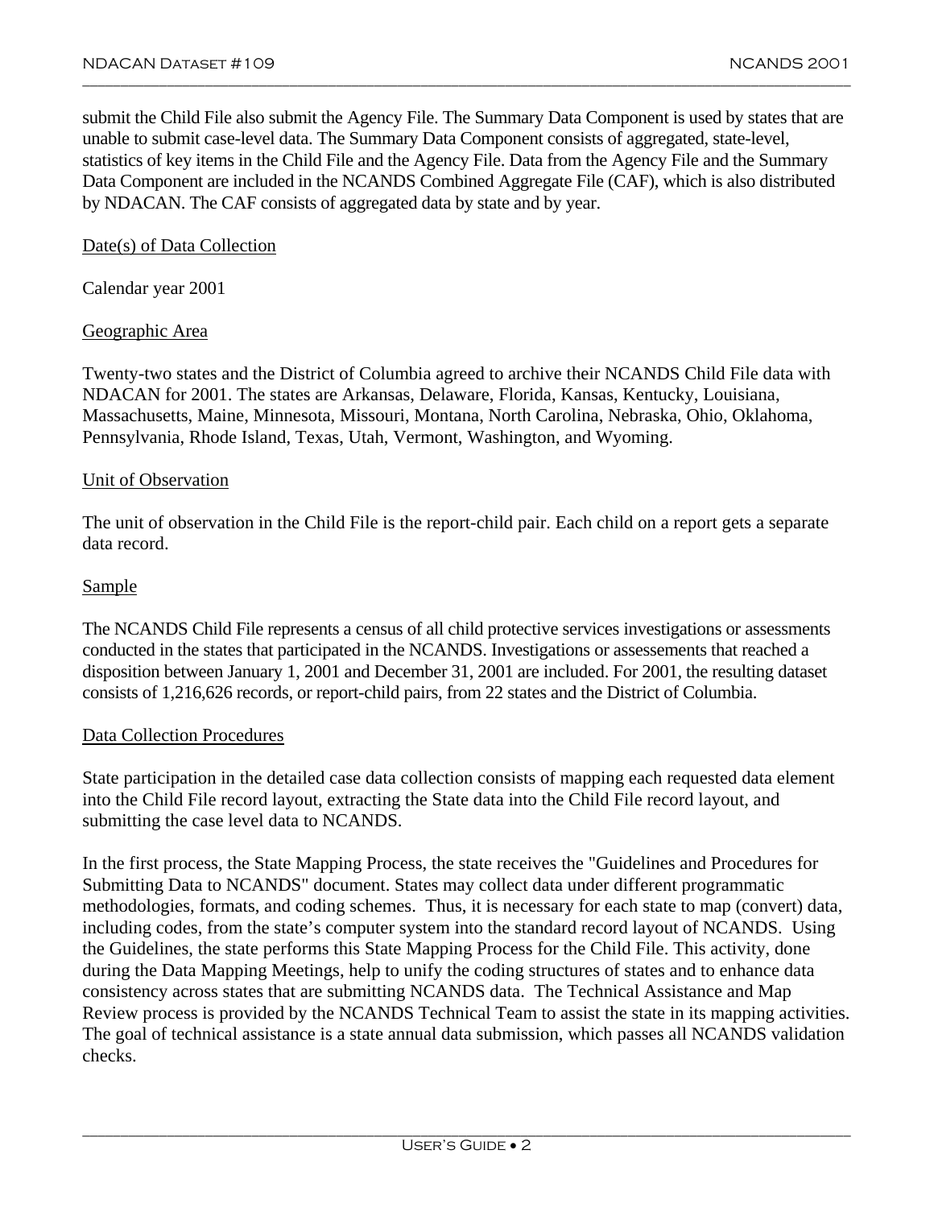submit the Child File also submit the Agency File. The Summary Data Component is used by states that are unable to submit case-level data. The Summary Data Component consists of aggregated, state-level, statistics of key items in the Child File and the Agency File. Data from the Agency File and the Summary Data Component are included in the NCANDS Combined Aggregate File (CAF), which is also distributed by NDACAN. The CAF consists of aggregated data by state and by year.

## Date(s) of Data Collection

Calendar year 2001

## Geographic Area

Twenty-two states and the District of Columbia agreed to archive their NCANDS Child File data with NDACAN for 2001. The states are Arkansas, Delaware, Florida, Kansas, Kentucky, Louisiana, Massachusetts, Maine, Minnesota, Missouri, Montana, North Carolina, Nebraska, Ohio, Oklahoma, Pennsylvania, Rhode Island, Texas, Utah, Vermont, Washington, and Wyoming.

## Unit of Observation

The unit of observation in the Child File is the report-child pair. Each child on a report gets a separate data record.

## Sample

The NCANDS Child File represents a census of all child protective services investigations or assessments conducted in the states that participated in the NCANDS. Investigations or assessements that reached a disposition between January 1, 2001 and December 31, 2001 are included. For 2001, the resulting dataset consists of 1,216,626 records, or report-child pairs, from 22 states and the District of Columbia.

## Data Collection Procedures

State participation in the detailed case data collection consists of mapping each requested data element into the Child File record layout, extracting the State data into the Child File record layout, and submitting the case level data to NCANDS.

In the first process, the State Mapping Process, the state receives the "Guidelines and Procedures for Submitting Data to NCANDS" document. States may collect data under different programmatic methodologies, formats, and coding schemes. Thus, it is necessary for each state to map (convert) data, including codes, from the state's computer system into the standard record layout of NCANDS. Using the Guidelines, the state performs this State Mapping Process for the Child File. This activity, done during the Data Mapping Meetings, help to unify the coding structures of states and to enhance data consistency across states that are submitting NCANDS data. The Technical Assistance and Map Review process is provided by the NCANDS Technical Team to assist the state in its mapping activities. The goal of technical assistance is a state annual data submission, which passes all NCANDS validation checks.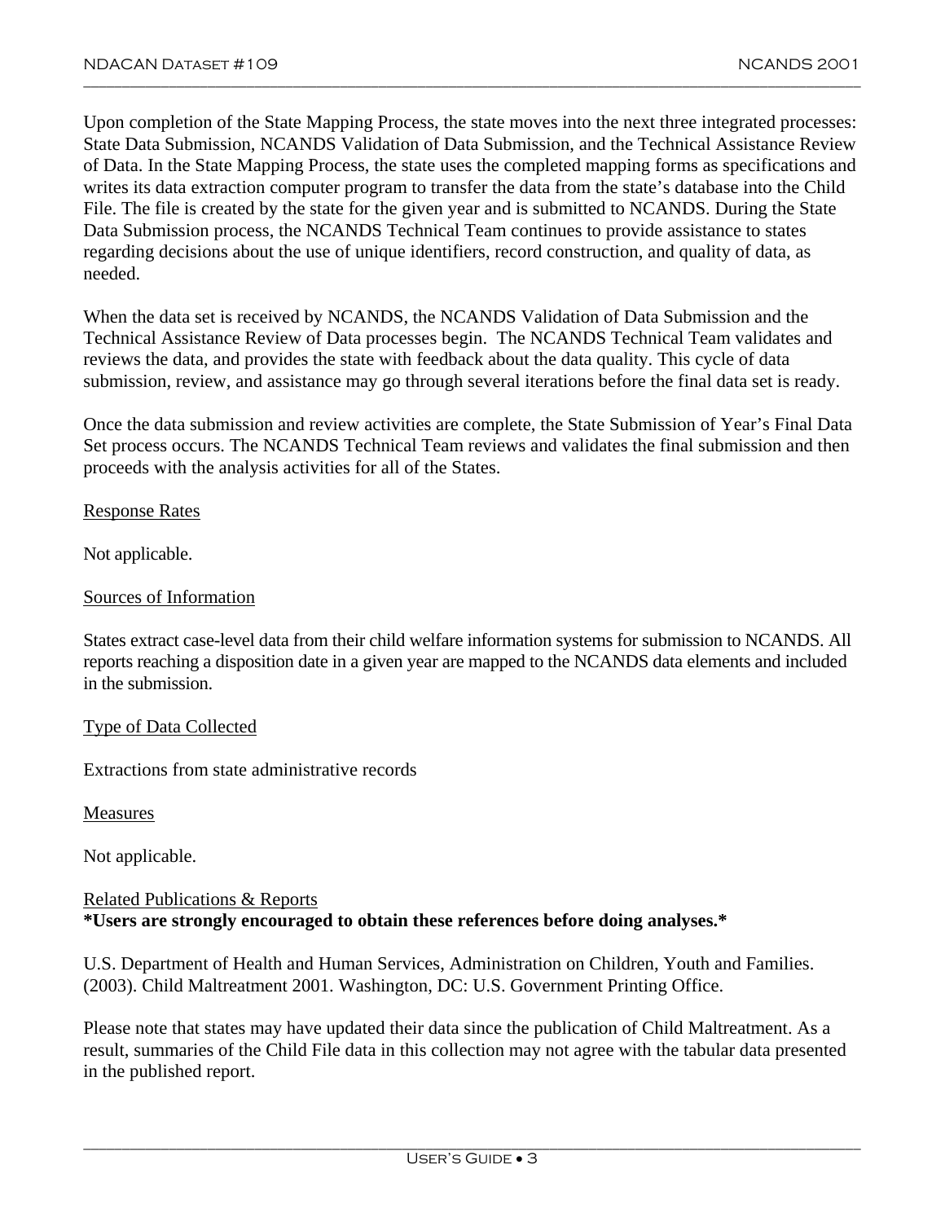Upon completion of the State Mapping Process, the state moves into the next three integrated processes: State Data Submission, NCANDS Validation of Data Submission, and the Technical Assistance Review of Data. In the State Mapping Process, the state uses the completed mapping forms as specifications and writes its data extraction computer program to transfer the data from the state's database into the Child File. The file is created by the state for the given year and is submitted to NCANDS. During the State Data Submission process, the NCANDS Technical Team continues to provide assistance to states regarding decisions about the use of unique identifiers, record construction, and quality of data, as needed.

When the data set is received by NCANDS, the NCANDS Validation of Data Submission and the Technical Assistance Review of Data processes begin. The NCANDS Technical Team validates and reviews the data, and provides the state with feedback about the data quality. This cycle of data submission, review, and assistance may go through several iterations before the final data set is ready.

Once the data submission and review activities are complete, the State Submission of Year's Final Data Set process occurs. The NCANDS Technical Team reviews and validates the final submission and then proceeds with the analysis activities for all of the States.

<u>Response Rates</u>

Not applicable.

<u>Sources of Information</u>

States extract case-level data from their child welfare information systems for submission to NCANDS. All reports reaching a disposition date in a given year are mapped to the NCANDS data elements and included in the submission.

<u>Type of Data Collected</u>

Extractions from state administrative records

<u>Measures</u>

Not applicable.

<u>Related Publications & Reports</u>
**\*Users are strongly encouraged to obtain these references before doing analyses.\***

U.S. Department of Health and Human Services, Administration on Children, Youth and Families. (2003). Child Maltreatment 2001. Washington, DC: U.S. Government Printing Office.

Please note that states may have updated their data since the publication of Child Maltreatment. As a result, summaries of the Child File data in this collection may not agree with the tabular data presented in the published report.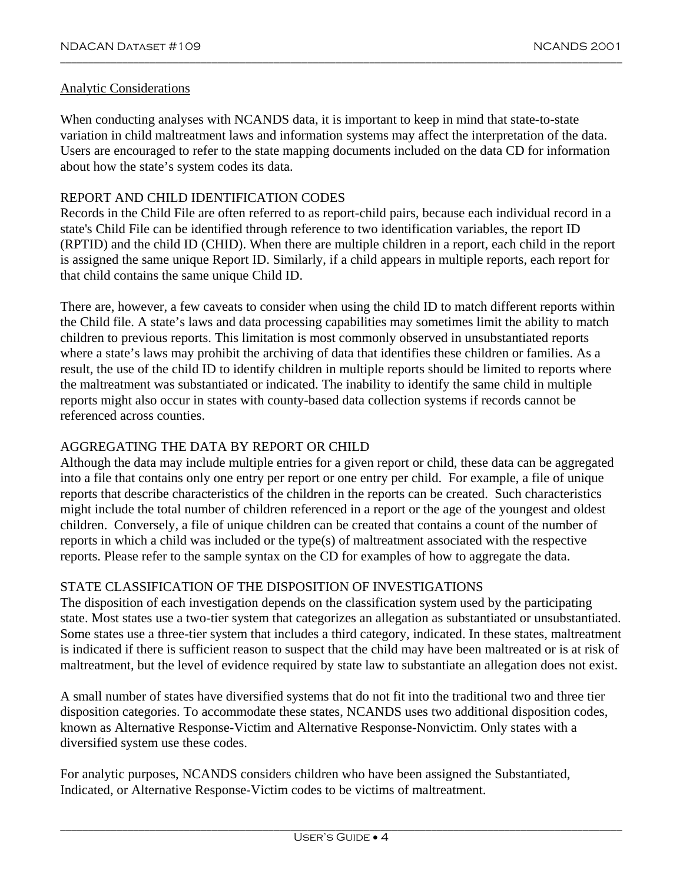## Analytic Considerations

When conducting analyses with NCANDS data, it is important to keep in mind that state-to-state variation in child maltreatment laws and information systems may affect the interpretation of the data. Users are encouraged to refer to the state mapping documents included on the data CD for information about how the state's system codes its data.

### REPORT AND CHILD IDENTIFICATION CODES

Records in the Child File are often referred to as report-child pairs, because each individual record in a state's Child File can be identified through reference to two identification variables, the report ID (RPTID) and the child ID (CHID). When there are multiple children in a report, each child in the report is assigned the same unique Report ID. Similarly, if a child appears in multiple reports, each report for that child contains the same unique Child ID.

There are, however, a few caveats to consider when using the child ID to match different reports within the Child file. A state's laws and data processing capabilities may sometimes limit the ability to match children to previous reports. This limitation is most commonly observed in unsubstantiated reports where a state's laws may prohibit the archiving of data that identifies these children or families. As a result, the use of the child ID to identify children in multiple reports should be limited to reports where the maltreatment was substantiated or indicated. The inability to identify the same child in multiple reports might also occur in states with county-based data collection systems if records cannot be referenced across counties.

### AGGREGATING THE DATA BY REPORT OR CHILD

Although the data may include multiple entries for a given report or child, these data can be aggregated into a file that contains only one entry per report or one entry per child. For example, a file of unique reports that describe characteristics of the children in the reports can be created. Such characteristics might include the total number of children referenced in a report or the age of the youngest and oldest children. Conversely, a file of unique children can be created that contains a count of the number of reports in which a child was included or the type(s) of maltreatment associated with the respective reports. Please refer to the sample syntax on the CD for examples of how to aggregate the data.

### STATE CLASSIFICATION OF THE DISPOSITION OF INVESTIGATIONS

The disposition of each investigation depends on the classification system used by the participating state. Most states use a two-tier system that categorizes an allegation as substantiated or unsubstantiated. Some states use a three-tier system that includes a third category, indicated. In these states, maltreatment is indicated if there is sufficient reason to suspect that the child may have been maltreated or is at risk of maltreatment, but the level of evidence required by state law to substantiate an allegation does not exist.

A small number of states have diversified systems that do not fit into the traditional two and three tier disposition categories. To accommodate these states, NCANDS uses two additional disposition codes, known as Alternative Response-Victim and Alternative Response-Nonvictim. Only states with a diversified system use these codes.

For analytic purposes, NCANDS considers children who have been assigned the Substantiated, Indicated, or Alternative Response-Victim codes to be victims of maltreatment.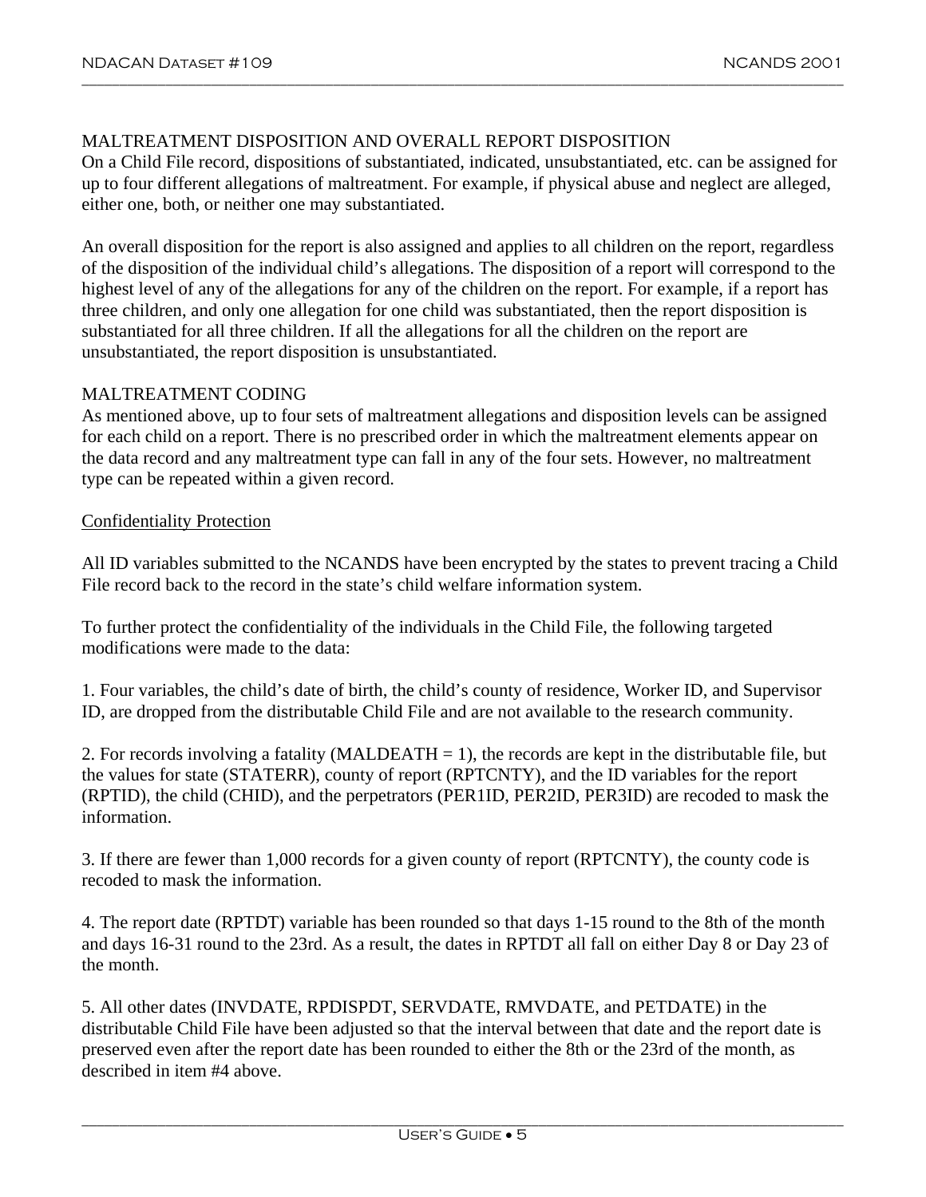MALTREATMENT DISPOSITION AND OVERALL REPORT DISPOSITION

On a Child File record, dispositions of substantiated, indicated, unsubstantiated, etc. can be assigned for up to four different allegations of maltreatment. For example, if physical abuse and neglect are alleged, either one, both, or neither one may substantiated.

An overall disposition for the report is also assigned and applies to all children on the report, regardless of the disposition of the individual child's allegations. The disposition of a report will correspond to the highest level of any of the allegations for any of the children on the report. For example, if a report has three children, and only one allegation for one child was substantiated, then the report disposition is substantiated for all three children. If all the allegations for all the children on the report are unsubstantiated, the report disposition is unsubstantiated.

MALTREATMENT CODING

As mentioned above, up to four sets of maltreatment allegations and disposition levels can be assigned for each child on a report. There is no prescribed order in which the maltreatment elements appear on the data record and any maltreatment type can fall in any of the four sets. However, no maltreatment type can be repeated within a given record.

<u>Confidentiality Protection</u>

All ID variables submitted to the NCANDS have been encrypted by the states to prevent tracing a Child File record back to the record in the state's child welfare information system.

To further protect the confidentiality of the individuals in the Child File, the following targeted modifications were made to the data:

1. Four variables, the child's date of birth, the child's county of residence, Worker ID, and Supervisor ID, are dropped from the distributable Child File and are not available to the research community.

2. For records involving a fatality (MALDEATH = 1), the records are kept in the distributable file, but the values for state (STATERR), county of report (RPTCNTY), and the ID variables for the report (RPTID), the child (CHID), and the perpetrators (PER1ID, PER2ID, PER3ID) are recoded to mask the information.

3. If there are fewer than 1,000 records for a given county of report (RPTCNTY), the county code is recoded to mask the information.

4. The report date (RPTDT) variable has been rounded so that days 1-15 round to the 8th of the month and days 16-31 round to the 23rd. As a result, the dates in RPTDT all fall on either Day 8 or Day 23 of the month.

5. All other dates (INVDATE, RPDISPDT, SERVDATE, RMVDATE, and PETDATE) in the distributable Child File have been adjusted so that the interval between that date and the report date is preserved even after the report date has been rounded to either the 8th or the 23rd of the month, as described in item #4 above.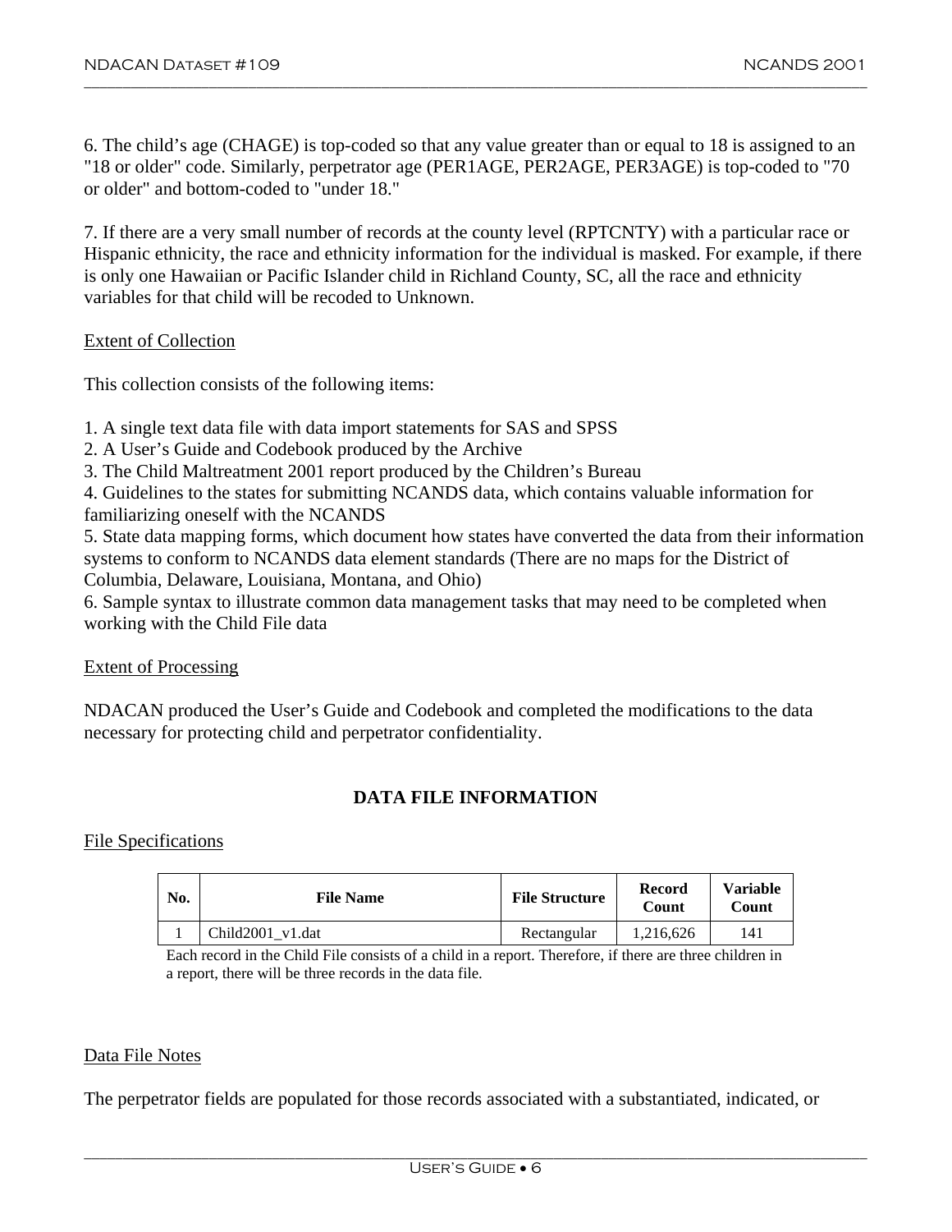6. The child’s age (CHAGE) is top-coded so that any value greater than or equal to 18 is assigned to an "18 or older" code. Similarly, perpetrator age (PER1AGE, PER2AGE, PER3AGE) is top-coded to "70 or older" and bottom-coded to "under 18."

7. If there are a very small number of records at the county level (RPTCNTY) with a particular race or Hispanic ethnicity, the race and ethnicity information for the individual is masked. For example, if there is only one Hawaiian or Pacific Islander child in Richland County, SC, all the race and ethnicity variables for that child will be recoded to Unknown.

<u>Extent of Collection</u>

This collection consists of the following items:

1. A single text data file with data import statements for SAS and SPSS
2. A User’s Guide and Codebook produced by the Archive
3. The Child Maltreatment 2001 report produced by the Children’s Bureau
4. Guidelines to the states for submitting NCANDS data, which contains valuable information for familiarizing oneself with the NCANDS
5. State data mapping forms, which document how states have converted the data from their information systems to conform to NCANDS data element standards (There are no maps for the District of Columbia, Delaware, Louisiana, Montana, and Ohio)
6. Sample syntax to illustrate common data management tasks that may need to be completed when working with the Child File data

<u>Extent of Processing</u>

NDACAN produced the User’s Guide and Codebook and completed the modifications to the data necessary for protecting child and perpetrator confidentiality.

## DATA FILE INFORMATION

<u>File Specifications</u>

| No. | File Name | File Structure | Record Count | Variable Count |
|---|---|---|---|---|
| 1 | Child2001_v1.dat | Rectangular | 1,216,626 | 141 |

Each record in the Child File consists of a child in a report. Therefore, if there are three children in a report, there will be three records in the data file.

<u>Data File Notes</u>

The perpetrator fields are populated for those records associated with a substantiated, indicated, or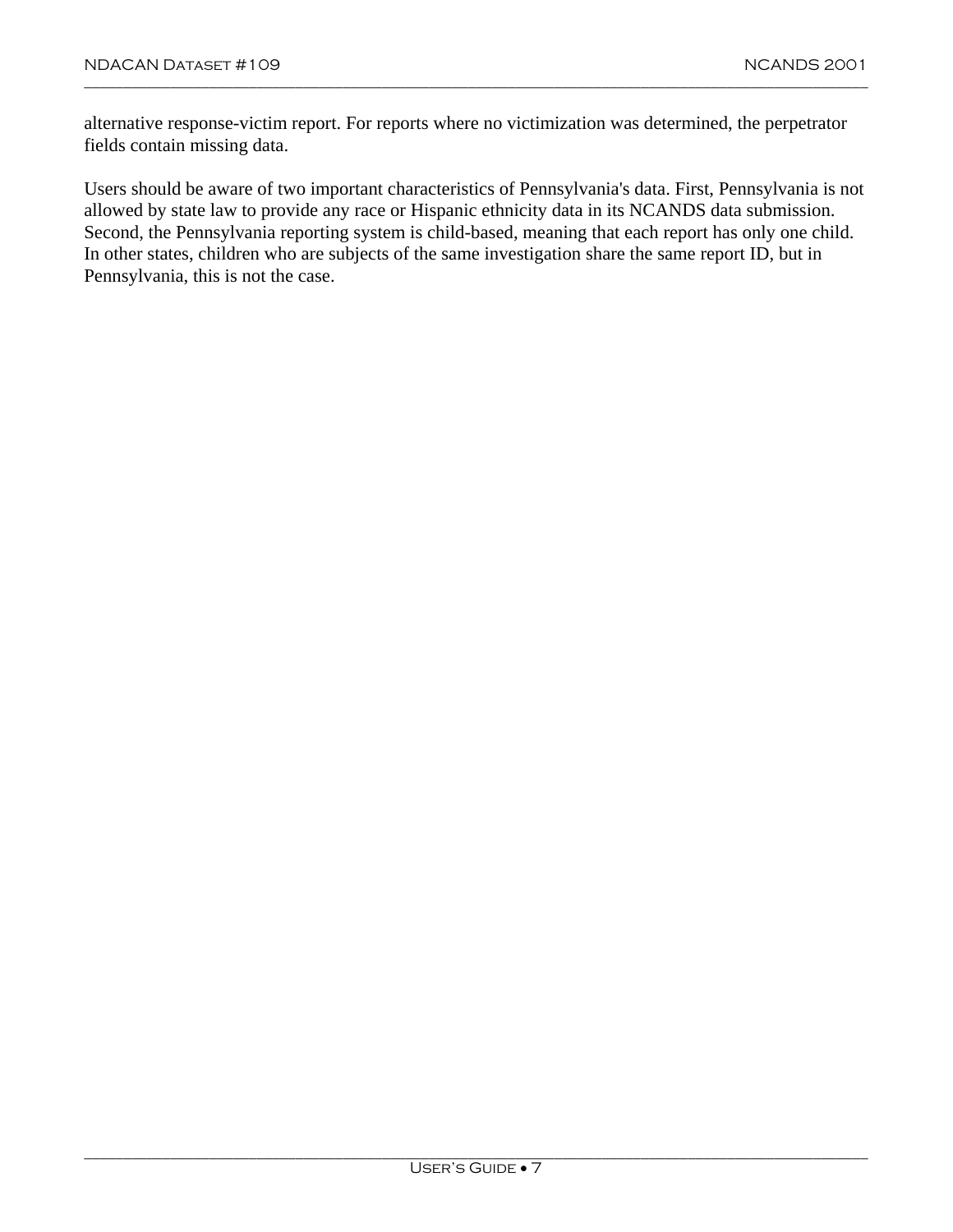alternative response-victim report. For reports where no victimization was determined, the perpetrator fields contain missing data.

Users should be aware of two important characteristics of Pennsylvania's data. First, Pennsylvania is not allowed by state law to provide any race or Hispanic ethnicity data in its NCANDS data submission. Second, the Pennsylvania reporting system is child-based, meaning that each report has only one child. In other states, children who are subjects of the same investigation share the same report ID, but in Pennsylvania, this is not the case.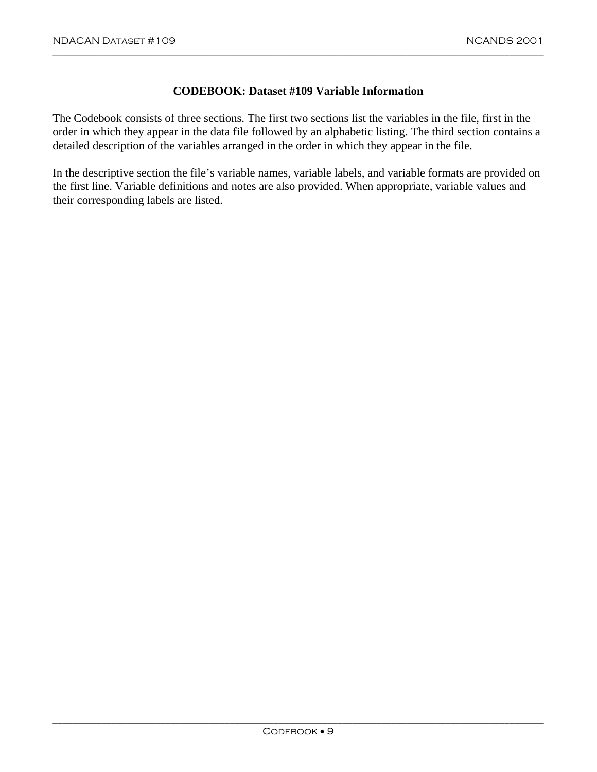# CODEBOOK: Dataset #109 Variable Information

The Codebook consists of three sections. The first two sections list the variables in the file, first in the order in which they appear in the data file followed by an alphabetic listing. The third section contains a detailed description of the variables arranged in the order in which they appear in the file.

In the descriptive section the file's variable names, variable labels, and variable formats are provided on the first line. Variable definitions and notes are also provided. When appropriate, variable values and their corresponding labels are listed.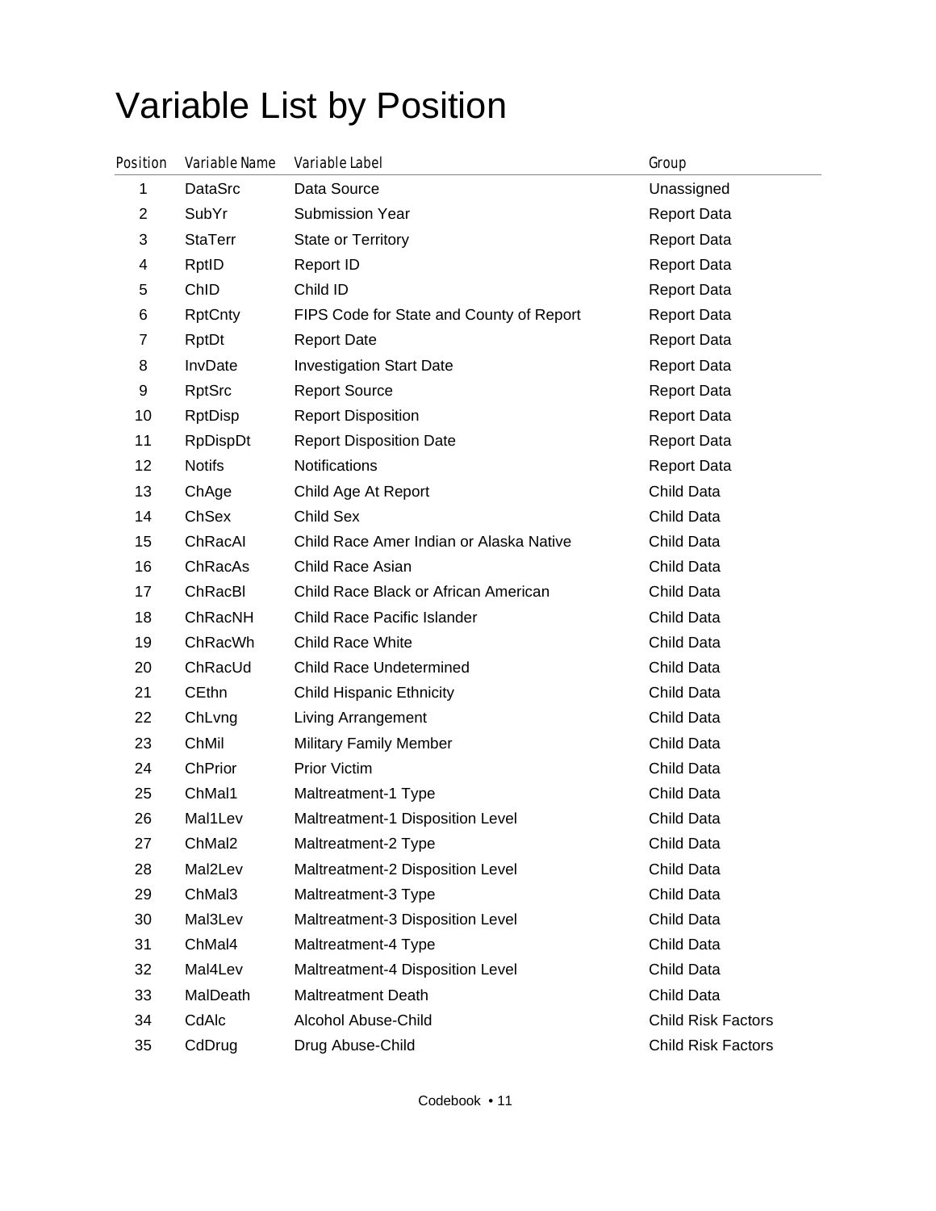# Variable List by Position

| Position | Variable Name | Variable Label | Group |
| --- | --- | --- | --- |
| 1 | DataSrc | Data Source | Unassigned |
| 2 | SubYr | Submission Year | Report Data |
| 3 | StaTerr | State or Territory | Report Data |
| 4 | RptID | Report ID | Report Data |
| 5 | ChID | Child ID | Report Data |
| 6 | RptCnty | FIPS Code for State and County of Report | Report Data |
| 7 | RptDt | Report Date | Report Data |
| 8 | InvDate | Investigation Start Date | Report Data |
| 9 | RptSrc | Report Source | Report Data |
| 10 | RptDisp | Report Disposition | Report Data |
| 11 | RpDispDt | Report Disposition Date | Report Data |
| 12 | Notifs | Notifications | Report Data |
| 13 | ChAge | Child Age At Report | Child Data |
| 14 | ChSex | Child Sex | Child Data |
| 15 | ChRacAI | Child Race Amer Indian or Alaska Native | Child Data |
| 16 | ChRacAs | Child Race Asian | Child Data |
| 17 | ChRacBl | Child Race Black or African American | Child Data |
| 18 | ChRacNH | Child Race Pacific Islander | Child Data |
| 19 | ChRacWh | Child Race White | Child Data |
| 20 | ChRacUd | Child Race Undetermined | Child Data |
| 21 | CEthn | Child Hispanic Ethnicity | Child Data |
| 22 | ChLvng | Living Arrangement | Child Data |
| 23 | ChMil | Military Family Member | Child Data |
| 24 | ChPrior | Prior Victim | Child Data |
| 25 | ChMal1 | Maltreatment-1 Type | Child Data |
| 26 | Mal1Lev | Maltreatment-1 Disposition Level | Child Data |
| 27 | ChMal2 | Maltreatment-2 Type | Child Data |
| 28 | Mal2Lev | Maltreatment-2 Disposition Level | Child Data |
| 29 | ChMal3 | Maltreatment-3 Type | Child Data |
| 30 | Mal3Lev | Maltreatment-3 Disposition Level | Child Data |
| 31 | ChMal4 | Maltreatment-4 Type | Child Data |
| 32 | Mal4Lev | Maltreatment-4 Disposition Level | Child Data |
| 33 | MalDeath | Maltreatment Death | Child Data |
| 34 | CdAlc | Alcohol Abuse-Child | Child Risk Factors |
| 35 | CdDrug | Drug Abuse-Child | Child Risk Factors |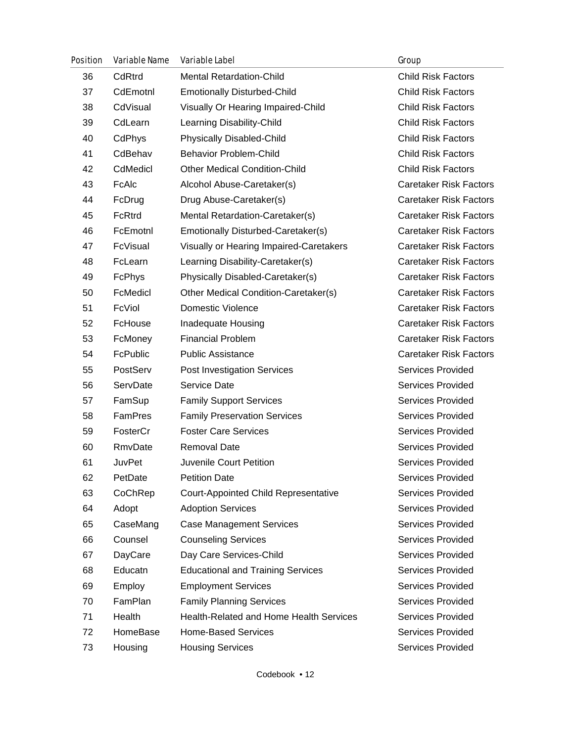| Position | Variable Name | Variable Label | Group |
|---|---|---|---|
| 36 | CdRtrd | Mental Retardation-Child | Child Risk Factors |
| 37 | CdEmotnl | Emotionally Disturbed-Child | Child Risk Factors |
| 38 | CdVisual | Visually Or Hearing Impaired-Child | Child Risk Factors |
| 39 | CdLearn | Learning Disability-Child | Child Risk Factors |
| 40 | CdPhys | Physically Disabled-Child | Child Risk Factors |
| 41 | CdBehav | Behavior Problem-Child | Child Risk Factors |
| 42 | CdMedicl | Other Medical Condition-Child | Child Risk Factors |
| 43 | FcAlc | Alcohol Abuse-Caretaker(s) | Caretaker Risk Factors |
| 44 | FcDrug | Drug Abuse-Caretaker(s) | Caretaker Risk Factors |
| 45 | FcRtrd | Mental Retardation-Caretaker(s) | Caretaker Risk Factors |
| 46 | FcEmotnl | Emotionally Disturbed-Caretaker(s) | Caretaker Risk Factors |
| 47 | FcVisual | Visually or Hearing Impaired-Caretakers | Caretaker Risk Factors |
| 48 | FcLearn | Learning Disability-Caretaker(s) | Caretaker Risk Factors |
| 49 | FcPhys | Physically Disabled-Caretaker(s) | Caretaker Risk Factors |
| 50 | FcMedicl | Other Medical Condition-Caretaker(s) | Caretaker Risk Factors |
| 51 | FcViol | Domestic Violence | Caretaker Risk Factors |
| 52 | FcHouse | Inadequate Housing | Caretaker Risk Factors |
| 53 | FcMoney | Financial Problem | Caretaker Risk Factors |
| 54 | FcPublic | Public Assistance | Caretaker Risk Factors |
| 55 | PostServ | Post Investigation Services | Services Provided |
| 56 | ServDate | Service Date | Services Provided |
| 57 | FamSup | Family Support Services | Services Provided |
| 58 | FamPres | Family Preservation Services | Services Provided |
| 59 | FosterCr | Foster Care Services | Services Provided |
| 60 | RmvDate | Removal Date | Services Provided |
| 61 | JuvPet | Juvenile Court Petition | Services Provided |
| 62 | PetDate | Petition Date | Services Provided |
| 63 | CoChRep | Court-Appointed Child Representative | Services Provided |
| 64 | Adopt | Adoption Services | Services Provided |
| 65 | CaseMang | Case Management Services | Services Provided |
| 66 | Counsel | Counseling Services | Services Provided |
| 67 | DayCare | Day Care Services-Child | Services Provided |
| 68 | Educatn | Educational and Training Services | Services Provided |
| 69 | Employ | Employment Services | Services Provided |
| 70 | FamPlan | Family Planning Services | Services Provided |
| 71 | Health | Health-Related and Home Health Services | Services Provided |
| 72 | HomeBase | Home-Based Services | Services Provided |
| 73 | Housing | Housing Services | Services Provided |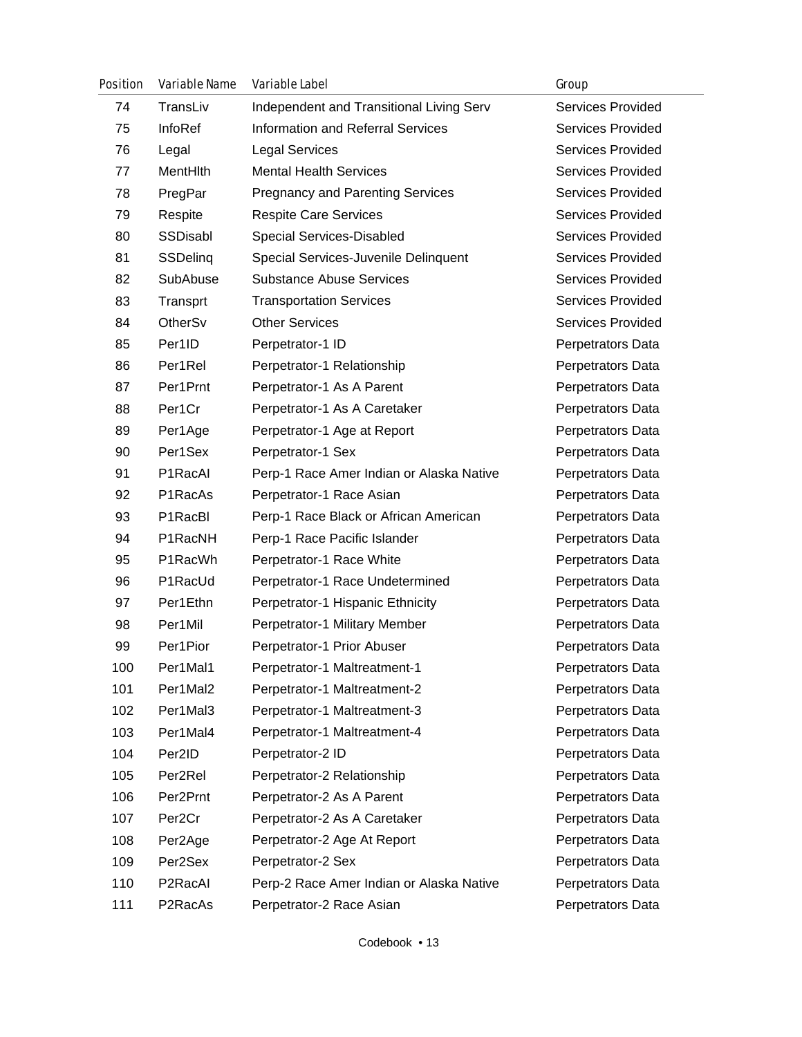| Position | Variable Name | Variable Label | Group |
|---|---|---|---|
| 74 | TransLiv | Independent and Transitional Living Serv | Services Provided |
| 75 | InfoRef | Information and Referral Services | Services Provided |
| 76 | Legal | Legal Services | Services Provided |
| 77 | MentHlth | Mental Health Services | Services Provided |
| 78 | PregPar | Pregnancy and Parenting Services | Services Provided |
| 79 | Respite | Respite Care Services | Services Provided |
| 80 | SSDisabl | Special Services-Disabled | Services Provided |
| 81 | SSDelinq | Special Services-Juvenile Delinquent | Services Provided |
| 82 | SubAbuse | Substance Abuse Services | Services Provided |
| 83 | Transprt | Transportation Services | Services Provided |
| 84 | OtherSv | Other Services | Services Provided |
| 85 | Per1ID | Perpetrator-1 ID | Perpetrators Data |
| 86 | Per1Rel | Perpetrator-1 Relationship | Perpetrators Data |
| 87 | Per1Prnt | Perpetrator-1 As A Parent | Perpetrators Data |
| 88 | Per1Cr | Perpetrator-1 As A Caretaker | Perpetrators Data |
| 89 | Per1Age | Perpetrator-1 Age at Report | Perpetrators Data |
| 90 | Per1Sex | Perpetrator-1 Sex | Perpetrators Data |
| 91 | P1RacAI | Perp-1 Race Amer Indian or Alaska Native | Perpetrators Data |
| 92 | P1RacAs | Perpetrator-1 Race Asian | Perpetrators Data |
| 93 | P1RacBl | Perp-1 Race Black or African American | Perpetrators Data |
| 94 | P1RacNH | Perp-1 Race Pacific Islander | Perpetrators Data |
| 95 | P1RacWh | Perpetrator-1 Race White | Perpetrators Data |
| 96 | P1RacUd | Perpetrator-1 Race Undetermined | Perpetrators Data |
| 97 | Per1Ethn | Perpetrator-1 Hispanic Ethnicity | Perpetrators Data |
| 98 | Per1Mil | Perpetrator-1 Military Member | Perpetrators Data |
| 99 | Per1Pior | Perpetrator-1 Prior Abuser | Perpetrators Data |
| 100 | Per1Mal1 | Perpetrator-1 Maltreatment-1 | Perpetrators Data |
| 101 | Per1Mal2 | Perpetrator-1 Maltreatment-2 | Perpetrators Data |
| 102 | Per1Mal3 | Perpetrator-1 Maltreatment-3 | Perpetrators Data |
| 103 | Per1Mal4 | Perpetrator-1 Maltreatment-4 | Perpetrators Data |
| 104 | Per2ID | Perpetrator-2 ID | Perpetrators Data |
| 105 | Per2Rel | Perpetrator-2 Relationship | Perpetrators Data |
| 106 | Per2Prnt | Perpetrator-2 As A Parent | Perpetrators Data |
| 107 | Per2Cr | Perpetrator-2 As A Caretaker | Perpetrators Data |
| 108 | Per2Age | Perpetrator-2 Age At Report | Perpetrators Data |
| 109 | Per2Sex | Perpetrator-2 Sex | Perpetrators Data |
| 110 | P2RacAI | Perp-2 Race Amer Indian or Alaska Native | Perpetrators Data |
| 111 | P2RacAs | Perpetrator-2 Race Asian | Perpetrators Data |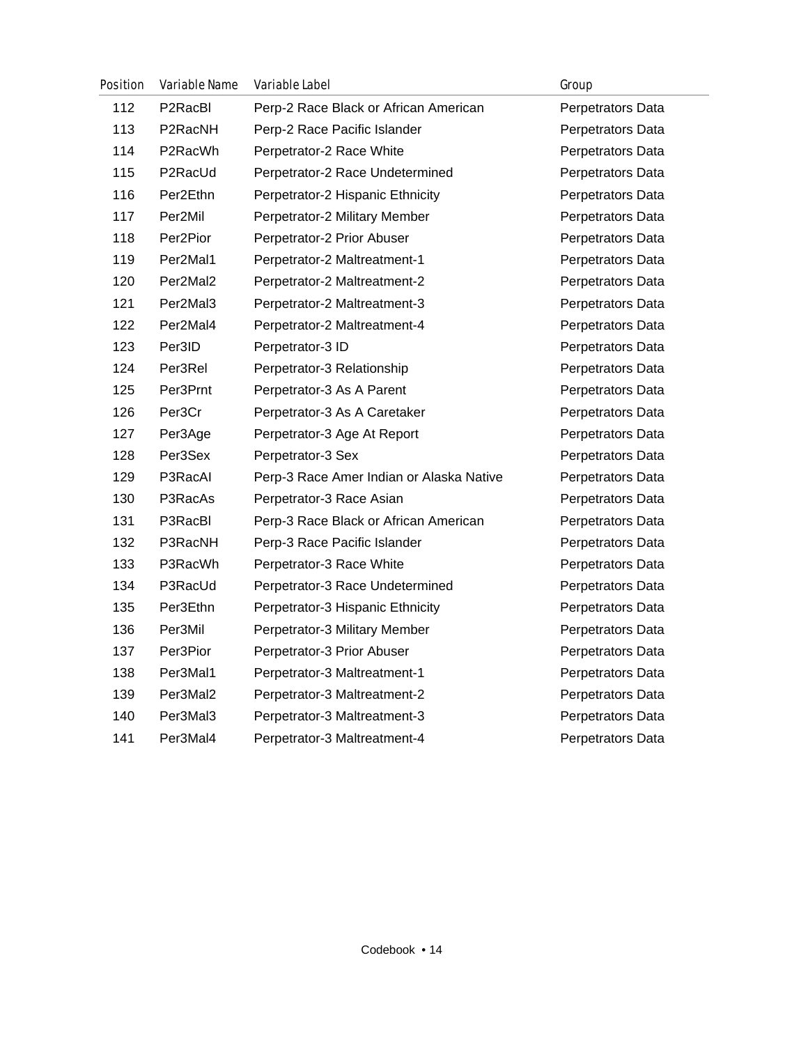| Position | Variable Name | Variable Label | Group |
|---|---|---|---|
| 112 | P2RacBl | Perp-2 Race Black or African American | Perpetrators Data |
| 113 | P2RacNH | Perp-2 Race Pacific Islander | Perpetrators Data |
| 114 | P2RacWh | Perpetrator-2 Race White | Perpetrators Data |
| 115 | P2RacUd | Perpetrator-2 Race Undetermined | Perpetrators Data |
| 116 | Per2Ethn | Perpetrator-2 Hispanic Ethnicity | Perpetrators Data |
| 117 | Per2Mil | Perpetrator-2 Military Member | Perpetrators Data |
| 118 | Per2Pior | Perpetrator-2 Prior Abuser | Perpetrators Data |
| 119 | Per2Mal1 | Perpetrator-2 Maltreatment-1 | Perpetrators Data |
| 120 | Per2Mal2 | Perpetrator-2 Maltreatment-2 | Perpetrators Data |
| 121 | Per2Mal3 | Perpetrator-2 Maltreatment-3 | Perpetrators Data |
| 122 | Per2Mal4 | Perpetrator-2 Maltreatment-4 | Perpetrators Data |
| 123 | Per3ID | Perpetrator-3 ID | Perpetrators Data |
| 124 | Per3Rel | Perpetrator-3 Relationship | Perpetrators Data |
| 125 | Per3Prnt | Perpetrator-3 As A Parent | Perpetrators Data |
| 126 | Per3Cr | Perpetrator-3 As A Caretaker | Perpetrators Data |
| 127 | Per3Age | Perpetrator-3 Age At Report | Perpetrators Data |
| 128 | Per3Sex | Perpetrator-3 Sex | Perpetrators Data |
| 129 | P3RacAI | Perp-3 Race Amer Indian or Alaska Native | Perpetrators Data |
| 130 | P3RacAs | Perpetrator-3 Race Asian | Perpetrators Data |
| 131 | P3RacBl | Perp-3 Race Black or African American | Perpetrators Data |
| 132 | P3RacNH | Perp-3 Race Pacific Islander | Perpetrators Data |
| 133 | P3RacWh | Perpetrator-3 Race White | Perpetrators Data |
| 134 | P3RacUd | Perpetrator-3 Race Undetermined | Perpetrators Data |
| 135 | Per3Ethn | Perpetrator-3 Hispanic Ethnicity | Perpetrators Data |
| 136 | Per3Mil | Perpetrator-3 Military Member | Perpetrators Data |
| 137 | Per3Pior | Perpetrator-3 Prior Abuser | Perpetrators Data |
| 138 | Per3Mal1 | Perpetrator-3 Maltreatment-1 | Perpetrators Data |
| 139 | Per3Mal2 | Perpetrator-3 Maltreatment-2 | Perpetrators Data |
| 140 | Per3Mal3 | Perpetrator-3 Maltreatment-3 | Perpetrators Data |
| 141 | Per3Mal4 | Perpetrator-3 Maltreatment-4 | Perpetrators Data |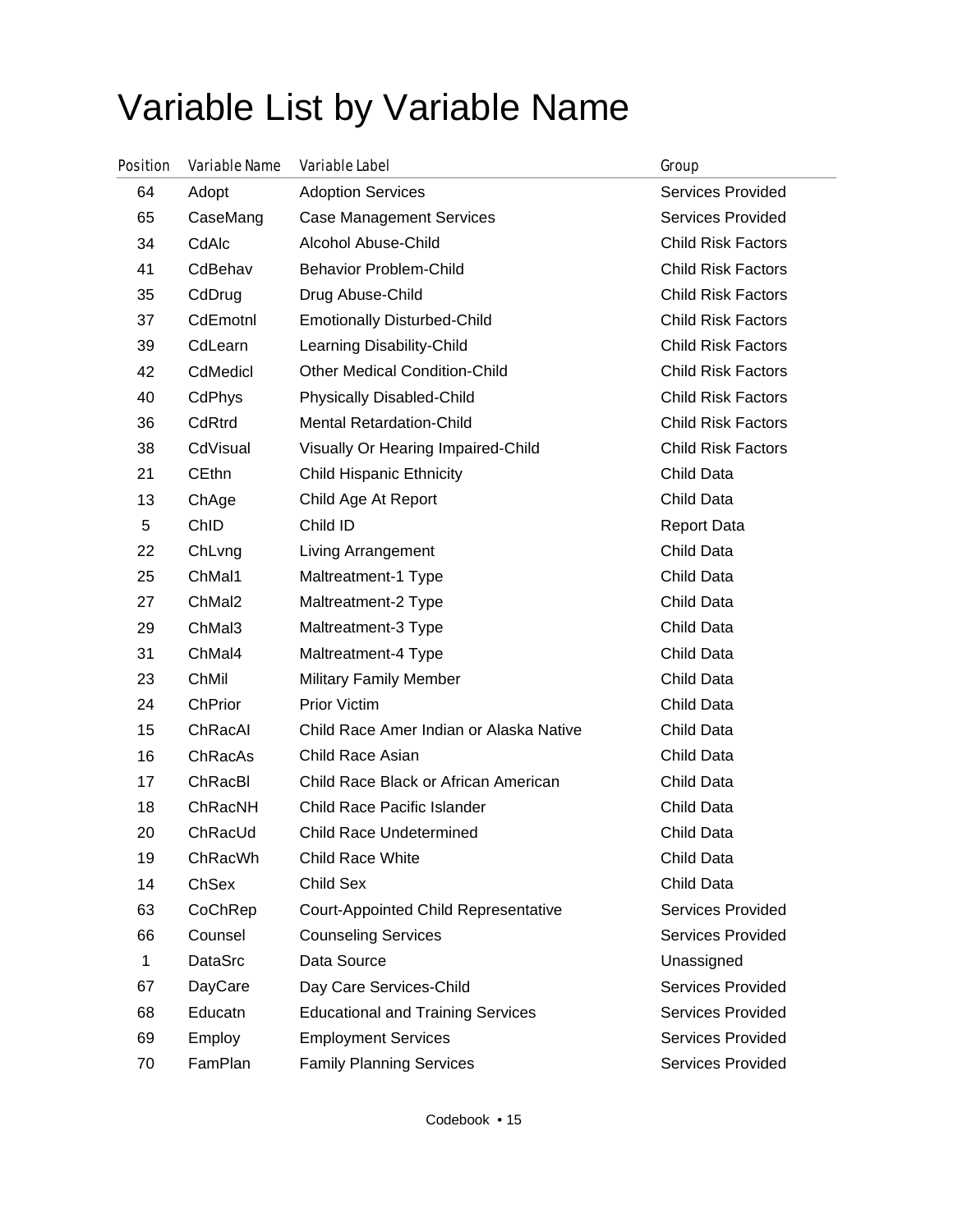# Variable List by Variable Name

| Position | Variable Name | Variable Label | Group |
|---|---|---|---|
| 64 | Adopt | Adoption Services | Services Provided |
| 65 | CaseMang | Case Management Services | Services Provided |
| 34 | CdAlc | Alcohol Abuse-Child | Child Risk Factors |
| 41 | CdBehav | Behavior Problem-Child | Child Risk Factors |
| 35 | CdDrug | Drug Abuse-Child | Child Risk Factors |
| 37 | CdEmotnl | Emotionally Disturbed-Child | Child Risk Factors |
| 39 | CdLearn | Learning Disability-Child | Child Risk Factors |
| 42 | CdMedicl | Other Medical Condition-Child | Child Risk Factors |
| 40 | CdPhys | Physically Disabled-Child | Child Risk Factors |
| 36 | CdRtrd | Mental Retardation-Child | Child Risk Factors |
| 38 | CdVisual | Visually Or Hearing Impaired-Child | Child Risk Factors |
| 21 | CEthn | Child Hispanic Ethnicity | Child Data |
| 13 | ChAge | Child Age At Report | Child Data |
| 5 | ChID | Child ID | Report Data |
| 22 | ChLvng | Living Arrangement | Child Data |
| 25 | ChMal1 | Maltreatment-1 Type | Child Data |
| 27 | ChMal2 | Maltreatment-2 Type | Child Data |
| 29 | ChMal3 | Maltreatment-3 Type | Child Data |
| 31 | ChMal4 | Maltreatment-4 Type | Child Data |
| 23 | ChMil | Military Family Member | Child Data |
| 24 | ChPrior | Prior Victim | Child Data |
| 15 | ChRacAI | Child Race Amer Indian or Alaska Native | Child Data |
| 16 | ChRacAs | Child Race Asian | Child Data |
| 17 | ChRacBl | Child Race Black or African American | Child Data |
| 18 | ChRacNH | Child Race Pacific Islander | Child Data |
| 20 | ChRacUd | Child Race Undetermined | Child Data |
| 19 | ChRacWh | Child Race White | Child Data |
| 14 | ChSex | Child Sex | Child Data |
| 63 | CoChRep | Court-Appointed Child Representative | Services Provided |
| 66 | Counsel | Counseling Services | Services Provided |
| 1 | DataSrc | Data Source | Unassigned |
| 67 | DayCare | Day Care Services-Child | Services Provided |
| 68 | Educatn | Educational and Training Services | Services Provided |
| 69 | Employ | Employment Services | Services Provided |
| 70 | FamPlan | Family Planning Services | Services Provided |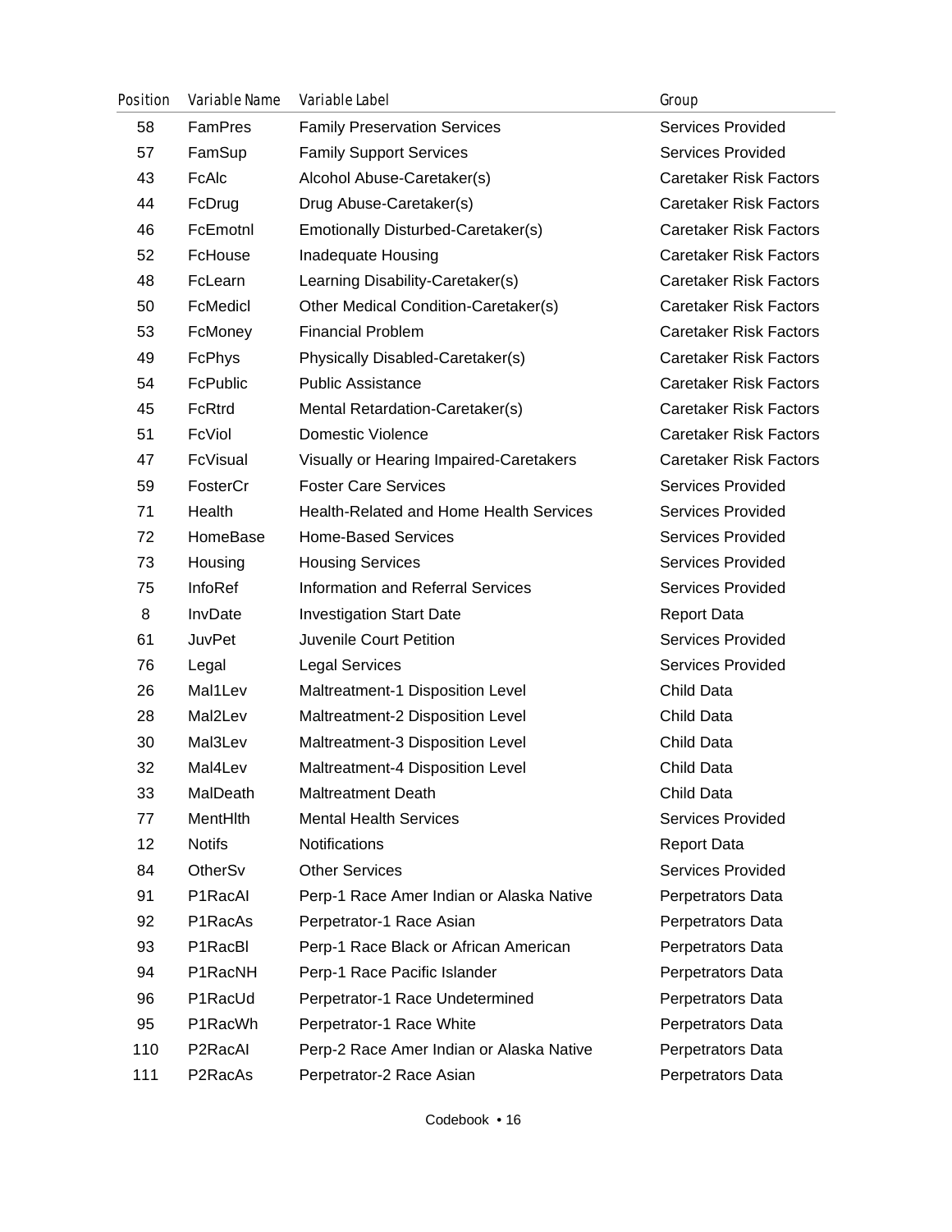| Position | Variable Name | Variable Label | Group |
|---|---|---|---|
| 58 | FamPres | Family Preservation Services | Services Provided |
| 57 | FamSup | Family Support Services | Services Provided |
| 43 | FcAlc | Alcohol Abuse-Caretaker(s) | Caretaker Risk Factors |
| 44 | FcDrug | Drug Abuse-Caretaker(s) | Caretaker Risk Factors |
| 46 | FcEmotnl | Emotionally Disturbed-Caretaker(s) | Caretaker Risk Factors |
| 52 | FcHouse | Inadequate Housing | Caretaker Risk Factors |
| 48 | FcLearn | Learning Disability-Caretaker(s) | Caretaker Risk Factors |
| 50 | FcMedicl | Other Medical Condition-Caretaker(s) | Caretaker Risk Factors |
| 53 | FcMoney | Financial Problem | Caretaker Risk Factors |
| 49 | FcPhys | Physically Disabled-Caretaker(s) | Caretaker Risk Factors |
| 54 | FcPublic | Public Assistance | Caretaker Risk Factors |
| 45 | FcRtrd | Mental Retardation-Caretaker(s) | Caretaker Risk Factors |
| 51 | FcViol | Domestic Violence | Caretaker Risk Factors |
| 47 | FcVisual | Visually or Hearing Impaired-Caretakers | Caretaker Risk Factors |
| 59 | FosterCr | Foster Care Services | Services Provided |
| 71 | Health | Health-Related and Home Health Services | Services Provided |
| 72 | HomeBase | Home-Based Services | Services Provided |
| 73 | Housing | Housing Services | Services Provided |
| 75 | InfoRef | Information and Referral Services | Services Provided |
| 8 | InvDate | Investigation Start Date | Report Data |
| 61 | JuvPet | Juvenile Court Petition | Services Provided |
| 76 | Legal | Legal Services | Services Provided |
| 26 | Mal1Lev | Maltreatment-1 Disposition Level | Child Data |
| 28 | Mal2Lev | Maltreatment-2 Disposition Level | Child Data |
| 30 | Mal3Lev | Maltreatment-3 Disposition Level | Child Data |
| 32 | Mal4Lev | Maltreatment-4 Disposition Level | Child Data |
| 33 | MalDeath | Maltreatment Death | Child Data |
| 77 | MentHlth | Mental Health Services | Services Provided |
| 12 | Notifs | Notifications | Report Data |
| 84 | OtherSv | Other Services | Services Provided |
| 91 | P1RacAI | Perp-1 Race Amer Indian or Alaska Native | Perpetrators Data |
| 92 | P1RacAs | Perpetrator-1 Race Asian | Perpetrators Data |
| 93 | P1RacBl | Perp-1 Race Black or African American | Perpetrators Data |
| 94 | P1RacNH | Perp-1 Race Pacific Islander | Perpetrators Data |
| 96 | P1RacUd | Perpetrator-1 Race Undetermined | Perpetrators Data |
| 95 | P1RacWh | Perpetrator-1 Race White | Perpetrators Data |
| 110 | P2RacAI | Perp-2 Race Amer Indian or Alaska Native | Perpetrators Data |
| 111 | P2RacAs | Perpetrator-2 Race Asian | Perpetrators Data |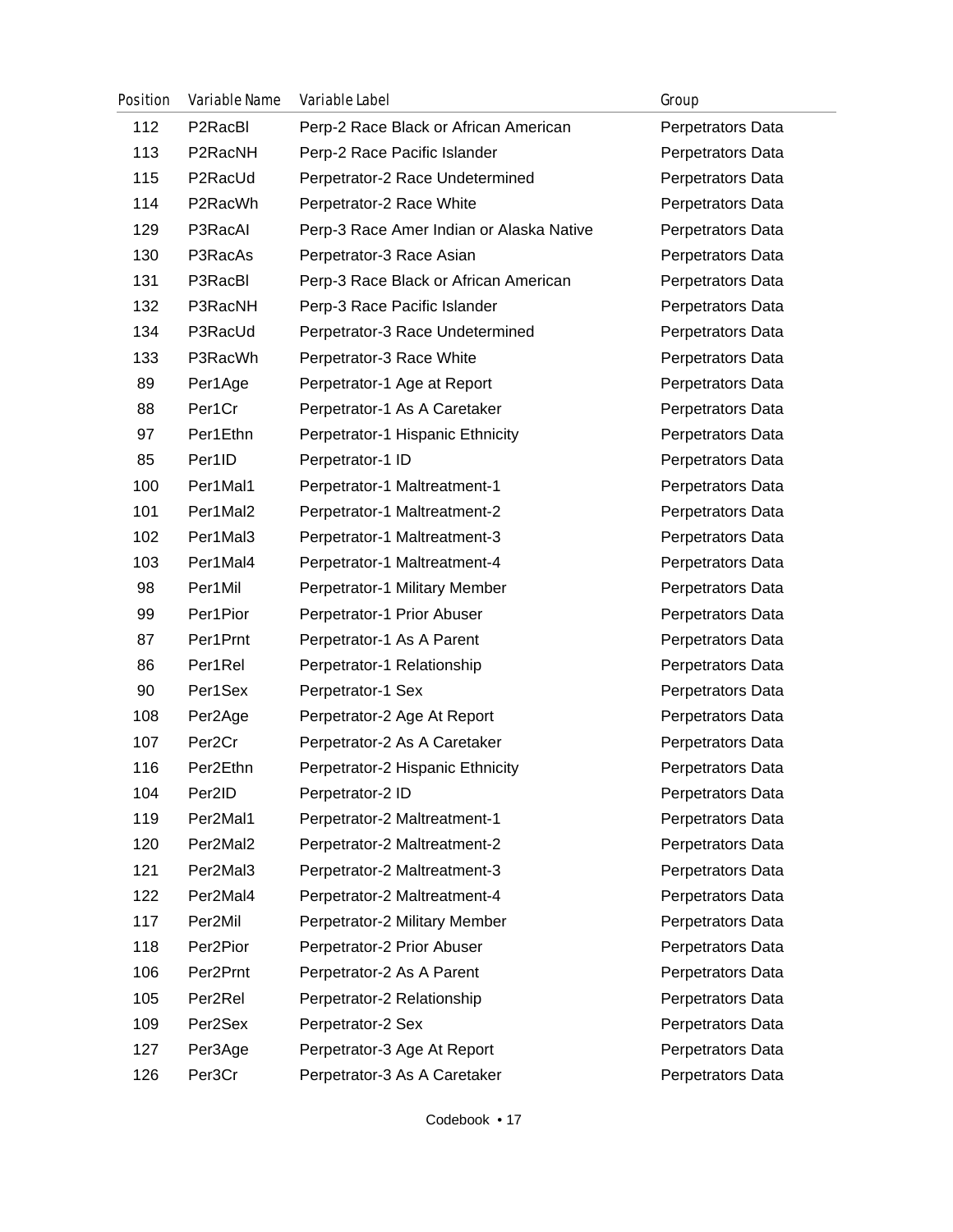| Position | Variable Name | Variable Label | Group |
|---|---|---|---|
| 112 | P2RacBl | Perp-2 Race Black or African American | Perpetrators Data |
| 113 | P2RacNH | Perp-2 Race Pacific Islander | Perpetrators Data |
| 115 | P2RacUd | Perpetrator-2 Race Undetermined | Perpetrators Data |
| 114 | P2RacWh | Perpetrator-2 Race White | Perpetrators Data |
| 129 | P3RacAI | Perp-3 Race Amer Indian or Alaska Native | Perpetrators Data |
| 130 | P3RacAs | Perpetrator-3 Race Asian | Perpetrators Data |
| 131 | P3RacBl | Perp-3 Race Black or African American | Perpetrators Data |
| 132 | P3RacNH | Perp-3 Race Pacific Islander | Perpetrators Data |
| 134 | P3RacUd | Perpetrator-3 Race Undetermined | Perpetrators Data |
| 133 | P3RacWh | Perpetrator-3 Race White | Perpetrators Data |
| 89 | Per1Age | Perpetrator-1 Age at Report | Perpetrators Data |
| 88 | Per1Cr | Perpetrator-1 As A Caretaker | Perpetrators Data |
| 97 | Per1Ethn | Perpetrator-1 Hispanic Ethnicity | Perpetrators Data |
| 85 | Per1ID | Perpetrator-1 ID | Perpetrators Data |
| 100 | Per1Mal1 | Perpetrator-1 Maltreatment-1 | Perpetrators Data |
| 101 | Per1Mal2 | Perpetrator-1 Maltreatment-2 | Perpetrators Data |
| 102 | Per1Mal3 | Perpetrator-1 Maltreatment-3 | Perpetrators Data |
| 103 | Per1Mal4 | Perpetrator-1 Maltreatment-4 | Perpetrators Data |
| 98 | Per1Mil | Perpetrator-1 Military Member | Perpetrators Data |
| 99 | Per1Pior | Perpetrator-1 Prior Abuser | Perpetrators Data |
| 87 | Per1Prnt | Perpetrator-1 As A Parent | Perpetrators Data |
| 86 | Per1Rel | Perpetrator-1 Relationship | Perpetrators Data |
| 90 | Per1Sex | Perpetrator-1 Sex | Perpetrators Data |
| 108 | Per2Age | Perpetrator-2 Age At Report | Perpetrators Data |
| 107 | Per2Cr | Perpetrator-2 As A Caretaker | Perpetrators Data |
| 116 | Per2Ethn | Perpetrator-2 Hispanic Ethnicity | Perpetrators Data |
| 104 | Per2ID | Perpetrator-2 ID | Perpetrators Data |
| 119 | Per2Mal1 | Perpetrator-2 Maltreatment-1 | Perpetrators Data |
| 120 | Per2Mal2 | Perpetrator-2 Maltreatment-2 | Perpetrators Data |
| 121 | Per2Mal3 | Perpetrator-2 Maltreatment-3 | Perpetrators Data |
| 122 | Per2Mal4 | Perpetrator-2 Maltreatment-4 | Perpetrators Data |
| 117 | Per2Mil | Perpetrator-2 Military Member | Perpetrators Data |
| 118 | Per2Pior | Perpetrator-2 Prior Abuser | Perpetrators Data |
| 106 | Per2Prnt | Perpetrator-2 As A Parent | Perpetrators Data |
| 105 | Per2Rel | Perpetrator-2 Relationship | Perpetrators Data |
| 109 | Per2Sex | Perpetrator-2 Sex | Perpetrators Data |
| 127 | Per3Age | Perpetrator-3 Age At Report | Perpetrators Data |
| 126 | Per3Cr | Perpetrator-3 As A Caretaker | Perpetrators Data |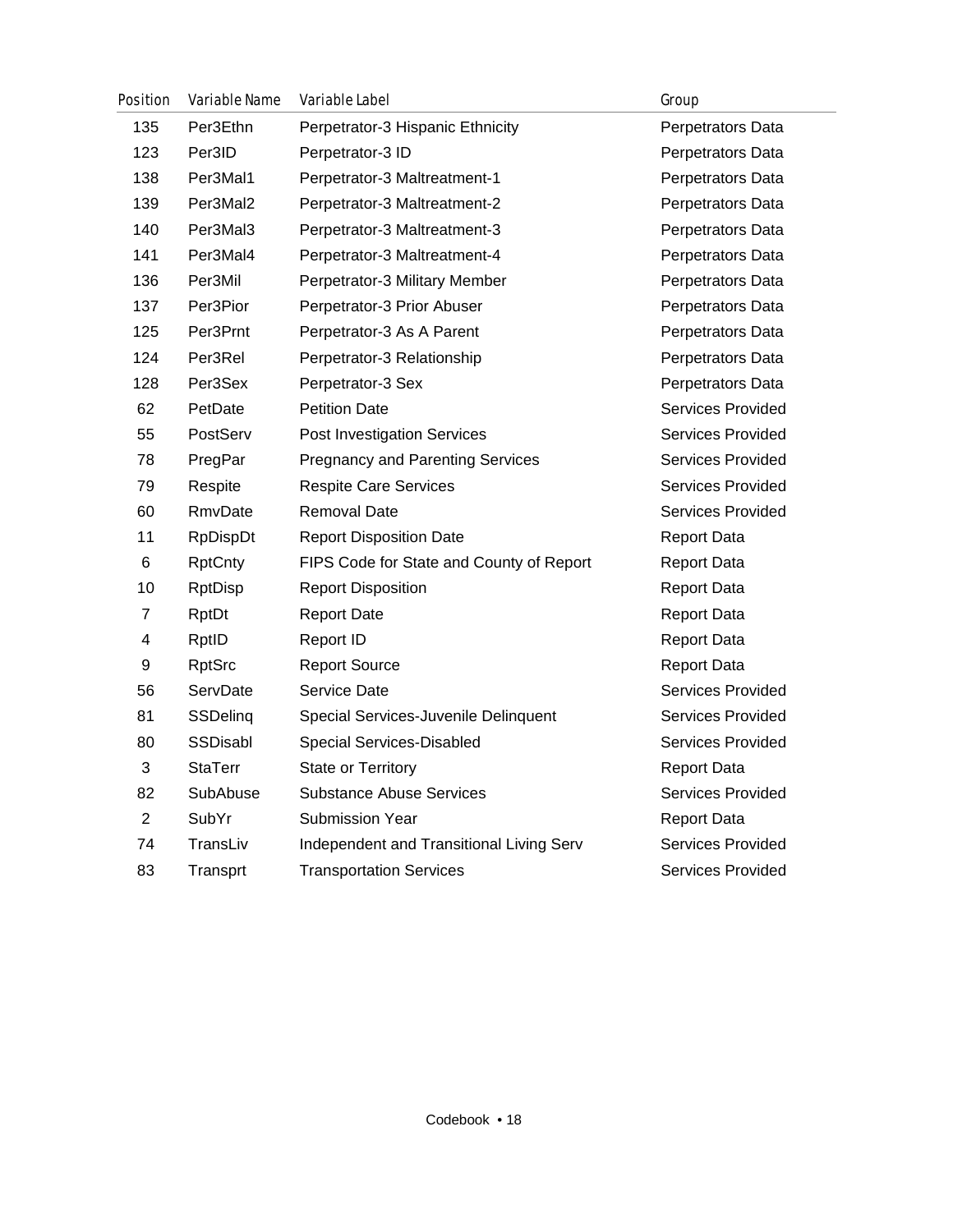| Position | Variable Name | Variable Label | Group |
|---|---|---|---|
| 135 | Per3Ethn | Perpetrator-3 Hispanic Ethnicity | Perpetrators Data |
| 123 | Per3ID | Perpetrator-3 ID | Perpetrators Data |
| 138 | Per3Mal1 | Perpetrator-3 Maltreatment-1 | Perpetrators Data |
| 139 | Per3Mal2 | Perpetrator-3 Maltreatment-2 | Perpetrators Data |
| 140 | Per3Mal3 | Perpetrator-3 Maltreatment-3 | Perpetrators Data |
| 141 | Per3Mal4 | Perpetrator-3 Maltreatment-4 | Perpetrators Data |
| 136 | Per3Mil | Perpetrator-3 Military Member | Perpetrators Data |
| 137 | Per3Pior | Perpetrator-3 Prior Abuser | Perpetrators Data |
| 125 | Per3Prnt | Perpetrator-3 As A Parent | Perpetrators Data |
| 124 | Per3Rel | Perpetrator-3 Relationship | Perpetrators Data |
| 128 | Per3Sex | Perpetrator-3 Sex | Perpetrators Data |
| 62 | PetDate | Petition Date | Services Provided |
| 55 | PostServ | Post Investigation Services | Services Provided |
| 78 | PregPar | Pregnancy and Parenting Services | Services Provided |
| 79 | Respite | Respite Care Services | Services Provided |
| 60 | RmvDate | Removal Date | Services Provided |
| 11 | RpDispDt | Report Disposition Date | Report Data |
| 6 | RptCnty | FIPS Code for State and County of Report | Report Data |
| 10 | RptDisp | Report Disposition | Report Data |
| 7 | RptDt | Report Date | Report Data |
| 4 | RptID | Report ID | Report Data |
| 9 | RptSrc | Report Source | Report Data |
| 56 | ServDate | Service Date | Services Provided |
| 81 | SSDelinq | Special Services-Juvenile Delinquent | Services Provided |
| 80 | SSDisabl | Special Services-Disabled | Services Provided |
| 3 | StaTerr | State or Territory | Report Data |
| 82 | SubAbuse | Substance Abuse Services | Services Provided |
| 2 | SubYr | Submission Year | Report Data |
| 74 | TransLiv | Independent and Transitional Living Serv | Services Provided |
| 83 | Transprt | Transportation Services | Services Provided |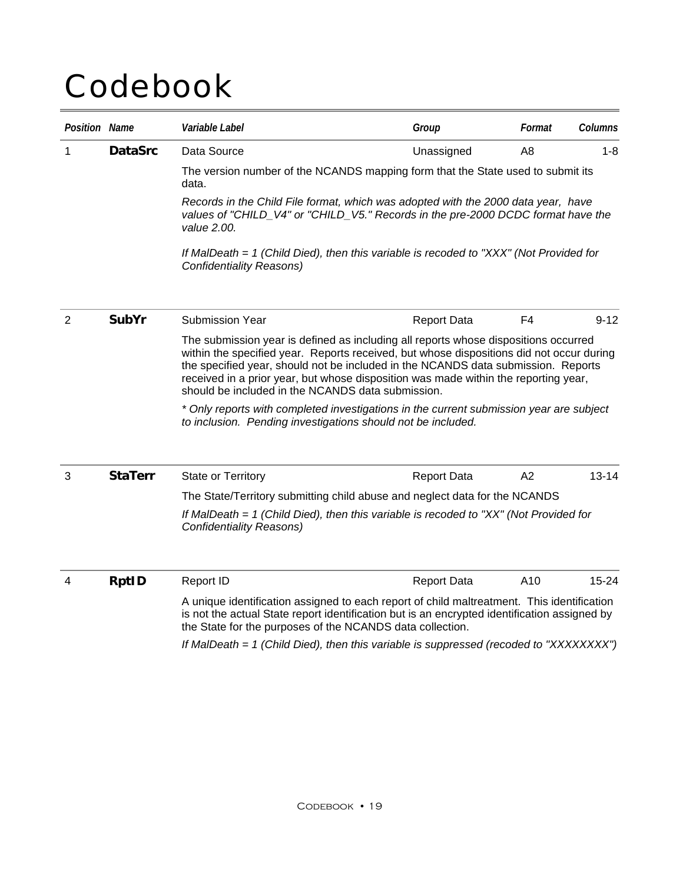# Codebook

| Position | Name | Variable Label | Group | Format | Columns |
|---|---|---|---|---|---|
| 1 | **DataSrc** | Data Source | Unassigned | A8 | 1-8 |

The version number of the NCANDS mapping form that the State used to submit its data.

*Records in the Child File format, which was adopted with the 2000 data year, have values of "CHILD_V4" or "CHILD_V5." Records in the pre-2000 DCDC format have the value 2.00.*

*If MalDeath = 1 (Child Died), then this variable is recoded to "XXX" (Not Provided for Confidentiality Reasons)*

| Position | Name | Variable Label | Group | Format | Columns |
|---|---|---|---|---|---|
| 2 | **SubYr** | Submission Year | Report Data | F4 | 9-12 |

The submission year is defined as including all reports whose dispositions occurred within the specified year. Reports received, but whose dispositions did not occur during the specified year, should not be included in the NCANDS data submission. Reports received in a prior year, but whose disposition was made within the reporting year, should be included in the NCANDS data submission.

*\* Only reports with completed investigations in the current submission year are subject to inclusion. Pending investigations should not be included.*

| Position | Name | Variable Label | Group | Format | Columns |
|---|---|---|---|---|---|
| 3 | **StaTerr** | State or Territory | Report Data | A2 | 13-14 |

The State/Territory submitting child abuse and neglect data for the NCANDS

*If MalDeath = 1 (Child Died), then this variable is recoded to "XX" (Not Provided for Confidentiality Reasons)*

| Position | Name | Variable Label | Group | Format | Columns |
|---|---|---|---|---|---|
| 4 | **RptID** | Report ID | Report Data | A10 | 15-24 |

A unique identification assigned to each report of child maltreatment. This identification is not the actual State report identification but is an encrypted identification assigned by the State for the purposes of the NCANDS data collection.

*If MalDeath = 1 (Child Died), then this variable is suppressed (recoded to "XXXXXXXX")*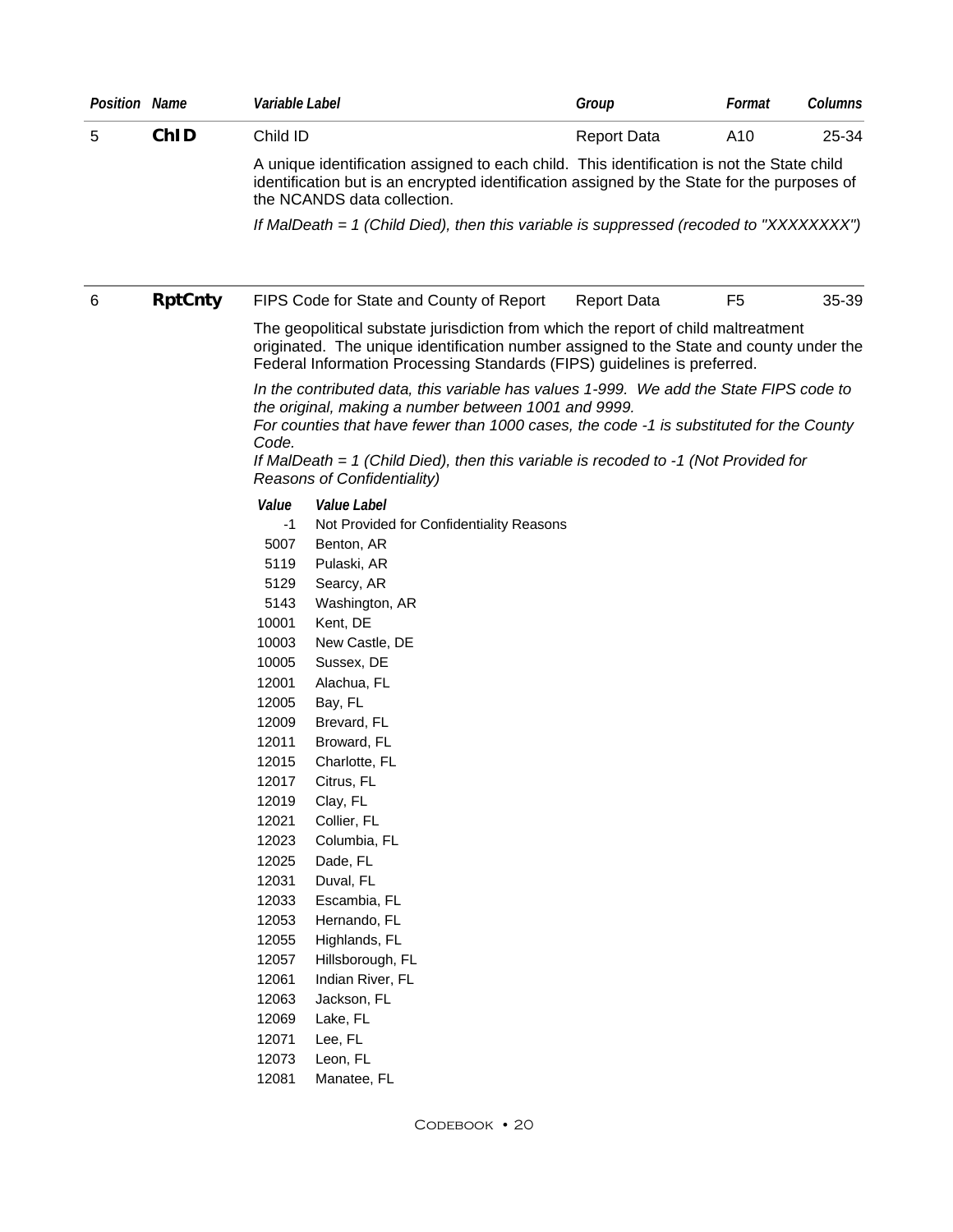| Position | Name | Variable Label | Group | Format | Columns |
|---|---|---|---|---|---|
| 5 | **ChID** | Child ID | Report Data | A10 | 25-34 |

A unique identification assigned to each child. This identification is not the State child identification but is an encrypted identification assigned by the State for the purposes of the NCANDS data collection.

*If MalDeath = 1 (Child Died), then this variable is suppressed (recoded to "XXXXXXXX")*

| Position | Name | Variable Label | Group | Format | Columns |
|---|---|---|---|---|---|
| 6 | **RptCnty** | FIPS Code for State and County of Report | Report Data | F5 | 35-39 |

The geopolitical substate jurisdiction from which the report of child maltreatment originated. The unique identification number assigned to the State and county under the Federal Information Processing Standards (FIPS) guidelines is preferred.

*In the contributed data, this variable has values 1-999. We add the State FIPS code to the original, making a number between 1001 and 9999.*
*For counties that have fewer than 1000 cases, the code -1 is substituted for the County Code.*
*If MalDeath = 1 (Child Died), then this variable is recoded to -1 (Not Provided for Reasons of Confidentiality)*

| Value | Value Label |
|---|---|
| -1 | Not Provided for Confidentiality Reasons |
| 5007 | Benton, AR |
| 5119 | Pulaski, AR |
| 5129 | Searcy, AR |
| 5143 | Washington, AR |
| 10001 | Kent, DE |
| 10003 | New Castle, DE |
| 10005 | Sussex, DE |
| 12001 | Alachua, FL |
| 12005 | Bay, FL |
| 12009 | Brevard, FL |
| 12011 | Broward, FL |
| 12015 | Charlotte, FL |
| 12017 | Citrus, FL |
| 12019 | Clay, FL |
| 12021 | Collier, FL |
| 12023 | Columbia, FL |
| 12025 | Dade, FL |
| 12031 | Duval, FL |
| 12033 | Escambia, FL |
| 12053 | Hernando, FL |
| 12055 | Highlands, FL |
| 12057 | Hillsborough, FL |
| 12061 | Indian River, FL |
| 12063 | Jackson, FL |
| 12069 | Lake, FL |
| 12071 | Lee, FL |
| 12073 | Leon, FL |
| 12081 | Manatee, FL |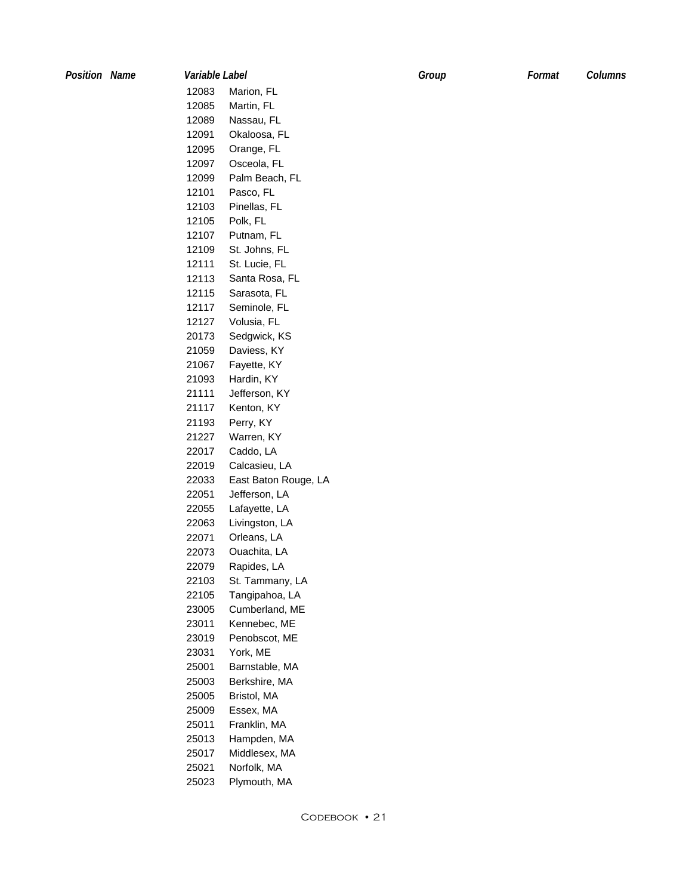| Position | Name | Variable Label | | Group | Format | Columns |
|---|---|---|---|---|---|---|
| | | 12083 | Marion, FL | | | |
| | | 12085 | Martin, FL | | | |
| | | 12089 | Nassau, FL | | | |
| | | 12091 | Okaloosa, FL | | | |
| | | 12095 | Orange, FL | | | |
| | | 12097 | Osceola, FL | | | |
| | | 12099 | Palm Beach, FL | | | |
| | | 12101 | Pasco, FL | | | |
| | | 12103 | Pinellas, FL | | | |
| | | 12105 | Polk, FL | | | |
| | | 12107 | Putnam, FL | | | |
| | | 12109 | St. Johns, FL | | | |
| | | 12111 | St. Lucie, FL | | | |
| | | 12113 | Santa Rosa, FL | | | |
| | | 12115 | Sarasota, FL | | | |
| | | 12117 | Seminole, FL | | | |
| | | 12127 | Volusia, FL | | | |
| | | 20173 | Sedgwick, KS | | | |
| | | 21059 | Daviess, KY | | | |
| | | 21067 | Fayette, KY | | | |
| | | 21093 | Hardin, KY | | | |
| | | 21111 | Jefferson, KY | | | |
| | | 21117 | Kenton, KY | | | |
| | | 21193 | Perry, KY | | | |
| | | 21227 | Warren, KY | | | |
| | | 22017 | Caddo, LA | | | |
| | | 22019 | Calcasieu, LA | | | |
| | | 22033 | East Baton Rouge, LA | | | |
| | | 22051 | Jefferson, LA | | | |
| | | 22055 | Lafayette, LA | | | |
| | | 22063 | Livingston, LA | | | |
| | | 22071 | Orleans, LA | | | |
| | | 22073 | Ouachita, LA | | | |
| | | 22079 | Rapides, LA | | | |
| | | 22103 | St. Tammany, LA | | | |
| | | 22105 | Tangipahoa, LA | | | |
| | | 23005 | Cumberland, ME | | | |
| | | 23011 | Kennebec, ME | | | |
| | | 23019 | Penobscot, ME | | | |
| | | 23031 | York, ME | | | |
| | | 25001 | Barnstable, MA | | | |
| | | 25003 | Berkshire, MA | | | |
| | | 25005 | Bristol, MA | | | |
| | | 25009 | Essex, MA | | | |
| | | 25011 | Franklin, MA | | | |
| | | 25013 | Hampden, MA | | | |
| | | 25017 | Middlesex, MA | | | |
| | | 25021 | Norfolk, MA | | | |
| | | 25023 | Plymouth, MA | | | |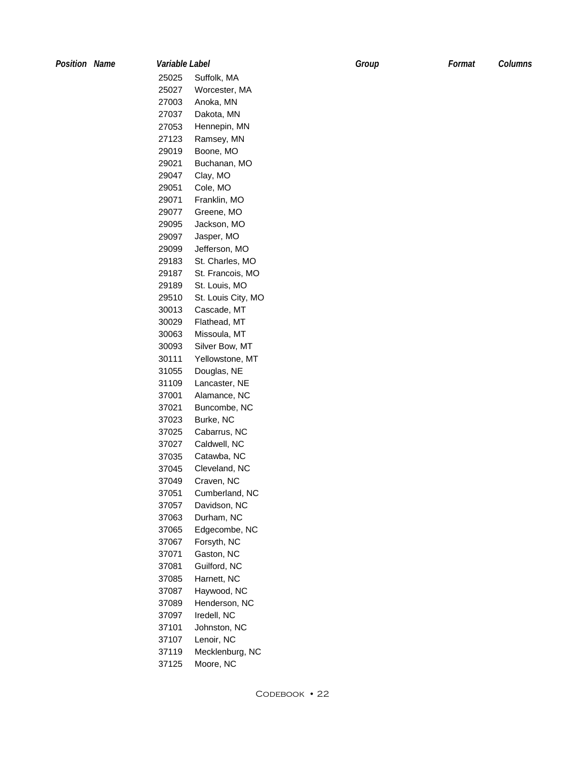| Position | Name | Variable Label | | Group | Format | Columns |
|---|---|---|---|---|---|---|
| | | 25025 | Suffolk, MA | | | |
| | | 25027 | Worcester, MA | | | |
| | | 27003 | Anoka, MN | | | |
| | | 27037 | Dakota, MN | | | |
| | | 27053 | Hennepin, MN | | | |
| | | 27123 | Ramsey, MN | | | |
| | | 29019 | Boone, MO | | | |
| | | 29021 | Buchanan, MO | | | |
| | | 29047 | Clay, MO | | | |
| | | 29051 | Cole, MO | | | |
| | | 29071 | Franklin, MO | | | |
| | | 29077 | Greene, MO | | | |
| | | 29095 | Jackson, MO | | | |
| | | 29097 | Jasper, MO | | | |
| | | 29099 | Jefferson, MO | | | |
| | | 29183 | St. Charles, MO | | | |
| | | 29187 | St. Francois, MO | | | |
| | | 29189 | St. Louis, MO | | | |
| | | 29510 | St. Louis City, MO | | | |
| | | 30013 | Cascade, MT | | | |
| | | 30029 | Flathead, MT | | | |
| | | 30063 | Missoula, MT | | | |
| | | 30093 | Silver Bow, MT | | | |
| | | 30111 | Yellowstone, MT | | | |
| | | 31055 | Douglas, NE | | | |
| | | 31109 | Lancaster, NE | | | |
| | | 37001 | Alamance, NC | | | |
| | | 37021 | Buncombe, NC | | | |
| | | 37023 | Burke, NC | | | |
| | | 37025 | Cabarrus, NC | | | |
| | | 37027 | Caldwell, NC | | | |
| | | 37035 | Catawba, NC | | | |
| | | 37045 | Cleveland, NC | | | |
| | | 37049 | Craven, NC | | | |
| | | 37051 | Cumberland, NC | | | |
| | | 37057 | Davidson, NC | | | |
| | | 37063 | Durham, NC | | | |
| | | 37065 | Edgecombe, NC | | | |
| | | 37067 | Forsyth, NC | | | |
| | | 37071 | Gaston, NC | | | |
| | | 37081 | Guilford, NC | | | |
| | | 37085 | Harnett, NC | | | |
| | | 37087 | Haywood, NC | | | |
| | | 37089 | Henderson, NC | | | |
| | | 37097 | Iredell, NC | | | |
| | | 37101 | Johnston, NC | | | |
| | | 37107 | Lenoir, NC | | | |
| | | 37119 | Mecklenburg, NC | | | |
| | | 37125 | Moore, NC | | | |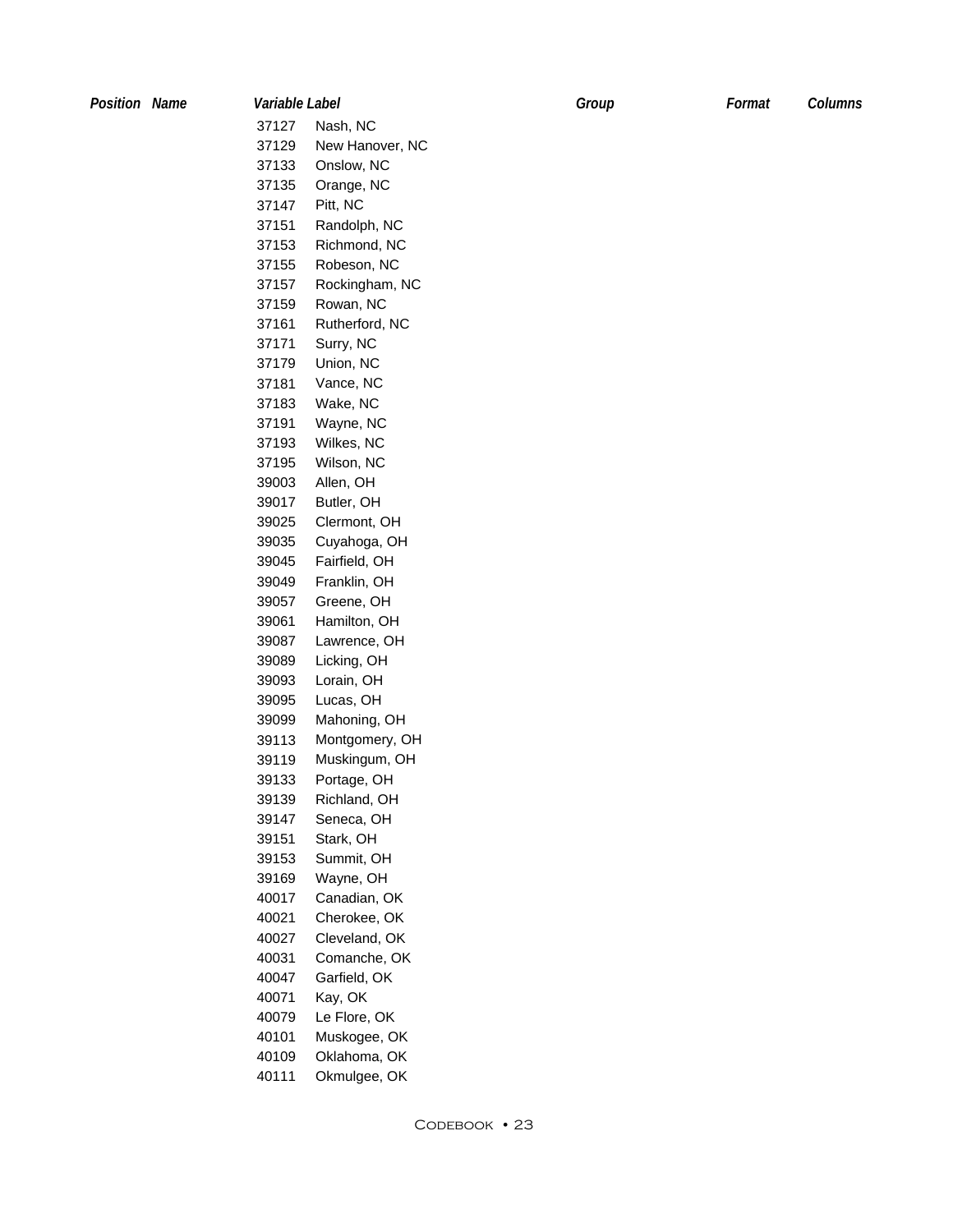| Position | Name | Variable Label | | Group | Format | Columns |
|---|---|---|---|---|---|---|
| | | 37127 | Nash, NC | | | |
| | | 37129 | New Hanover, NC | | | |
| | | 37133 | Onslow, NC | | | |
| | | 37135 | Orange, NC | | | |
| | | 37147 | Pitt, NC | | | |
| | | 37151 | Randolph, NC | | | |
| | | 37153 | Richmond, NC | | | |
| | | 37155 | Robeson, NC | | | |
| | | 37157 | Rockingham, NC | | | |
| | | 37159 | Rowan, NC | | | |
| | | 37161 | Rutherford, NC | | | |
| | | 37171 | Surry, NC | | | |
| | | 37179 | Union, NC | | | |
| | | 37181 | Vance, NC | | | |
| | | 37183 | Wake, NC | | | |
| | | 37191 | Wayne, NC | | | |
| | | 37193 | Wilkes, NC | | | |
| | | 37195 | Wilson, NC | | | |
| | | 39003 | Allen, OH | | | |
| | | 39017 | Butler, OH | | | |
| | | 39025 | Clermont, OH | | | |
| | | 39035 | Cuyahoga, OH | | | |
| | | 39045 | Fairfield, OH | | | |
| | | 39049 | Franklin, OH | | | |
| | | 39057 | Greene, OH | | | |
| | | 39061 | Hamilton, OH | | | |
| | | 39087 | Lawrence, OH | | | |
| | | 39089 | Licking, OH | | | |
| | | 39093 | Lorain, OH | | | |
| | | 39095 | Lucas, OH | | | |
| | | 39099 | Mahoning, OH | | | |
| | | 39113 | Montgomery, OH | | | |
| | | 39119 | Muskingum, OH | | | |
| | | 39133 | Portage, OH | | | |
| | | 39139 | Richland, OH | | | |
| | | 39147 | Seneca, OH | | | |
| | | 39151 | Stark, OH | | | |
| | | 39153 | Summit, OH | | | |
| | | 39169 | Wayne, OH | | | |
| | | 40017 | Canadian, OK | | | |
| | | 40021 | Cherokee, OK | | | |
| | | 40027 | Cleveland, OK | | | |
| | | 40031 | Comanche, OK | | | |
| | | 40047 | Garfield, OK | | | |
| | | 40071 | Kay, OK | | | |
| | | 40079 | Le Flore, OK | | | |
| | | 40101 | Muskogee, OK | | | |
| | | 40109 | Oklahoma, OK | | | |
| | | 40111 | Okmulgee, OK | | | |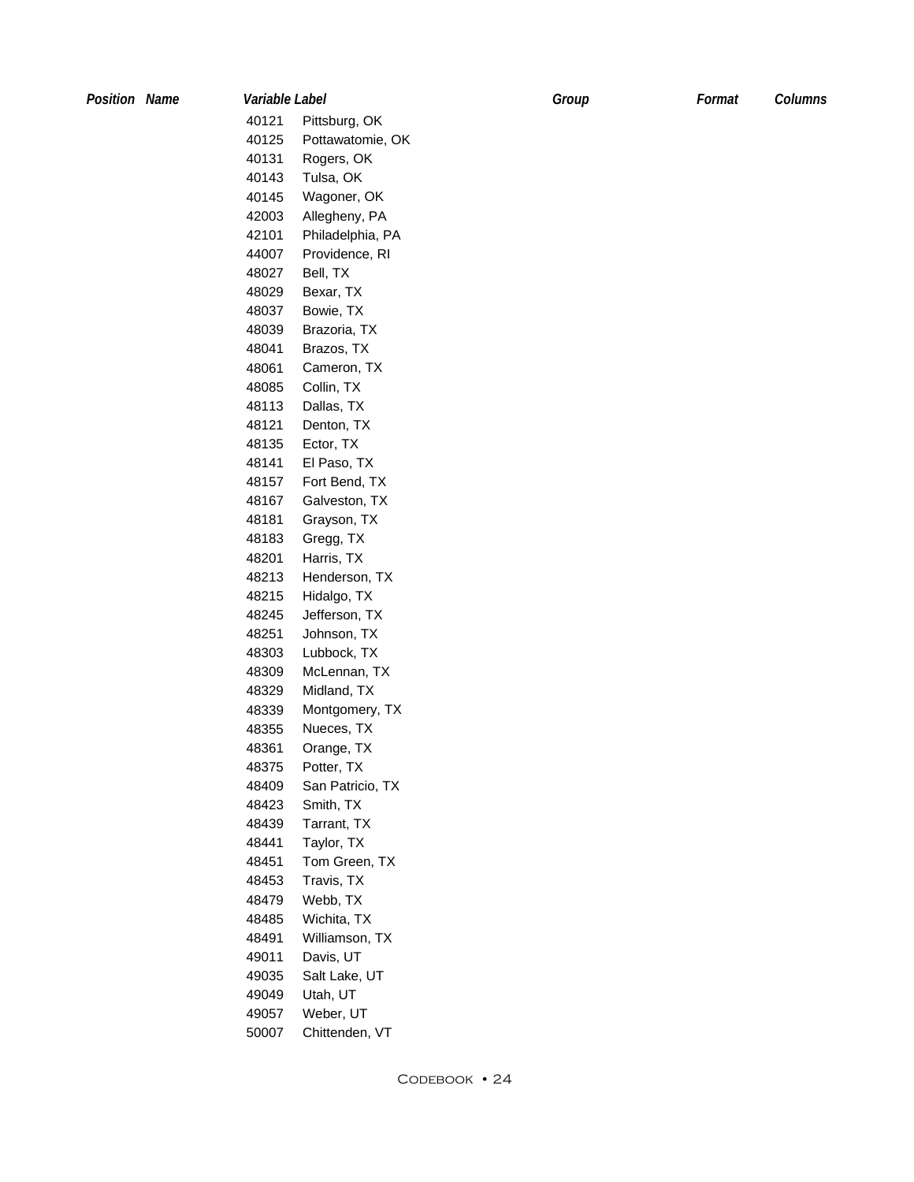| Position | Name | Variable Label | | Group | Format | Columns |
|---|---|---|---|---|---|---|
| | | 40121 | Pittsburg, OK | | | |
| | | 40125 | Pottawatomie, OK | | | |
| | | 40131 | Rogers, OK | | | |
| | | 40143 | Tulsa, OK | | | |
| | | 40145 | Wagoner, OK | | | |
| | | 42003 | Allegheny, PA | | | |
| | | 42101 | Philadelphia, PA | | | |
| | | 44007 | Providence, RI | | | |
| | | 48027 | Bell, TX | | | |
| | | 48029 | Bexar, TX | | | |
| | | 48037 | Bowie, TX | | | |
| | | 48039 | Brazoria, TX | | | |
| | | 48041 | Brazos, TX | | | |
| | | 48061 | Cameron, TX | | | |
| | | 48085 | Collin, TX | | | |
| | | 48113 | Dallas, TX | | | |
| | | 48121 | Denton, TX | | | |
| | | 48135 | Ector, TX | | | |
| | | 48141 | El Paso, TX | | | |
| | | 48157 | Fort Bend, TX | | | |
| | | 48167 | Galveston, TX | | | |
| | | 48181 | Grayson, TX | | | |
| | | 48183 | Gregg, TX | | | |
| | | 48201 | Harris, TX | | | |
| | | 48213 | Henderson, TX | | | |
| | | 48215 | Hidalgo, TX | | | |
| | | 48245 | Jefferson, TX | | | |
| | | 48251 | Johnson, TX | | | |
| | | 48303 | Lubbock, TX | | | |
| | | 48309 | McLennan, TX | | | |
| | | 48329 | Midland, TX | | | |
| | | 48339 | Montgomery, TX | | | |
| | | 48355 | Nueces, TX | | | |
| | | 48361 | Orange, TX | | | |
| | | 48375 | Potter, TX | | | |
| | | 48409 | San Patricio, TX | | | |
| | | 48423 | Smith, TX | | | |
| | | 48439 | Tarrant, TX | | | |
| | | 48441 | Taylor, TX | | | |
| | | 48451 | Tom Green, TX | | | |
| | | 48453 | Travis, TX | | | |
| | | 48479 | Webb, TX | | | |
| | | 48485 | Wichita, TX | | | |
| | | 48491 | Williamson, TX | | | |
| | | 49011 | Davis, UT | | | |
| | | 49035 | Salt Lake, UT | | | |
| | | 49049 | Utah, UT | | | |
| | | 49057 | Weber, UT | | | |
| | | 50007 | Chittenden, VT | | | |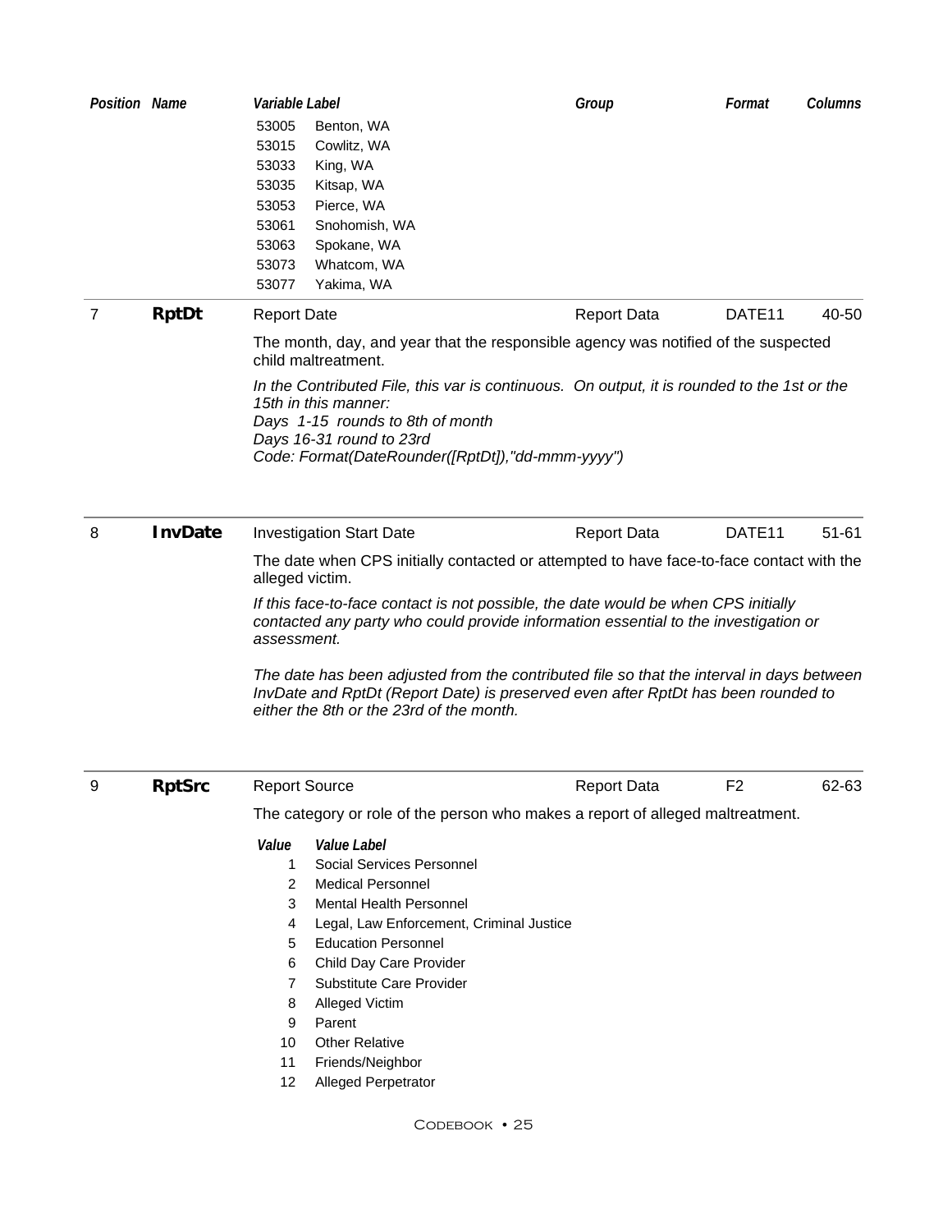| Position | Name | Variable Label | Group | Format | Columns |
|---|---|---|---|---|---|
| | | 53005 Benton, WA | | | |
| | | 53015 Cowlitz, WA | | | |
| | | 53033 King, WA | | | |
| | | 53035 Kitsap, WA | | | |
| | | 53053 Pierce, WA | | | |
| | | 53061 Snohomish, WA | | | |
| | | 53063 Spokane, WA | | | |
| | | 53073 Whatcom, WA | | | |
| | | 53077 Yakima, WA | | | |

| Position | Name | Variable Label | Group | Format | Columns |
|---|---|---|---|---|---|
| 7 | **RptDt** | Report Date | Report Data | DATE11 | 40-50 |

The month, day, and year that the responsible agency was notified of the suspected child maltreatment.

*In the Contributed File, this var is continuous. On output, it is rounded to the 1st or the 15th in this manner:*
*Days 1-15 rounds to 8th of month*
*Days 16-31 round to 23rd*
*Code: Format(DateRounder([RptDt]),"dd-mmm-yyyy")*

| Position | Name | Variable Label | Group | Format | Columns |
|---|---|---|---|---|---|
| 8 | **InvDate** | Investigation Start Date | Report Data | DATE11 | 51-61 |

The date when CPS initially contacted or attempted to have face-to-face contact with the alleged victim.

*If this face-to-face contact is not possible, the date would be when CPS initially contacted any party who could provide information essential to the investigation or assessment.*

*The date has been adjusted from the contributed file so that the interval in days between InvDate and RptDt (Report Date) is preserved even after RptDt has been rounded to either the 8th or the 23rd of the month.*

| Position | Name | Variable Label | Group | Format | Columns |
|---|---|---|---|---|---|
| 9 | **RptSrc** | Report Source | Report Data | F2 | 62-63 |

The category or role of the person who makes a report of alleged maltreatment.

| Value | Value Label |
|---|---|
| 1 | Social Services Personnel |
| 2 | Medical Personnel |
| 3 | Mental Health Personnel |
| 4 | Legal, Law Enforcement, Criminal Justice |
| 5 | Education Personnel |
| 6 | Child Day Care Provider |
| 7 | Substitute Care Provider |
| 8 | Alleged Victim |
| 9 | Parent |
| 10 | Other Relative |
| 11 | Friends/Neighbor |
| 12 | Alleged Perpetrator |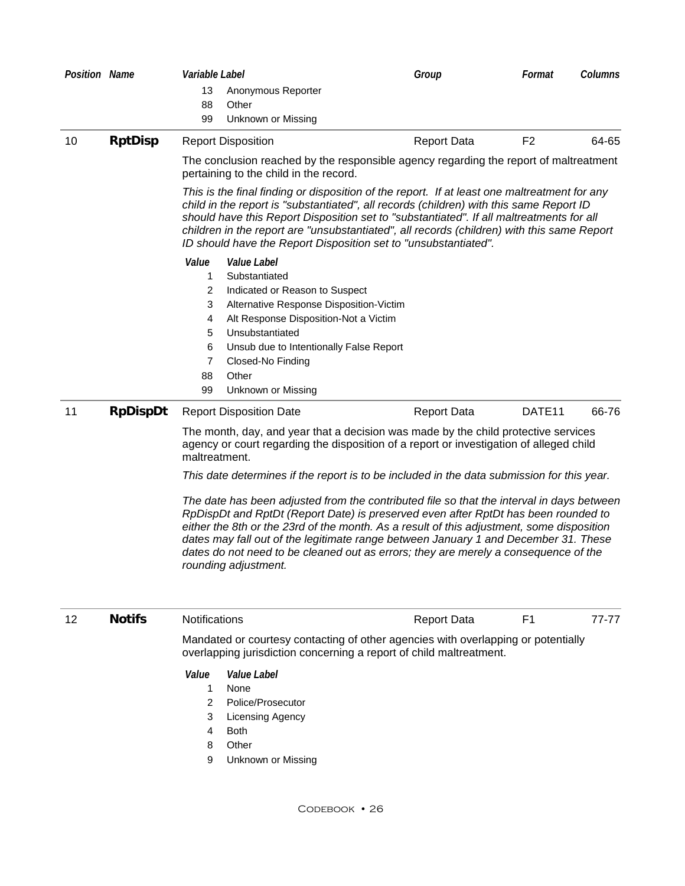| Position | Name | Variable Label | Group | Format | Columns |
|---|---|---|---|---|---|
| | | 13 Anonymous Reporter | | | |
| | | 88 Other | | | |
| | | 99 Unknown or Missing | | | |

| Position | Name | Variable Label | Group | Format | Columns |
|---|---|---|---|---|---|
| 10 | **RptDisp** | Report Disposition | Report Data | F2 | 64-65 |

The conclusion reached by the responsible agency regarding the report of maltreatment pertaining to the child in the record.

*This is the final finding or disposition of the report. If at least one maltreatment for any child in the report is "substantiated", all records (children) with this same Report ID should have this Report Disposition set to "substantiated". If all maltreatments for all children in the report are "unsubstantiated", all records (children) with this same Report ID should have the Report Disposition set to "unsubstantiated".*

| Value | Value Label |
|---|---|
| 1 | Substantiated |
| 2 | Indicated or Reason to Suspect |
| 3 | Alternative Response Disposition-Victim |
| 4 | Alt Response Disposition-Not a Victim |
| 5 | Unsubstantiated |
| 6 | Unsub due to Intentionally False Report |
| 7 | Closed-No Finding |
| 88 | Other |
| 99 | Unknown or Missing |

| Position | Name | Variable Label | Group | Format | Columns |
|---|---|---|---|---|---|
| 11 | **RpDispDt** | Report Disposition Date | Report Data | DATE11 | 66-76 |

The month, day, and year that a decision was made by the child protective services agency or court regarding the disposition of a report or investigation of alleged child maltreatment.

*This date determines if the report is to be included in the data submission for this year.*

*The date has been adjusted from the contributed file so that the interval in days between RpDispDt and RptDt (Report Date) is preserved even after RptDt has been rounded to either the 8th or the 23rd of the month. As a result of this adjustment, some disposition dates may fall out of the legitimate range between January 1 and December 31. These dates do not need to be cleaned out as errors; they are merely a consequence of the rounding adjustment.*

| Position | Name | Variable Label | Group | Format | Columns |
|---|---|---|---|---|---|
| 12 | **Notifs** | Notifications | Report Data | F1 | 77-77 |

Mandated or courtesy contacting of other agencies with overlapping or potentially overlapping jurisdiction concerning a report of child maltreatment.

| Value | Value Label |
|---|---|
| 1 | None |
| 2 | Police/Prosecutor |
| 3 | Licensing Agency |
| 4 | Both |
| 8 | Other |
| 9 | Unknown or Missing |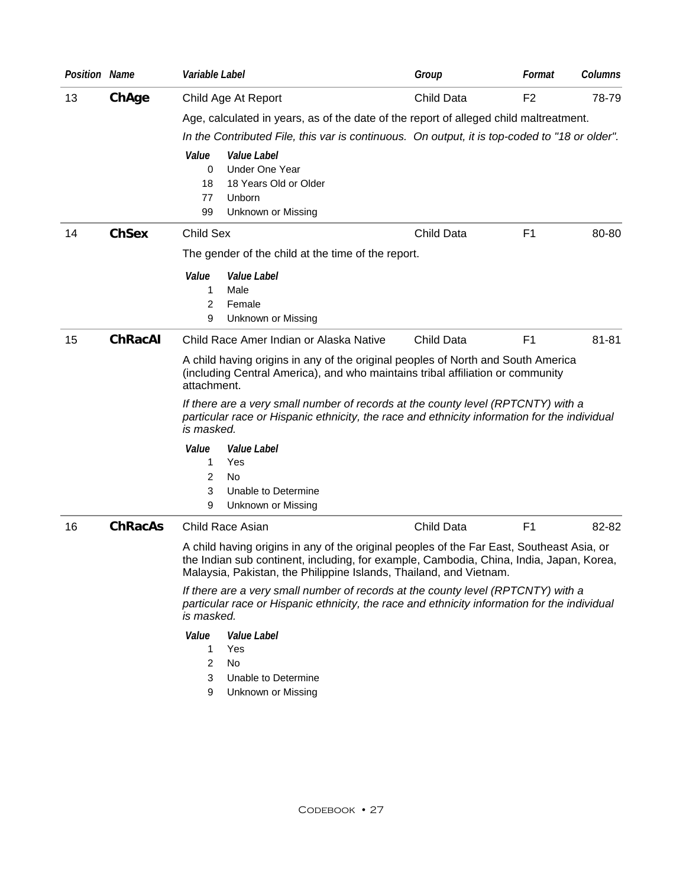| Position | Name | Variable Label | Group | Format | Columns |
|---|---|---|---|---|---|
| 13 | **ChAge** | Child Age At Report | Child Data | F2 | 78-79 |

Age, calculated in years, as of the date of the report of alleged child maltreatment.

*In the Contributed File, this var is continuous. On output, it is top-coded to "18 or older".*

| Value | Value Label |
|---|---|
| 0 | Under One Year |
| 18 | 18 Years Old or Older |
| 77 | Unborn |
| 99 | Unknown or Missing |

| Position | Name | Variable Label | Group | Format | Columns |
|---|---|---|---|---|---|
| 14 | **ChSex** | Child Sex | Child Data | F1 | 80-80 |

The gender of the child at the time of the report.

| Value | Value Label |
|---|---|
| 1 | Male |
| 2 | Female |
| 9 | Unknown or Missing |

| Position | Name | Variable Label | Group | Format | Columns |
|---|---|---|---|---|---|
| 15 | **ChRacAI** | Child Race Amer Indian or Alaska Native | Child Data | F1 | 81-81 |

A child having origins in any of the original peoples of North and South America (including Central America), and who maintains tribal affiliation or community attachment.

*If there are a very small number of records at the county level (RPTCNTY) with a particular race or Hispanic ethnicity, the race and ethnicity information for the individual is masked.*

| Value | Value Label |
|---|---|
| 1 | Yes |
| 2 | No |
| 3 | Unable to Determine |
| 9 | Unknown or Missing |

| Position | Name | Variable Label | Group | Format | Columns |
|---|---|---|---|---|---|
| 16 | **ChRacAs** | Child Race Asian | Child Data | F1 | 82-82 |

A child having origins in any of the original peoples of the Far East, Southeast Asia, or the Indian sub continent, including, for example, Cambodia, China, India, Japan, Korea, Malaysia, Pakistan, the Philippine Islands, Thailand, and Vietnam.

*If there are a very small number of records at the county level (RPTCNTY) with a particular race or Hispanic ethnicity, the race and ethnicity information for the individual is masked.*

| Value | Value Label |
|---|---|
| 1 | Yes |
| 2 | No |
| 3 | Unable to Determine |
| 9 | Unknown or Missing |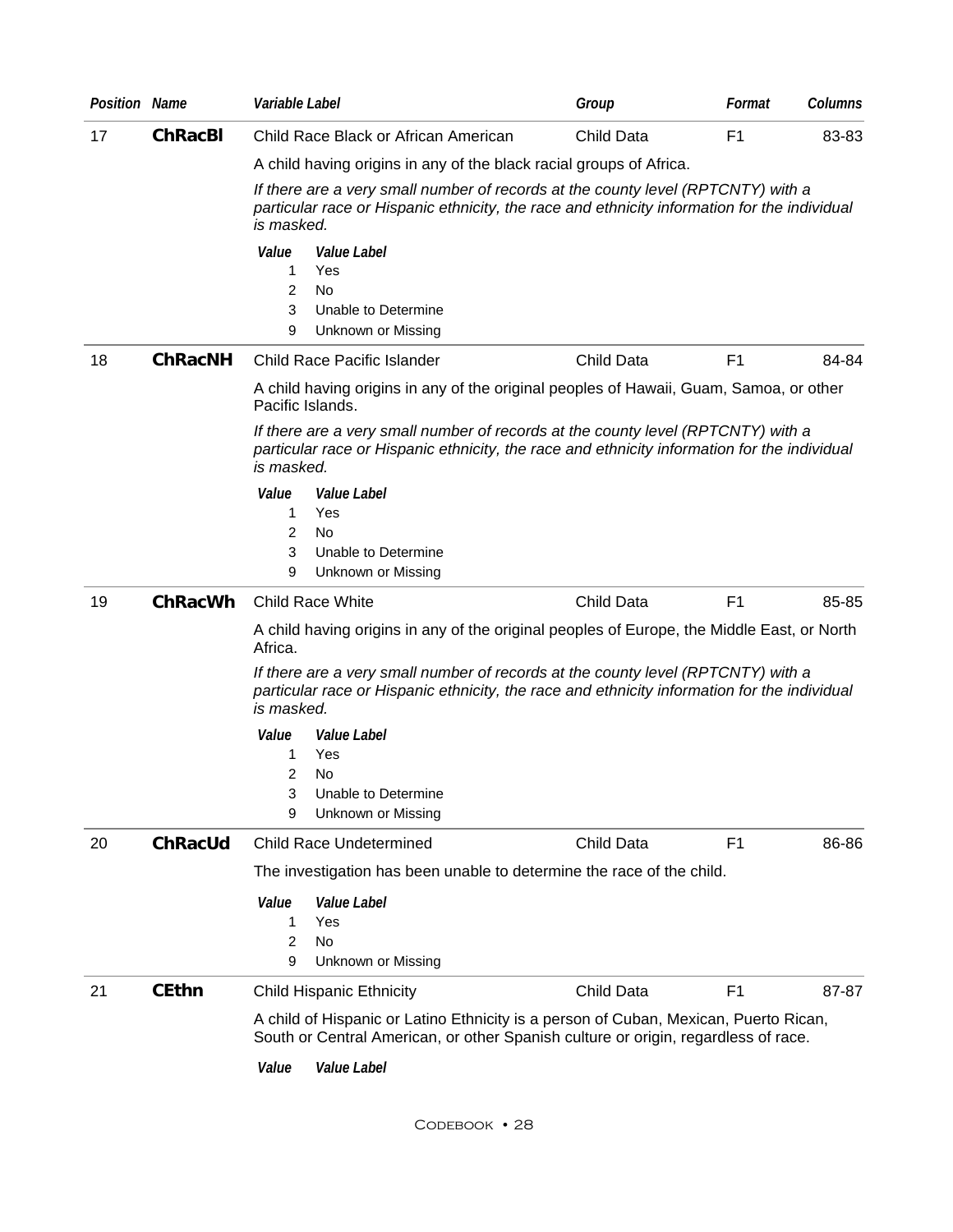| Position | Name | Variable Label | Group | Format | Columns |
|---|---|---|---|---|---|
| 17 | **ChRacBl** | Child Race Black or African American | Child Data | F1 | 83-83 |

A child having origins in any of the black racial groups of Africa.

*If there are a very small number of records at the county level (RPTCNTY) with a particular race or Hispanic ethnicity, the race and ethnicity information for the individual is masked.*

| Value | Value Label |
|---|---|
| 1 | Yes |
| 2 | No |
| 3 | Unable to Determine |
| 9 | Unknown or Missing |

| Position | Name | Variable Label | Group | Format | Columns |
|---|---|---|---|---|---|
| 18 | **ChRacNH** | Child Race Pacific Islander | Child Data | F1 | 84-84 |

A child having origins in any of the original peoples of Hawaii, Guam, Samoa, or other Pacific Islands.

*If there are a very small number of records at the county level (RPTCNTY) with a particular race or Hispanic ethnicity, the race and ethnicity information for the individual is masked.*

| Value | Value Label |
|---|---|
| 1 | Yes |
| 2 | No |
| 3 | Unable to Determine |
| 9 | Unknown or Missing |

| Position | Name | Variable Label | Group | Format | Columns |
|---|---|---|---|---|---|
| 19 | **ChRacWh** | Child Race White | Child Data | F1 | 85-85 |

A child having origins in any of the original peoples of Europe, the Middle East, or North Africa.

*If there are a very small number of records at the county level (RPTCNTY) with a particular race or Hispanic ethnicity, the race and ethnicity information for the individual is masked.*

| Value | Value Label |
|---|---|
| 1 | Yes |
| 2 | No |
| 3 | Unable to Determine |
| 9 | Unknown or Missing |

| Position | Name | Variable Label | Group | Format | Columns |
|---|---|---|---|---|---|
| 20 | **ChRacUd** | Child Race Undetermined | Child Data | F1 | 86-86 |

The investigation has been unable to determine the race of the child.

| Value | Value Label |
|---|---|
| 1 | Yes |
| 2 | No |
| 9 | Unknown or Missing |

| Position | Name | Variable Label | Group | Format | Columns |
|---|---|---|---|---|---|
| 21 | **CEthn** | Child Hispanic Ethnicity | Child Data | F1 | 87-87 |

A child of Hispanic or Latino Ethnicity is a person of Cuban, Mexican, Puerto Rican, South or Central American, or other Spanish culture or origin, regardless of race.

| Value | Value Label |
|---|---|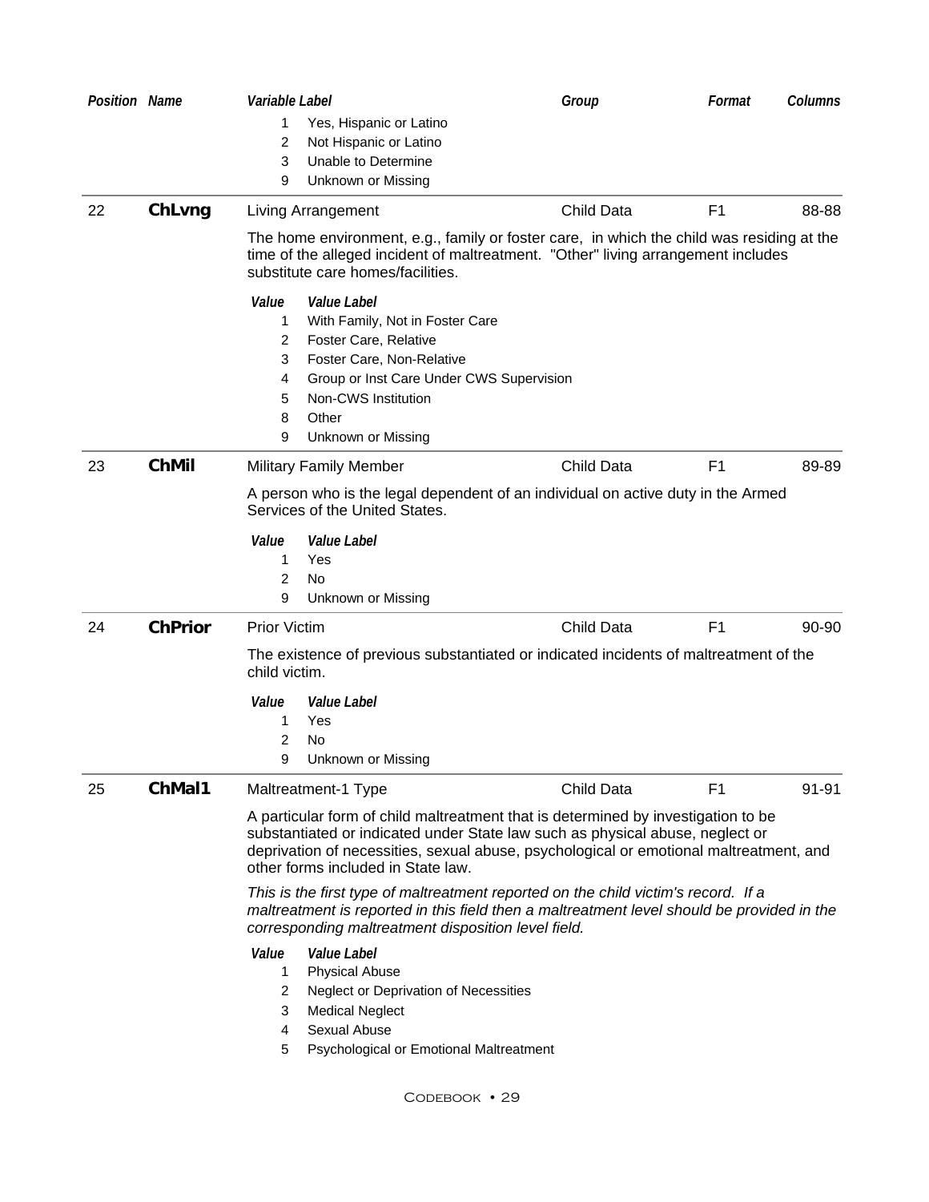| Position | Name | Variable Label | Group | Format | Columns |
|---|---|---|---|---|---|

| Value | Value Label |
|---|---|
| 1 | Yes, Hispanic or Latino |
| 2 | Not Hispanic or Latino |
| 3 | Unable to Determine |
| 9 | Unknown or Missing |

| Position | Name | Variable Label | Group | Format | Columns |
|---|---|---|---|---|---|
| 22 | **ChLvng** | Living Arrangement | Child Data | F1 | 88-88 |

The home environment, e.g., family or foster care, in which the child was residing at the time of the alleged incident of maltreatment. "Other" living arrangement includes substitute care homes/facilities.

| Value | Value Label |
|---|---|
| 1 | With Family, Not in Foster Care |
| 2 | Foster Care, Relative |
| 3 | Foster Care, Non-Relative |
| 4 | Group or Inst Care Under CWS Supervision |
| 5 | Non-CWS Institution |
| 8 | Other |
| 9 | Unknown or Missing |

| Position | Name | Variable Label | Group | Format | Columns |
|---|---|---|---|---|---|
| 23 | **ChMil** | Military Family Member | Child Data | F1 | 89-89 |

A person who is the legal dependent of an individual on active duty in the Armed Services of the United States.

| Value | Value Label |
|---|---|
| 1 | Yes |
| 2 | No |
| 9 | Unknown or Missing |

| Position | Name | Variable Label | Group | Format | Columns |
|---|---|---|---|---|---|
| 24 | **ChPrior** | Prior Victim | Child Data | F1 | 90-90 |

The existence of previous substantiated or indicated incidents of maltreatment of the child victim.

| Value | Value Label |
|---|---|
| 1 | Yes |
| 2 | No |
| 9 | Unknown or Missing |

| Position | Name | Variable Label | Group | Format | Columns |
|---|---|---|---|---|---|
| 25 | **ChMal1** | Maltreatment-1 Type | Child Data | F1 | 91-91 |

A particular form of child maltreatment that is determined by investigation to be substantiated or indicated under State law such as physical abuse, neglect or deprivation of necessities, sexual abuse, psychological or emotional maltreatment, and other forms included in State law.

*This is the first type of maltreatment reported on the child victim's record. If a maltreatment is reported in this field then a maltreatment level should be provided in the corresponding maltreatment disposition level field.*

| Value | Value Label |
|---|---|
| 1 | Physical Abuse |
| 2 | Neglect or Deprivation of Necessities |
| 3 | Medical Neglect |
| 4 | Sexual Abuse |
| 5 | Psychological or Emotional Maltreatment |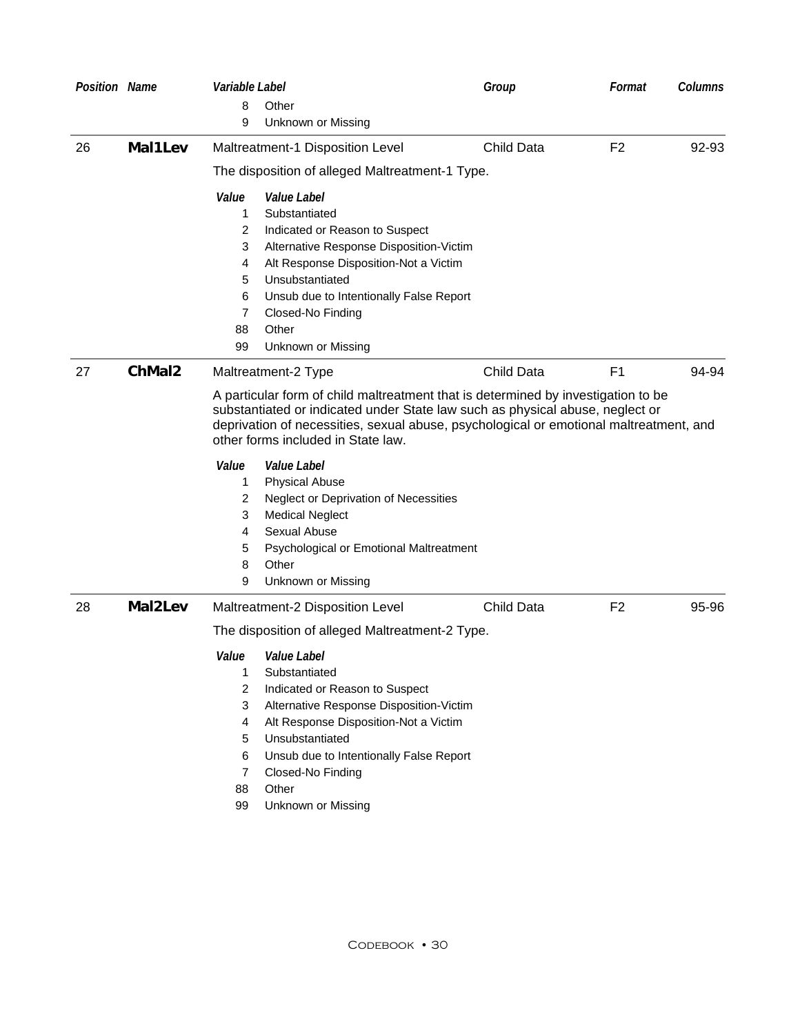| Position | Name | Variable Label | Group | Format | Columns |
|---|---|---|---|---|---|

| Value | Value Label |
|---|---|
| 8 | Other |
| 9 | Unknown or Missing |

---

| 26 | **Mal1Lev** | Maltreatment-1 Disposition Level | Child Data | F2 | 92-93 |
|---|---|---|---|---|---|

The disposition of alleged Maltreatment-1 Type.

| Value | Value Label |
|---|---|
| 1 | Substantiated |
| 2 | Indicated or Reason to Suspect |
| 3 | Alternative Response Disposition-Victim |
| 4 | Alt Response Disposition-Not a Victim |
| 5 | Unsubstantiated |
| 6 | Unsub due to Intentionally False Report |
| 7 | Closed-No Finding |
| 88 | Other |
| 99 | Unknown or Missing |

---

| 27 | **ChMal2** | Maltreatment-2 Type | Child Data | F1 | 94-94 |
|---|---|---|---|---|---|

A particular form of child maltreatment that is determined by investigation to be substantiated or indicated under State law such as physical abuse, neglect or deprivation of necessities, sexual abuse, psychological or emotional maltreatment, and other forms included in State law.

| Value | Value Label |
|---|---|
| 1 | Physical Abuse |
| 2 | Neglect or Deprivation of Necessities |
| 3 | Medical Neglect |
| 4 | Sexual Abuse |
| 5 | Psychological or Emotional Maltreatment |
| 8 | Other |
| 9 | Unknown or Missing |

---

| 28 | **Mal2Lev** | Maltreatment-2 Disposition Level | Child Data | F2 | 95-96 |
|---|---|---|---|---|---|

The disposition of alleged Maltreatment-2 Type.

| Value | Value Label |
|---|---|
| 1 | Substantiated |
| 2 | Indicated or Reason to Suspect |
| 3 | Alternative Response Disposition-Victim |
| 4 | Alt Response Disposition-Not a Victim |
| 5 | Unsubstantiated |
| 6 | Unsub due to Intentionally False Report |
| 7 | Closed-No Finding |
| 88 | Other |
| 99 | Unknown or Missing |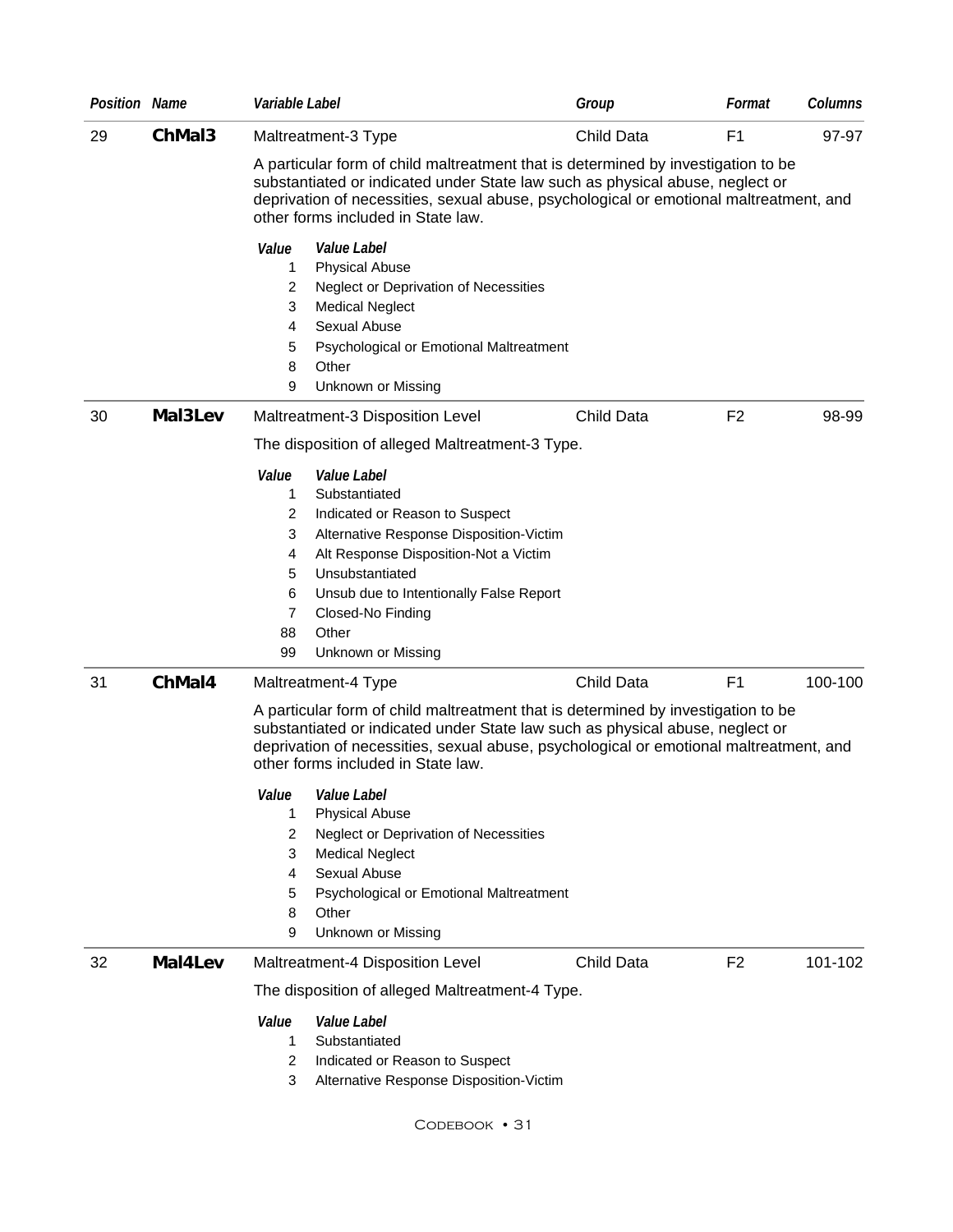| Position | Name | Variable Label | Group | Format | Columns |
|---|---|---|---|---|---|
| 29 | **ChMal3** | Maltreatment-3 Type | Child Data | F1 | 97-97 |

A particular form of child maltreatment that is determined by investigation to be substantiated or indicated under State law such as physical abuse, neglect or deprivation of necessities, sexual abuse, psychological or emotional maltreatment, and other forms included in State law.

| Value | Value Label |
|---|---|
| 1 | Physical Abuse |
| 2 | Neglect or Deprivation of Necessities |
| 3 | Medical Neglect |
| 4 | Sexual Abuse |
| 5 | Psychological or Emotional Maltreatment |
| 8 | Other |
| 9 | Unknown or Missing |

| Position | Name | Variable Label | Group | Format | Columns |
|---|---|---|---|---|---|
| 30 | **Mal3Lev** | Maltreatment-3 Disposition Level | Child Data | F2 | 98-99 |

The disposition of alleged Maltreatment-3 Type.

| Value | Value Label |
|---|---|
| 1 | Substantiated |
| 2 | Indicated or Reason to Suspect |
| 3 | Alternative Response Disposition-Victim |
| 4 | Alt Response Disposition-Not a Victim |
| 5 | Unsubstantiated |
| 6 | Unsub due to Intentionally False Report |
| 7 | Closed-No Finding |
| 88 | Other |
| 99 | Unknown or Missing |

| Position | Name | Variable Label | Group | Format | Columns |
|---|---|---|---|---|---|
| 31 | **ChMal4** | Maltreatment-4 Type | Child Data | F1 | 100-100 |

A particular form of child maltreatment that is determined by investigation to be substantiated or indicated under State law such as physical abuse, neglect or deprivation of necessities, sexual abuse, psychological or emotional maltreatment, and other forms included in State law.

| Value | Value Label |
|---|---|
| 1 | Physical Abuse |
| 2 | Neglect or Deprivation of Necessities |
| 3 | Medical Neglect |
| 4 | Sexual Abuse |
| 5 | Psychological or Emotional Maltreatment |
| 8 | Other |
| 9 | Unknown or Missing |

| Position | Name | Variable Label | Group | Format | Columns |
|---|---|---|---|---|---|
| 32 | **Mal4Lev** | Maltreatment-4 Disposition Level | Child Data | F2 | 101-102 |

The disposition of alleged Maltreatment-4 Type.

| Value | Value Label |
|---|---|
| 1 | Substantiated |
| 2 | Indicated or Reason to Suspect |
| 3 | Alternative Response Disposition-Victim |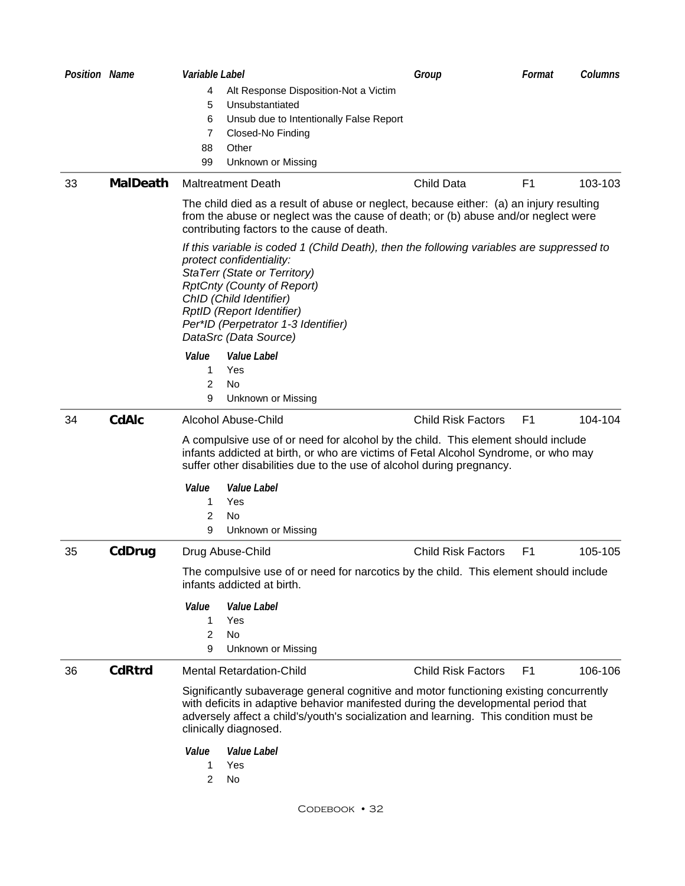| Position | Name | Variable Label | Group | Format | Columns |
|---|---|---|---|---|---|

| Value | Value Label |
|---|---|
| 4 | Alt Response Disposition-Not a Victim |
| 5 | Unsubstantiated |
| 6 | Unsub due to Intentionally False Report |
| 7 | Closed-No Finding |
| 88 | Other |
| 99 | Unknown or Missing |

---

| Position | Name | Variable Label | Group | Format | Columns |
|---|---|---|---|---|---|
| 33 | **MalDeath** | Maltreatment Death | Child Data | F1 | 103-103 |

The child died as a result of abuse or neglect, because either: (a) an injury resulting from the abuse or neglect was the cause of death; or (b) abuse and/or neglect were contributing factors to the cause of death.

*If this variable is coded 1 (Child Death), then the following variables are suppressed to protect confidentiality:*
*StaTerr (State or Territory)*
*RptCnty (County of Report)*
*ChID (Child Identifier)*
*RptID (Report Identifier)*
*Per*ID (Perpetrator 1-3 Identifier)*
*DataSrc (Data Source)*

| *Value* | *Value Label* |
|---|---|
| 1 | Yes |
| 2 | No |
| 9 | Unknown or Missing |

---

| Position | Name | Variable Label | Group | Format | Columns |
|---|---|---|---|---|---|
| 34 | **CdAlc** | Alcohol Abuse-Child | Child Risk Factors | F1 | 104-104 |

A compulsive use of or need for alcohol by the child. This element should include infants addicted at birth, or who are victims of Fetal Alcohol Syndrome, or who may suffer other disabilities due to the use of alcohol during pregnancy.

| *Value* | *Value Label* |
|---|---|
| 1 | Yes |
| 2 | No |
| 9 | Unknown or Missing |

---

| Position | Name | Variable Label | Group | Format | Columns |
|---|---|---|---|---|---|
| 35 | **CdDrug** | Drug Abuse-Child | Child Risk Factors | F1 | 105-105 |

The compulsive use of or need for narcotics by the child. This element should include infants addicted at birth.

| *Value* | *Value Label* |
|---|---|
| 1 | Yes |
| 2 | No |
| 9 | Unknown or Missing |

---

| Position | Name | Variable Label | Group | Format | Columns |
|---|---|---|---|---|---|
| 36 | **CdRtrd** | Mental Retardation-Child | Child Risk Factors | F1 | 106-106 |

Significantly subaverage general cognitive and motor functioning existing concurrently with deficits in adaptive behavior manifested during the developmental period that adversely affect a child's/youth's socialization and learning. This condition must be clinically diagnosed.

| *Value* | *Value Label* |
|---|---|
| 1 | Yes |
| 2 | No |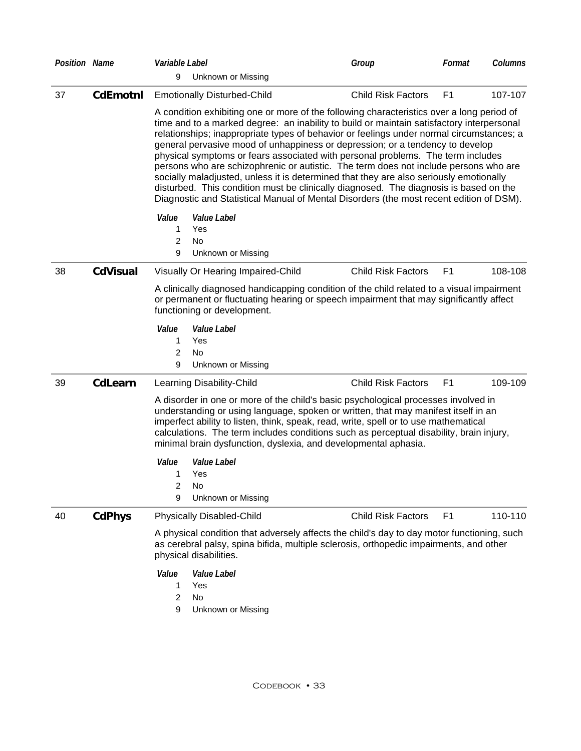| Position | Name | Variable Label | Group | Format | Columns |
|---|---|---|---|---|---|
| | | 9 Unknown or Missing | | | |

| Position | Name | Variable Label | Group | Format | Columns |
|---|---|---|---|---|---|
| 37 | **CdEmotnl** | Emotionally Disturbed-Child | Child Risk Factors | F1 | 107-107 |

A condition exhibiting one or more of the following characteristics over a long period of time and to a marked degree: an inability to build or maintain satisfactory interpersonal relationships; inappropriate types of behavior or feelings under normal circumstances; a general pervasive mood of unhappiness or depression; or a tendency to develop physical symptoms or fears associated with personal problems. The term includes persons who are schizophrenic or autistic. The term does not include persons who are socially maladjusted, unless it is determined that they are also seriously emotionally disturbed. This condition must be clinically diagnosed. The diagnosis is based on the Diagnostic and Statistical Manual of Mental Disorders (the most recent edition of DSM).

| *Value* | *Value Label* |
|---|---|
| 1 | Yes |
| 2 | No |
| 9 | Unknown or Missing |

| Position | Name | Variable Label | Group | Format | Columns |
|---|---|---|---|---|---|
| 38 | **CdVisual** | Visually Or Hearing Impaired-Child | Child Risk Factors | F1 | 108-108 |

A clinically diagnosed handicapping condition of the child related to a visual impairment or permanent or fluctuating hearing or speech impairment that may significantly affect functioning or development.

| *Value* | *Value Label* |
|---|---|
| 1 | Yes |
| 2 | No |
| 9 | Unknown or Missing |

| Position | Name | Variable Label | Group | Format | Columns |
|---|---|---|---|---|---|
| 39 | **CdLearn** | Learning Disability-Child | Child Risk Factors | F1 | 109-109 |

A disorder in one or more of the child's basic psychological processes involved in understanding or using language, spoken or written, that may manifest itself in an imperfect ability to listen, think, speak, read, write, spell or to use mathematical calculations. The term includes conditions such as perceptual disability, brain injury, minimal brain dysfunction, dyslexia, and developmental aphasia.

| *Value* | *Value Label* |
|---|---|
| 1 | Yes |
| 2 | No |
| 9 | Unknown or Missing |

| Position | Name | Variable Label | Group | Format | Columns |
|---|---|---|---|---|---|
| 40 | **CdPhys** | Physically Disabled-Child | Child Risk Factors | F1 | 110-110 |

A physical condition that adversely affects the child's day to day motor functioning, such as cerebral palsy, spina bifida, multiple sclerosis, orthopedic impairments, and other physical disabilities.

| *Value* | *Value Label* |
|---|---|
| 1 | Yes |
| 2 | No |
| 9 | Unknown or Missing |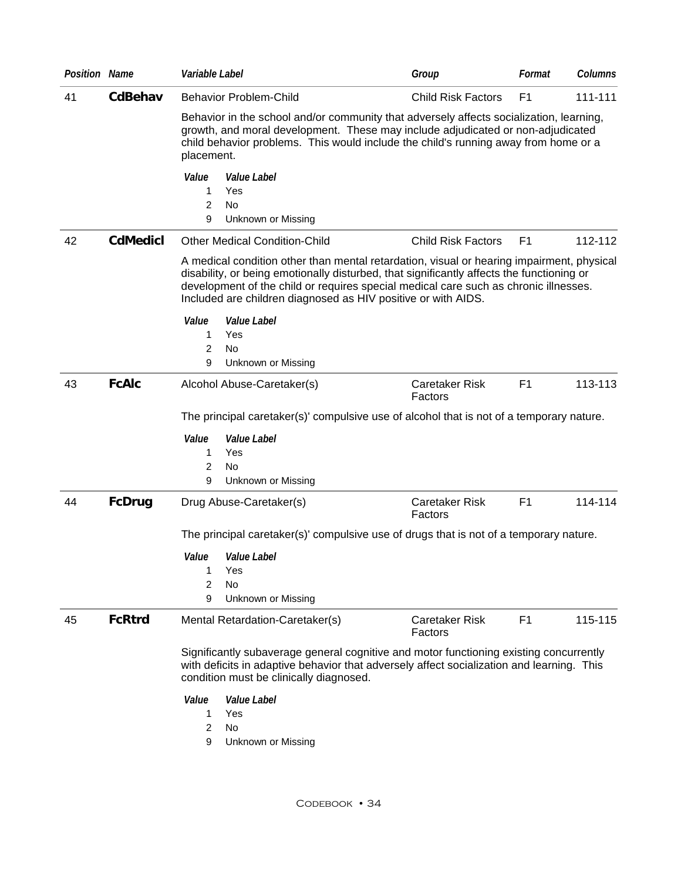| Position | Name | Variable Label | Group | Format | Columns |
|---|---|---|---|---|---|
| 41 | **CdBehav** | Behavior Problem-Child | Child Risk Factors | F1 | 111-111 |

Behavior in the school and/or community that adversely affects socialization, learning, growth, and moral development. These may include adjudicated or non-adjudicated child behavior problems. This would include the child's running away from home or a placement.

| *Value* | *Value Label* |
|---|---|
| 1 | Yes |
| 2 | No |
| 9 | Unknown or Missing |

| Position | Name | Variable Label | Group | Format | Columns |
|---|---|---|---|---|---|
| 42 | **CdMedicl** | Other Medical Condition-Child | Child Risk Factors | F1 | 112-112 |

A medical condition other than mental retardation, visual or hearing impairment, physical disability, or being emotionally disturbed, that significantly affects the functioning or development of the child or requires special medical care such as chronic illnesses. Included are children diagnosed as HIV positive or with AIDS.

| *Value* | *Value Label* |
|---|---|
| 1 | Yes |
| 2 | No |
| 9 | Unknown or Missing |

| Position | Name | Variable Label | Group | Format | Columns |
|---|---|---|---|---|---|
| 43 | **FcAlc** | Alcohol Abuse-Caretaker(s) | Caretaker Risk Factors | F1 | 113-113 |

The principal caretaker(s)' compulsive use of alcohol that is not of a temporary nature.

| *Value* | *Value Label* |
|---|---|
| 1 | Yes |
| 2 | No |
| 9 | Unknown or Missing |

| Position | Name | Variable Label | Group | Format | Columns |
|---|---|---|---|---|---|
| 44 | **FcDrug** | Drug Abuse-Caretaker(s) | Caretaker Risk Factors | F1 | 114-114 |

The principal caretaker(s)' compulsive use of drugs that is not of a temporary nature.

| *Value* | *Value Label* |
|---|---|
| 1 | Yes |
| 2 | No |
| 9 | Unknown or Missing |

| Position | Name | Variable Label | Group | Format | Columns |
|---|---|---|---|---|---|
| 45 | **FcRtrd** | Mental Retardation-Caretaker(s) | Caretaker Risk Factors | F1 | 115-115 |

Significantly subaverage general cognitive and motor functioning existing concurrently with deficits in adaptive behavior that adversely affect socialization and learning. This condition must be clinically diagnosed.

| *Value* | *Value Label* |
|---|---|
| 1 | Yes |
| 2 | No |
| 9 | Unknown or Missing |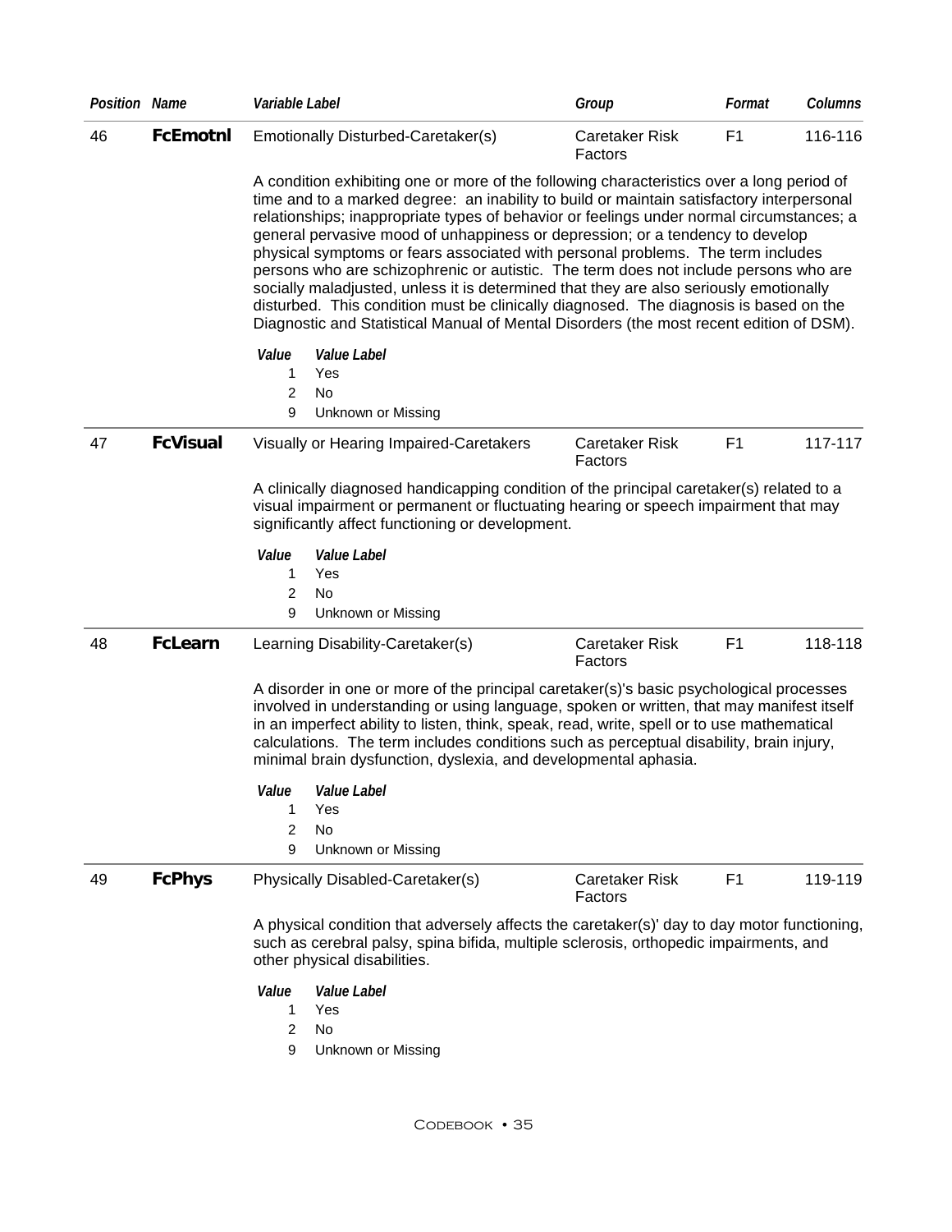| Position | Name | Variable Label | Group | Format | Columns |
|---|---|---|---|---|---|
| 46 | **FcEmotnl** | Emotionally Disturbed-Caretaker(s) | Caretaker Risk Factors | F1 | 116-116 |

A condition exhibiting one or more of the following characteristics over a long period of time and to a marked degree: an inability to build or maintain satisfactory interpersonal relationships; inappropriate types of behavior or feelings under normal circumstances; a general pervasive mood of unhappiness or depression; or a tendency to develop physical symptoms or fears associated with personal problems. The term includes persons who are schizophrenic or autistic. The term does not include persons who are socially maladjusted, unless it is determined that they are also seriously emotionally disturbed. This condition must be clinically diagnosed. The diagnosis is based on the Diagnostic and Statistical Manual of Mental Disorders (the most recent edition of DSM).

| Value | Value Label |
|---|---|
| 1 | Yes |
| 2 | No |
| 9 | Unknown or Missing |

| Position | Name | Variable Label | Group | Format | Columns |
|---|---|---|---|---|---|
| 47 | **FcVisual** | Visually or Hearing Impaired-Caretakers | Caretaker Risk Factors | F1 | 117-117 |

A clinically diagnosed handicapping condition of the principal caretaker(s) related to a visual impairment or permanent or fluctuating hearing or speech impairment that may significantly affect functioning or development.

| Value | Value Label |
|---|---|
| 1 | Yes |
| 2 | No |
| 9 | Unknown or Missing |

| Position | Name | Variable Label | Group | Format | Columns |
|---|---|---|---|---|---|
| 48 | **FcLearn** | Learning Disability-Caretaker(s) | Caretaker Risk Factors | F1 | 118-118 |

A disorder in one or more of the principal caretaker(s)'s basic psychological processes involved in understanding or using language, spoken or written, that may manifest itself in an imperfect ability to listen, think, speak, read, write, spell or to use mathematical calculations. The term includes conditions such as perceptual disability, brain injury, minimal brain dysfunction, dyslexia, and developmental aphasia.

| Value | Value Label |
|---|---|
| 1 | Yes |
| 2 | No |
| 9 | Unknown or Missing |

| Position | Name | Variable Label | Group | Format | Columns |
|---|---|---|---|---|---|
| 49 | **FcPhys** | Physically Disabled-Caretaker(s) | Caretaker Risk Factors | F1 | 119-119 |

A physical condition that adversely affects the caretaker(s)' day to day motor functioning, such as cerebral palsy, spina bifida, multiple sclerosis, orthopedic impairments, and other physical disabilities.

| Value | Value Label |
|---|---|
| 1 | Yes |
| 2 | No |
| 9 | Unknown or Missing |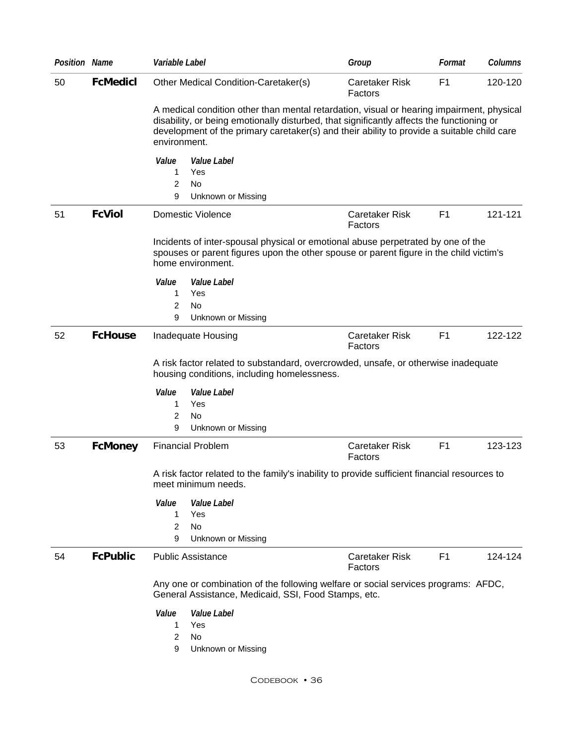| Position | Name | Variable Label | Group | Format | Columns |
|---|---|---|---|---|---|
| 50 | **FcMedicl** | Other Medical Condition-Caretaker(s) | Caretaker Risk Factors | F1 | 120-120 |

A medical condition other than mental retardation, visual or hearing impairment, physical disability, or being emotionally disturbed, that significantly affects the functioning or development of the primary caretaker(s) and their ability to provide a suitable child care environment.

| Value | Value Label |
|---|---|
| 1 | Yes |
| 2 | No |
| 9 | Unknown or Missing |

| Position | Name | Variable Label | Group | Format | Columns |
|---|---|---|---|---|---|
| 51 | **FcViol** | Domestic Violence | Caretaker Risk Factors | F1 | 121-121 |

Incidents of inter-spousal physical or emotional abuse perpetrated by one of the spouses or parent figures upon the other spouse or parent figure in the child victim's home environment.

| Value | Value Label |
|---|---|
| 1 | Yes |
| 2 | No |
| 9 | Unknown or Missing |

| Position | Name | Variable Label | Group | Format | Columns |
|---|---|---|---|---|---|
| 52 | **FcHouse** | Inadequate Housing | Caretaker Risk Factors | F1 | 122-122 |

A risk factor related to substandard, overcrowded, unsafe, or otherwise inadequate housing conditions, including homelessness.

| Value | Value Label |
|---|---|
| 1 | Yes |
| 2 | No |
| 9 | Unknown or Missing |

| Position | Name | Variable Label | Group | Format | Columns |
|---|---|---|---|---|---|
| 53 | **FcMoney** | Financial Problem | Caretaker Risk Factors | F1 | 123-123 |

A risk factor related to the family's inability to provide sufficient financial resources to meet minimum needs.

| Value | Value Label |
|---|---|
| 1 | Yes |
| 2 | No |
| 9 | Unknown or Missing |

| Position | Name | Variable Label | Group | Format | Columns |
|---|---|---|---|---|---|
| 54 | **FcPublic** | Public Assistance | Caretaker Risk Factors | F1 | 124-124 |

Any one or combination of the following welfare or social services programs: AFDC, General Assistance, Medicaid, SSI, Food Stamps, etc.

| Value | Value Label |
|---|---|
| 1 | Yes |
| 2 | No |
| 9 | Unknown or Missing |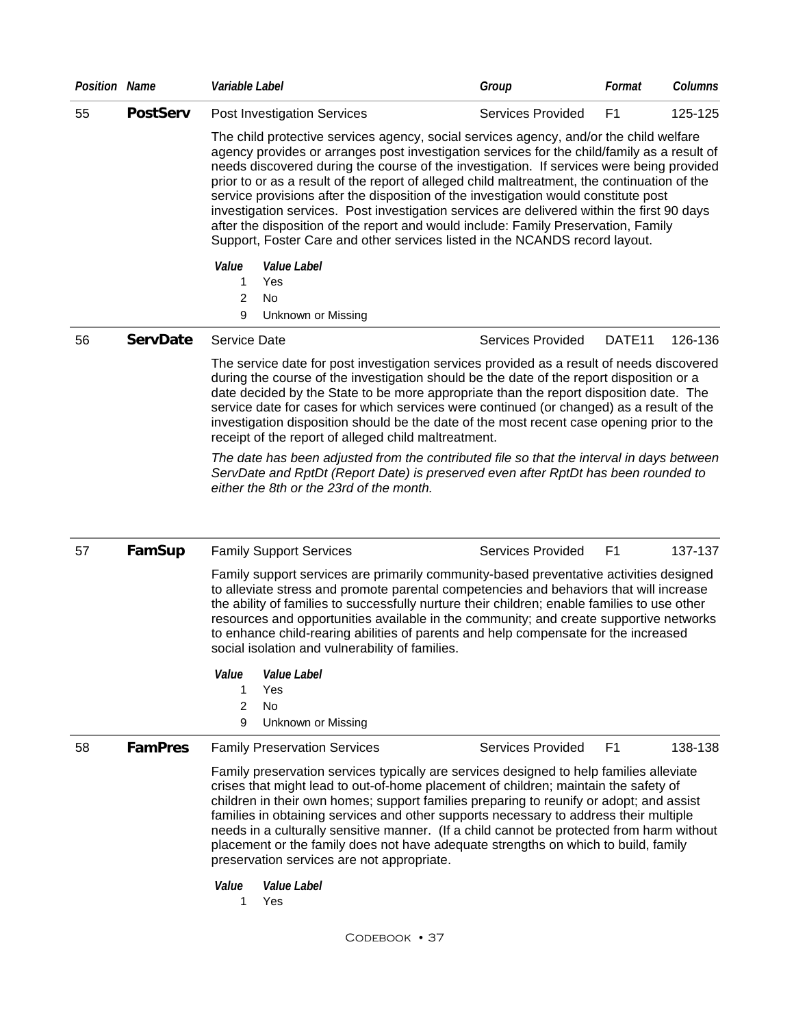| Position | Name | Variable Label | Group | Format | Columns |
|---|---|---|---|---|---|
| 55 | **PostServ** | Post Investigation Services | Services Provided | F1 | 125-125 |

The child protective services agency, social services agency, and/or the child welfare agency provides or arranges post investigation services for the child/family as a result of needs discovered during the course of the investigation. If services were being provided prior to or as a result of the report of alleged child maltreatment, the continuation of the service provisions after the disposition of the investigation would constitute post investigation services. Post investigation services are delivered within the first 90 days after the disposition of the report and would include: Family Preservation, Family Support, Foster Care and other services listed in the NCANDS record layout.

| *Value* | *Value Label* |
|---|---|
| 1 | Yes |
| 2 | No |
| 9 | Unknown or Missing |

| Position | Name | Variable Label | Group | Format | Columns |
|---|---|---|---|---|---|
| 56 | **ServDate** | Service Date | Services Provided | DATE11 | 126-136 |

The service date for post investigation services provided as a result of needs discovered during the course of the investigation should be the date of the report disposition or a date decided by the State to be more appropriate than the report disposition date. The service date for cases for which services were continued (or changed) as a result of the investigation disposition should be the date of the most recent case opening prior to the receipt of the report of alleged child maltreatment.

*The date has been adjusted from the contributed file so that the interval in days between ServDate and RptDt (Report Date) is preserved even after RptDt has been rounded to either the 8th or the 23rd of the month.*

| Position | Name | Variable Label | Group | Format | Columns |
|---|---|---|---|---|---|
| 57 | **FamSup** | Family Support Services | Services Provided | F1 | 137-137 |

Family support services are primarily community-based preventative activities designed to alleviate stress and promote parental competencies and behaviors that will increase the ability of families to successfully nurture their children; enable families to use other resources and opportunities available in the community; and create supportive networks to enhance child-rearing abilities of parents and help compensate for the increased social isolation and vulnerability of families.

| *Value* | *Value Label* |
|---|---|
| 1 | Yes |
| 2 | No |
| 9 | Unknown or Missing |

| Position | Name | Variable Label | Group | Format | Columns |
|---|---|---|---|---|---|
| 58 | **FamPres** | Family Preservation Services | Services Provided | F1 | 138-138 |

Family preservation services typically are services designed to help families alleviate crises that might lead to out-of-home placement of children; maintain the safety of children in their own homes; support families preparing to reunify or adopt; and assist families in obtaining services and other supports necessary to address their multiple needs in a culturally sensitive manner. (If a child cannot be protected from harm without placement or the family does not have adequate strengths on which to build, family preservation services are not appropriate.

| *Value* | *Value Label* |
|---|---|
| 1 | Yes |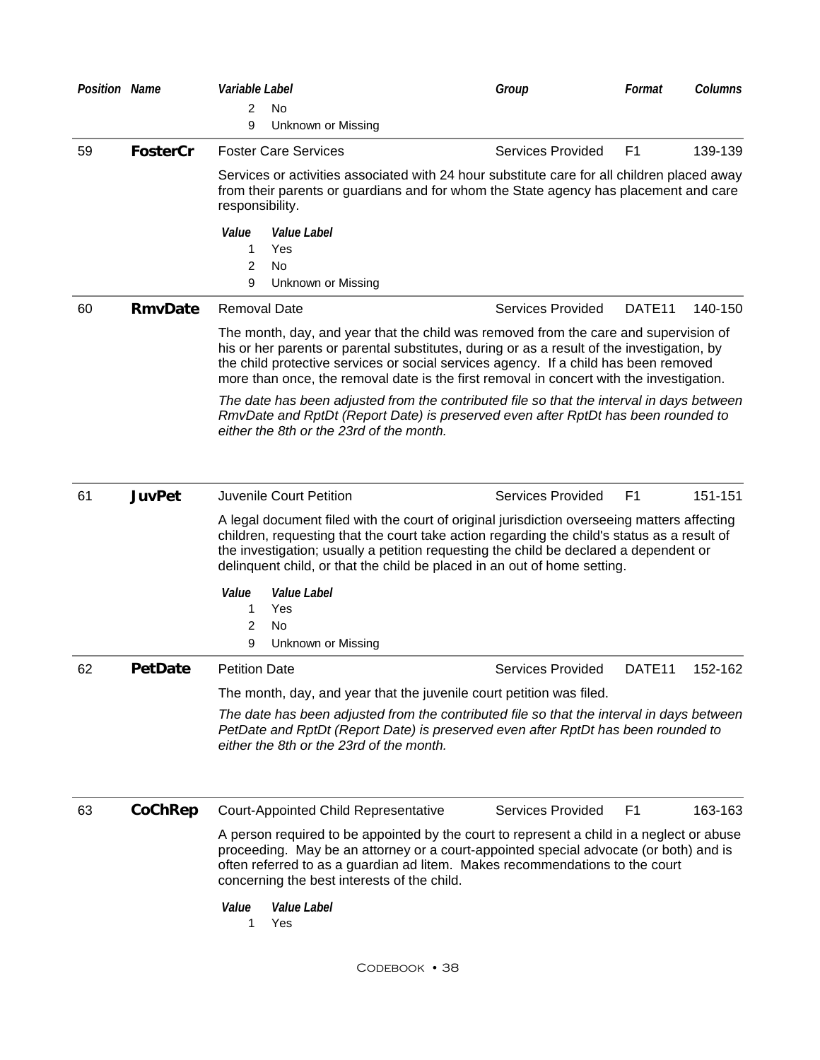| Position | Name | Variable Label | Group | Format | Columns |
|---|---|---|---|---|---|

2 No
9 Unknown or Missing

---

| 59 | **FosterCr** | Foster Care Services | Services Provided | F1 | 139-139 |
|---|---|---|---|---|---|

Services or activities associated with 24 hour substitute care for all children placed away from their parents or guardians and for whom the State agency has placement and care responsibility.

| *Value* | *Value Label* |
|---|---|
| 1 | Yes |
| 2 | No |
| 9 | Unknown or Missing |

---

| 60 | **RmvDate** | Removal Date | Services Provided | DATE11 | 140-150 |
|---|---|---|---|---|---|

The month, day, and year that the child was removed from the care and supervision of his or her parents or parental substitutes, during or as a result of the investigation, by the child protective services or social services agency. If a child has been removed more than once, the removal date is the first removal in concert with the investigation.

*The date has been adjusted from the contributed file so that the interval in days between RmvDate and RptDt (Report Date) is preserved even after RptDt has been rounded to either the 8th or the 23rd of the month.*

---

| 61 | **JuvPet** | Juvenile Court Petition | Services Provided | F1 | 151-151 |
|---|---|---|---|---|---|

A legal document filed with the court of original jurisdiction overseeing matters affecting children, requesting that the court take action regarding the child's status as a result of the investigation; usually a petition requesting the child be declared a dependent or delinquent child, or that the child be placed in an out of home setting.

| *Value* | *Value Label* |
|---|---|
| 1 | Yes |
| 2 | No |
| 9 | Unknown or Missing |

---

| 62 | **PetDate** | Petition Date | Services Provided | DATE11 | 152-162 |
|---|---|---|---|---|---|

The month, day, and year that the juvenile court petition was filed.

*The date has been adjusted from the contributed file so that the interval in days between PetDate and RptDt (Report Date) is preserved even after RptDt has been rounded to either the 8th or the 23rd of the month.*

---

| 63 | **CoChRep** | Court-Appointed Child Representative | Services Provided | F1 | 163-163 |
|---|---|---|---|---|---|

A person required to be appointed by the court to represent a child in a neglect or abuse proceeding. May be an attorney or a court-appointed special advocate (or both) and is often referred to as a guardian ad litem. Makes recommendations to the court concerning the best interests of the child.

| *Value* | *Value Label* |
|---|---|
| 1 | Yes |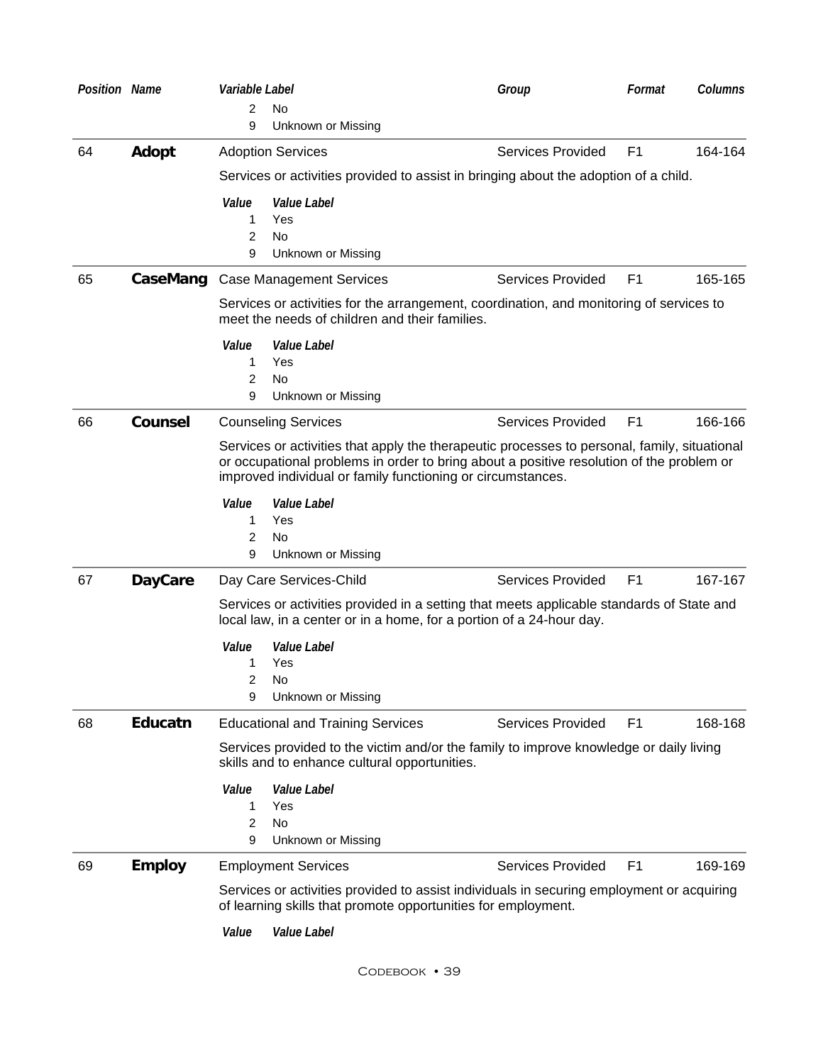| Position | Name | Variable Label | Group | Format | Columns |
|---|---|---|---|---|---|

| Value | Value Label |
|---|---|
| 2 | No |
| 9 | Unknown or Missing |

| Position | Name | Variable Label | Group | Format | Columns |
|---|---|---|---|---|---|
| 64 | **Adopt** | Adoption Services | Services Provided | F1 | 164-164 |

Services or activities provided to assist in bringing about the adoption of a child.

| Value | Value Label |
|---|---|
| 1 | Yes |
| 2 | No |
| 9 | Unknown or Missing |

| Position | Name | Variable Label | Group | Format | Columns |
|---|---|---|---|---|---|
| 65 | **CaseMang** | Case Management Services | Services Provided | F1 | 165-165 |

Services or activities for the arrangement, coordination, and monitoring of services to meet the needs of children and their families.

| Value | Value Label |
|---|---|
| 1 | Yes |
| 2 | No |
| 9 | Unknown or Missing |

| Position | Name | Variable Label | Group | Format | Columns |
|---|---|---|---|---|---|
| 66 | **Counsel** | Counseling Services | Services Provided | F1 | 166-166 |

Services or activities that apply the therapeutic processes to personal, family, situational or occupational problems in order to bring about a positive resolution of the problem or improved individual or family functioning or circumstances.

| Value | Value Label |
|---|---|
| 1 | Yes |
| 2 | No |
| 9 | Unknown or Missing |

| Position | Name | Variable Label | Group | Format | Columns |
|---|---|---|---|---|---|
| 67 | **DayCare** | Day Care Services-Child | Services Provided | F1 | 167-167 |

Services or activities provided in a setting that meets applicable standards of State and local law, in a center or in a home, for a portion of a 24-hour day.

| Value | Value Label |
|---|---|
| 1 | Yes |
| 2 | No |
| 9 | Unknown or Missing |

| Position | Name | Variable Label | Group | Format | Columns |
|---|---|---|---|---|---|
| 68 | **Educatn** | Educational and Training Services | Services Provided | F1 | 168-168 |

Services provided to the victim and/or the family to improve knowledge or daily living skills and to enhance cultural opportunities.

| Value | Value Label |
|---|---|
| 1 | Yes |
| 2 | No |
| 9 | Unknown or Missing |

| Position | Name | Variable Label | Group | Format | Columns |
|---|---|---|---|---|---|
| 69 | **Employ** | Employment Services | Services Provided | F1 | 169-169 |

Services or activities provided to assist individuals in securing employment or acquiring of learning skills that promote opportunities for employment.

| Value | Value Label |
|---|---|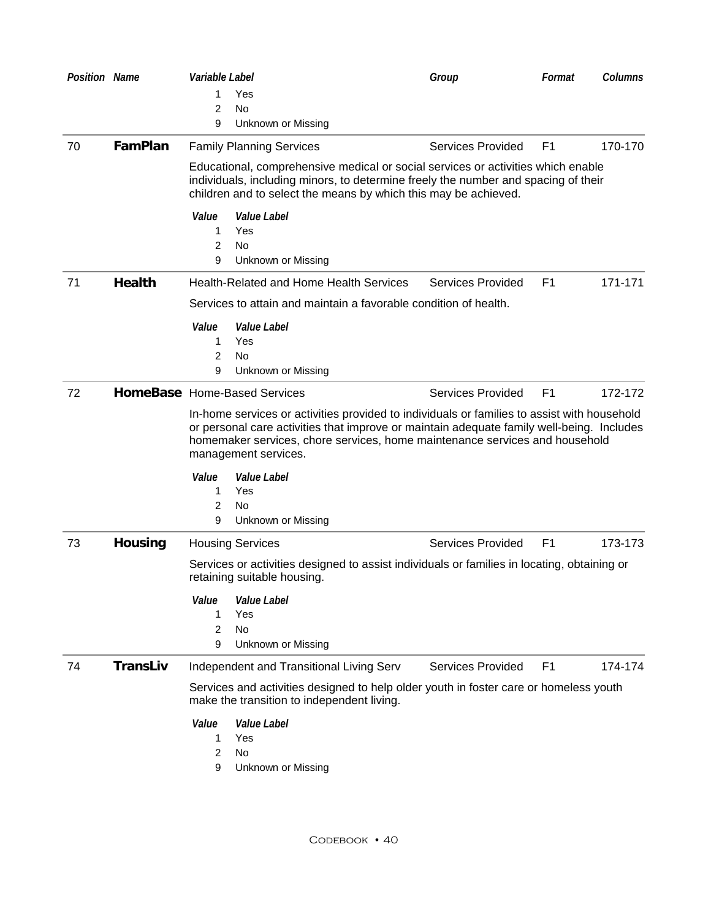| Position | Name | Variable Label | Group | Format | Columns |
|---|---|---|---|---|---|

1 Yes
2 No
9 Unknown or Missing

---

| 70 | **FamPlan** | Family Planning Services | Services Provided | F1 | 170-170 |
|---|---|---|---|---|---|

Educational, comprehensive medical or social services or activities which enable individuals, including minors, to determine freely the number and spacing of their children and to select the means by which this may be achieved.

| *Value* | *Value Label* |
|---|---|
| 1 | Yes |
| 2 | No |
| 9 | Unknown or Missing |

---

| 71 | **Health** | Health-Related and Home Health Services | Services Provided | F1 | 171-171 |
|---|---|---|---|---|---|

Services to attain and maintain a favorable condition of health.

| *Value* | *Value Label* |
|---|---|
| 1 | Yes |
| 2 | No |
| 9 | Unknown or Missing |

---

| 72 | **HomeBase** | Home-Based Services | Services Provided | F1 | 172-172 |
|---|---|---|---|---|---|

In-home services or activities provided to individuals or families to assist with household or personal care activities that improve or maintain adequate family well-being. Includes homemaker services, chore services, home maintenance services and household management services.

| *Value* | *Value Label* |
|---|---|
| 1 | Yes |
| 2 | No |
| 9 | Unknown or Missing |

---

| 73 | **Housing** | Housing Services | Services Provided | F1 | 173-173 |
|---|---|---|---|---|---|

Services or activities designed to assist individuals or families in locating, obtaining or retaining suitable housing.

| *Value* | *Value Label* |
|---|---|
| 1 | Yes |
| 2 | No |
| 9 | Unknown or Missing |

---

| 74 | **TransLiv** | Independent and Transitional Living Serv | Services Provided | F1 | 174-174 |
|---|---|---|---|---|---|

Services and activities designed to help older youth in foster care or homeless youth make the transition to independent living.

| *Value* | *Value Label* |
|---|---|
| 1 | Yes |
| 2 | No |
| 9 | Unknown or Missing |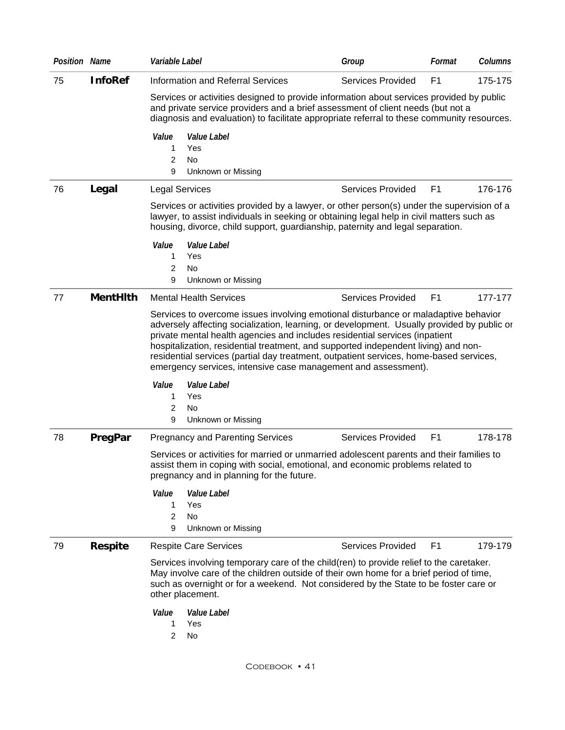| Position | Name | Variable Label | Group | Format | Columns |
|---|---|---|---|---|---|
| 75 | **InfoRef** | Information and Referral Services | Services Provided | F1 | 175-175 |

Services or activities designed to provide information about services provided by public and private service providers and a brief assessment of client needs (but not a diagnosis and evaluation) to facilitate appropriate referral to these community resources.

| Value | Value Label |
|---|---|
| 1 | Yes |
| 2 | No |
| 9 | Unknown or Missing |

| Position | Name | Variable Label | Group | Format | Columns |
|---|---|---|---|---|---|
| 76 | **Legal** | Legal Services | Services Provided | F1 | 176-176 |

Services or activities provided by a lawyer, or other person(s) under the supervision of a lawyer, to assist individuals in seeking or obtaining legal help in civil matters such as housing, divorce, child support, guardianship, paternity and legal separation.

| Value | Value Label |
|---|---|
| 1 | Yes |
| 2 | No |
| 9 | Unknown or Missing |

| Position | Name | Variable Label | Group | Format | Columns |
|---|---|---|---|---|---|
| 77 | **MentHlth** | Mental Health Services | Services Provided | F1 | 177-177 |

Services to overcome issues involving emotional disturbance or maladaptive behavior adversely affecting socialization, learning, or development. Usually provided by public or private mental health agencies and includes residential services (inpatient hospitalization, residential treatment, and supported independent living) and non-residential services (partial day treatment, outpatient services, home-based services, emergency services, intensive case management and assessment).

| Value | Value Label |
|---|---|
| 1 | Yes |
| 2 | No |
| 9 | Unknown or Missing |

| Position | Name | Variable Label | Group | Format | Columns |
|---|---|---|---|---|---|
| 78 | **PregPar** | Pregnancy and Parenting Services | Services Provided | F1 | 178-178 |

Services or activities for married or unmarried adolescent parents and their families to assist them in coping with social, emotional, and economic problems related to pregnancy and in planning for the future.

| Value | Value Label |
|---|---|
| 1 | Yes |
| 2 | No |
| 9 | Unknown or Missing |

| Position | Name | Variable Label | Group | Format | Columns |
|---|---|---|---|---|---|
| 79 | **Respite** | Respite Care Services | Services Provided | F1 | 179-179 |

Services involving temporary care of the child(ren) to provide relief to the caretaker. May involve care of the children outside of their own home for a brief period of time, such as overnight or for a weekend. Not considered by the State to be foster care or other placement.

| Value | Value Label |
|---|---|
| 1 | Yes |
| 2 | No |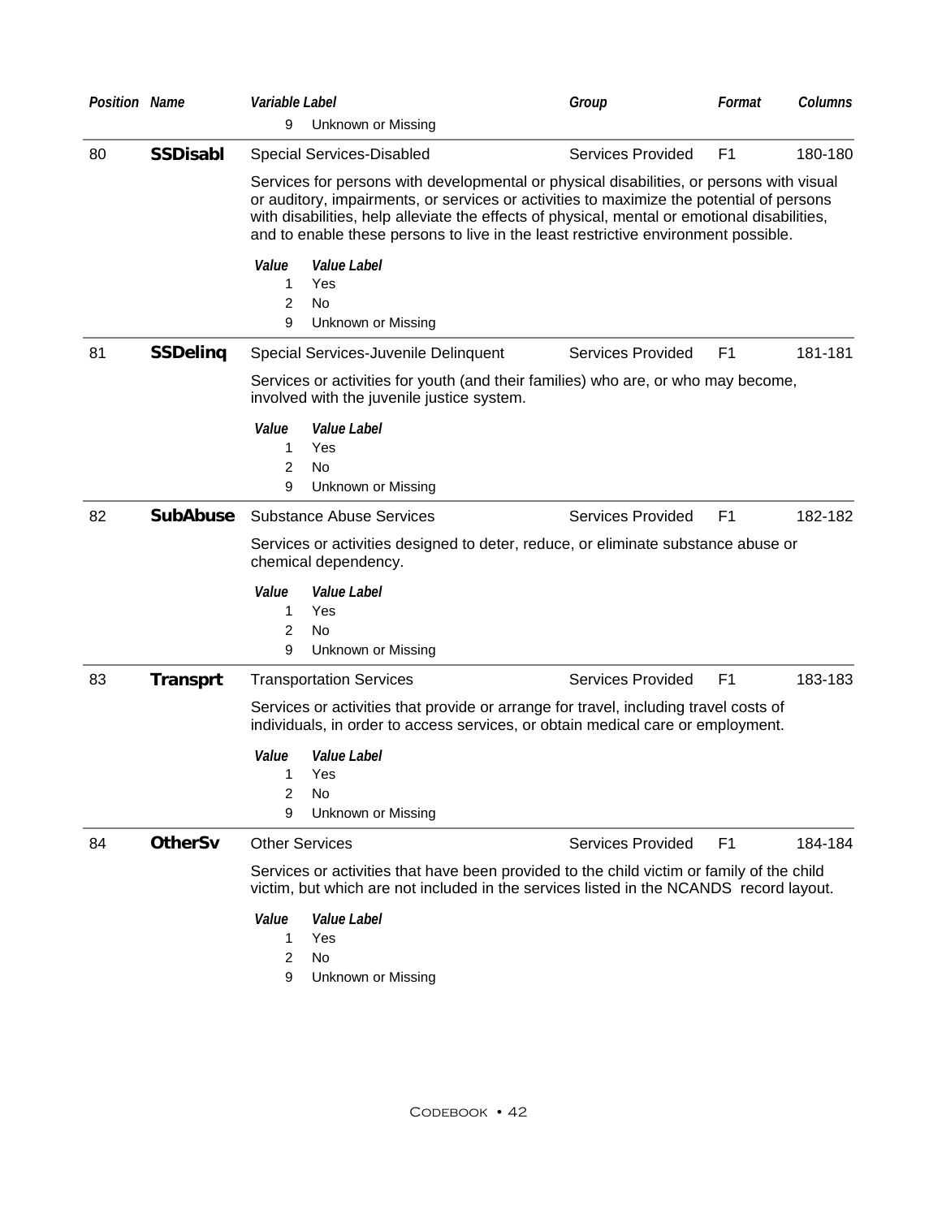| Position | Name | Variable Label | Group | Format | Columns |
|---|---|---|---|---|---|

9 Unknown or Missing

| Position | Name | Variable Label | Group | Format | Columns |
|---|---|---|---|---|---|
| 80 | **SSDisabl** | Special Services-Disabled | Services Provided | F1 | 180-180 |

Services for persons with developmental or physical disabilities, or persons with visual or auditory, impairments, or services or activities to maximize the potential of persons with disabilities, help alleviate the effects of physical, mental or emotional disabilities, and to enable these persons to live in the least restrictive environment possible.

| *Value* | *Value Label* |
|---|---|
| 1 | Yes |
| 2 | No |
| 9 | Unknown or Missing |

| Position | Name | Variable Label | Group | Format | Columns |
|---|---|---|---|---|---|
| 81 | **SSDelinq** | Special Services-Juvenile Delinquent | Services Provided | F1 | 181-181 |

Services or activities for youth (and their families) who are, or who may become, involved with the juvenile justice system.

| *Value* | *Value Label* |
|---|---|
| 1 | Yes |
| 2 | No |
| 9 | Unknown or Missing |

| Position | Name | Variable Label | Group | Format | Columns |
|---|---|---|---|---|---|
| 82 | **SubAbuse** | Substance Abuse Services | Services Provided | F1 | 182-182 |

Services or activities designed to deter, reduce, or eliminate substance abuse or chemical dependency.

| *Value* | *Value Label* |
|---|---|
| 1 | Yes |
| 2 | No |
| 9 | Unknown or Missing |

| Position | Name | Variable Label | Group | Format | Columns |
|---|---|---|---|---|---|
| 83 | **Transprt** | Transportation Services | Services Provided | F1 | 183-183 |

Services or activities that provide or arrange for travel, including travel costs of individuals, in order to access services, or obtain medical care or employment.

| *Value* | *Value Label* |
|---|---|
| 1 | Yes |
| 2 | No |
| 9 | Unknown or Missing |

| Position | Name | Variable Label | Group | Format | Columns |
|---|---|---|---|---|---|
| 84 | **OtherSv** | Other Services | Services Provided | F1 | 184-184 |

Services or activities that have been provided to the child victim or family of the child victim, but which are not included in the services listed in the NCANDS record layout.

| *Value* | *Value Label* |
|---|---|
| 1 | Yes |
| 2 | No |
| 9 | Unknown or Missing |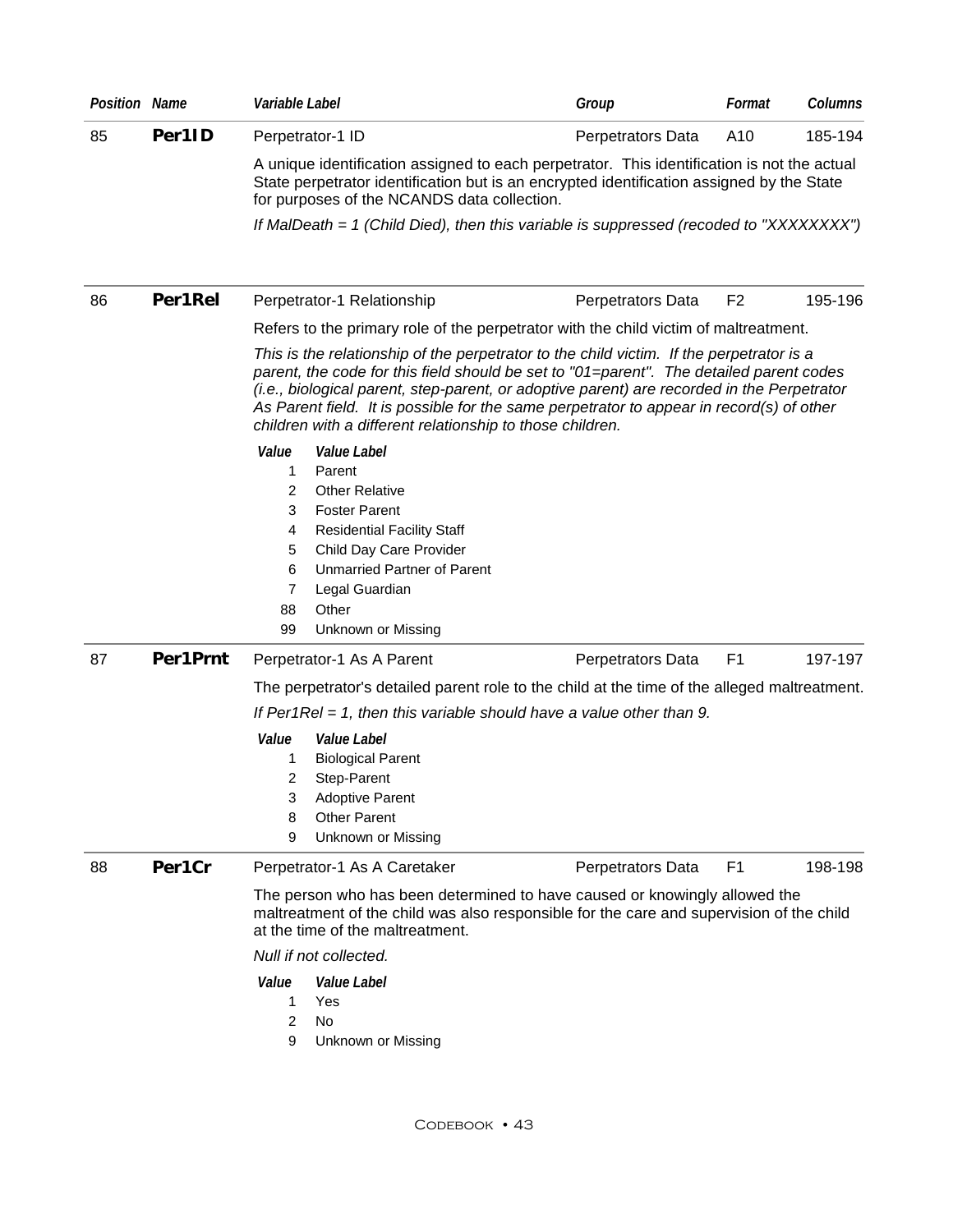| Position | Name | Variable Label | Group | Format | Columns |
|---|---|---|---|---|---|
| 85 | **Per1ID** | Perpetrator-1 ID | Perpetrators Data | A10 | 185-194 |

A unique identification assigned to each perpetrator. This identification is not the actual State perpetrator identification but is an encrypted identification assigned by the State for purposes of the NCANDS data collection.

*If MalDeath = 1 (Child Died), then this variable is suppressed (recoded to "XXXXXXXX")*

| Position | Name | Variable Label | Group | Format | Columns |
|---|---|---|---|---|---|
| 86 | **Per1Rel** | Perpetrator-1 Relationship | Perpetrators Data | F2 | 195-196 |

Refers to the primary role of the perpetrator with the child victim of maltreatment.

*This is the relationship of the perpetrator to the child victim. If the perpetrator is a parent, the code for this field should be set to "01=parent". The detailed parent codes (i.e., biological parent, step-parent, or adoptive parent) are recorded in the Perpetrator As Parent field. It is possible for the same perpetrator to appear in record(s) of other children with a different relationship to those children.*

| Value | Value Label |
|---|---|
| 1 | Parent |
| 2 | Other Relative |
| 3 | Foster Parent |
| 4 | Residential Facility Staff |
| 5 | Child Day Care Provider |
| 6 | Unmarried Partner of Parent |
| 7 | Legal Guardian |
| 88 | Other |
| 99 | Unknown or Missing |

| Position | Name | Variable Label | Group | Format | Columns |
|---|---|---|---|---|---|
| 87 | **Per1Prnt** | Perpetrator-1 As A Parent | Perpetrators Data | F1 | 197-197 |

The perpetrator's detailed parent role to the child at the time of the alleged maltreatment.

*If Per1Rel = 1, then this variable should have a value other than 9.*

| Value | Value Label |
|---|---|
| 1 | Biological Parent |
| 2 | Step-Parent |
| 3 | Adoptive Parent |
| 8 | Other Parent |
| 9 | Unknown or Missing |

| Position | Name | Variable Label | Group | Format | Columns |
|---|---|---|---|---|---|
| 88 | **Per1Cr** | Perpetrator-1 As A Caretaker | Perpetrators Data | F1 | 198-198 |

The person who has been determined to have caused or knowingly allowed the maltreatment of the child was also responsible for the care and supervision of the child at the time of the maltreatment.

*Null if not collected.*

| Value | Value Label |
|---|---|
| 1 | Yes |
| 2 | No |
| 9 | Unknown or Missing |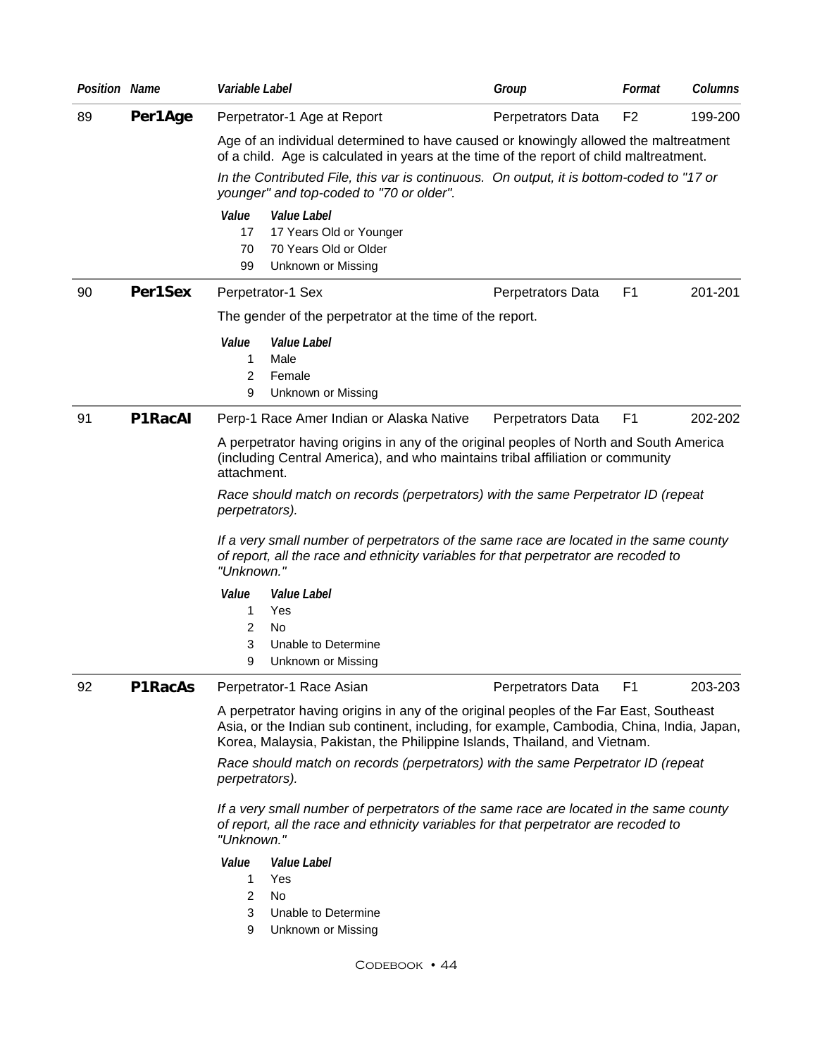| Position | Name | Variable Label | Group | Format | Columns |
|---|---|---|---|---|---|
| 89 | **Per1Age** | Perpetrator-1 Age at Report | Perpetrators Data | F2 | 199-200 |

Age of an individual determined to have caused or knowingly allowed the maltreatment of a child. Age is calculated in years at the time of the report of child maltreatment.

*In the Contributed File, this var is continuous. On output, it is bottom-coded to "17 or younger" and top-coded to "70 or older".*

| Value | Value Label |
|---|---|
| 17 | 17 Years Old or Younger |
| 70 | 70 Years Old or Older |
| 99 | Unknown or Missing |

| Position | Name | Variable Label | Group | Format | Columns |
|---|---|---|---|---|---|
| 90 | **Per1Sex** | Perpetrator-1 Sex | Perpetrators Data | F1 | 201-201 |

The gender of the perpetrator at the time of the report.

| Value | Value Label |
|---|---|
| 1 | Male |
| 2 | Female |
| 9 | Unknown or Missing |

| Position | Name | Variable Label | Group | Format | Columns |
|---|---|---|---|---|---|
| 91 | **P1RacAI** | Perp-1 Race Amer Indian or Alaska Native | Perpetrators Data | F1 | 202-202 |

A perpetrator having origins in any of the original peoples of North and South America (including Central America), and who maintains tribal affiliation or community attachment.

*Race should match on records (perpetrators) with the same Perpetrator ID (repeat perpetrators).*

*If a very small number of perpetrators of the same race are located in the same county of report, all the race and ethnicity variables for that perpetrator are recoded to "Unknown."*

| Value | Value Label |
|---|---|
| 1 | Yes |
| 2 | No |
| 3 | Unable to Determine |
| 9 | Unknown or Missing |

| Position | Name | Variable Label | Group | Format | Columns |
|---|---|---|---|---|---|
| 92 | **P1RacAs** | Perpetrator-1 Race Asian | Perpetrators Data | F1 | 203-203 |

A perpetrator having origins in any of the original peoples of the Far East, Southeast Asia, or the Indian sub continent, including, for example, Cambodia, China, India, Japan, Korea, Malaysia, Pakistan, the Philippine Islands, Thailand, and Vietnam.

*Race should match on records (perpetrators) with the same Perpetrator ID (repeat perpetrators).*

*If a very small number of perpetrators of the same race are located in the same county of report, all the race and ethnicity variables for that perpetrator are recoded to "Unknown."*

| Value | Value Label |
|---|---|
| 1 | Yes |
| 2 | No |
| 3 | Unable to Determine |
| 9 | Unknown or Missing |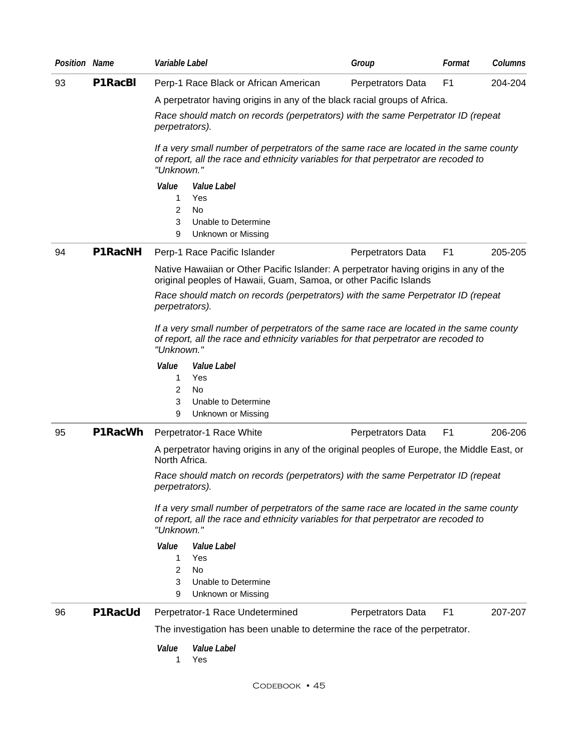| Position | Name | Variable Label | Group | Format | Columns |
|---|---|---|---|---|---|
| 93 | **P1RacBl** | Perp-1 Race Black or African American | Perpetrators Data | F1 | 204-204 |

A perpetrator having origins in any of the black racial groups of Africa.

*Race should match on records (perpetrators) with the same Perpetrator ID (repeat perpetrators).*

*If a very small number of perpetrators of the same race are located in the same county of report, all the race and ethnicity variables for that perpetrator are recoded to "Unknown."*

| Value | Value Label |
|---|---|
| 1 | Yes |
| 2 | No |
| 3 | Unable to Determine |
| 9 | Unknown or Missing |

| Position | Name | Variable Label | Group | Format | Columns |
|---|---|---|---|---|---|
| 94 | **P1RacNH** | Perp-1 Race Pacific Islander | Perpetrators Data | F1 | 205-205 |

Native Hawaiian or Other Pacific Islander: A perpetrator having origins in any of the original peoples of Hawaii, Guam, Samoa, or other Pacific Islands

*Race should match on records (perpetrators) with the same Perpetrator ID (repeat perpetrators).*

*If a very small number of perpetrators of the same race are located in the same county of report, all the race and ethnicity variables for that perpetrator are recoded to "Unknown."*

| Value | Value Label |
|---|---|
| 1 | Yes |
| 2 | No |
| 3 | Unable to Determine |
| 9 | Unknown or Missing |

| Position | Name | Variable Label | Group | Format | Columns |
|---|---|---|---|---|---|
| 95 | **P1RacWh** | Perpetrator-1 Race White | Perpetrators Data | F1 | 206-206 |

A perpetrator having origins in any of the original peoples of Europe, the Middle East, or North Africa.

*Race should match on records (perpetrators) with the same Perpetrator ID (repeat perpetrators).*

*If a very small number of perpetrators of the same race are located in the same county of report, all the race and ethnicity variables for that perpetrator are recoded to "Unknown."*

| Value | Value Label |
|---|---|
| 1 | Yes |
| 2 | No |
| 3 | Unable to Determine |
| 9 | Unknown or Missing |

| Position | Name | Variable Label | Group | Format | Columns |
|---|---|---|---|---|---|
| 96 | **P1RacUd** | Perpetrator-1 Race Undetermined | Perpetrators Data | F1 | 207-207 |

The investigation has been unable to determine the race of the perpetrator.

| Value | Value Label |
|---|---|
| 1 | Yes |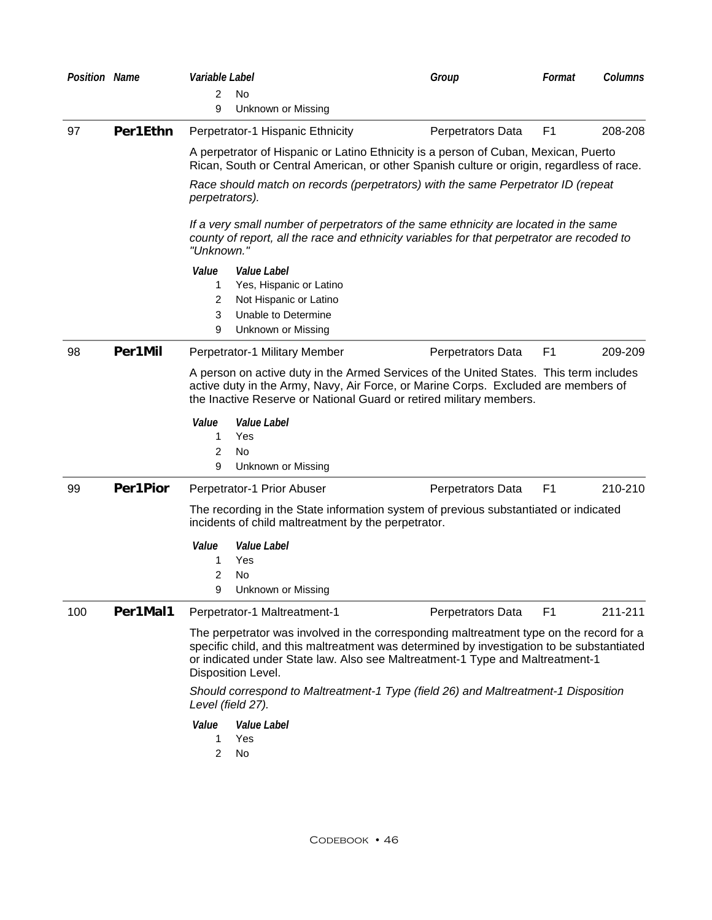| Position | Name | Variable Label | Group | Format | Columns |
|---|---|---|---|---|---|

| Value | Value Label |
|---|---|
| 2 | No |
| 9 | Unknown or Missing |

---

| Position | Name | Variable Label | Group | Format | Columns |
|---|---|---|---|---|---|
| 97 | **Per1Ethn** | Perpetrator-1 Hispanic Ethnicity | Perpetrators Data | F1 | 208-208 |

A perpetrator of Hispanic or Latino Ethnicity is a person of Cuban, Mexican, Puerto Rican, South or Central American, or other Spanish culture or origin, regardless of race.

*Race should match on records (perpetrators) with the same Perpetrator ID (repeat perpetrators).*

*If a very small number of perpetrators of the same ethnicity are located in the same county of report, all the race and ethnicity variables for that perpetrator are recoded to "Unknown."*

| Value | Value Label |
|---|---|
| 1 | Yes, Hispanic or Latino |
| 2 | Not Hispanic or Latino |
| 3 | Unable to Determine |
| 9 | Unknown or Missing |

---

| Position | Name | Variable Label | Group | Format | Columns |
|---|---|---|---|---|---|
| 98 | **Per1Mil** | Perpetrator-1 Military Member | Perpetrators Data | F1 | 209-209 |

A person on active duty in the Armed Services of the United States. This term includes active duty in the Army, Navy, Air Force, or Marine Corps. Excluded are members of the Inactive Reserve or National Guard or retired military members.

| Value | Value Label |
|---|---|
| 1 | Yes |
| 2 | No |
| 9 | Unknown or Missing |

---

| Position | Name | Variable Label | Group | Format | Columns |
|---|---|---|---|---|---|
| 99 | **Per1Pior** | Perpetrator-1 Prior Abuser | Perpetrators Data | F1 | 210-210 |

The recording in the State information system of previous substantiated or indicated incidents of child maltreatment by the perpetrator.

| Value | Value Label |
|---|---|
| 1 | Yes |
| 2 | No |
| 9 | Unknown or Missing |

---

| Position | Name | Variable Label | Group | Format | Columns |
|---|---|---|---|---|---|
| 100 | **Per1Mal1** | Perpetrator-1 Maltreatment-1 | Perpetrators Data | F1 | 211-211 |

The perpetrator was involved in the corresponding maltreatment type on the record for a specific child, and this maltreatment was determined by investigation to be substantiated or indicated under State law. Also see Maltreatment-1 Type and Maltreatment-1 Disposition Level.

*Should correspond to Maltreatment-1 Type (field 26) and Maltreatment-1 Disposition Level (field 27).*

| Value | Value Label |
|---|---|
| 1 | Yes |
| 2 | No |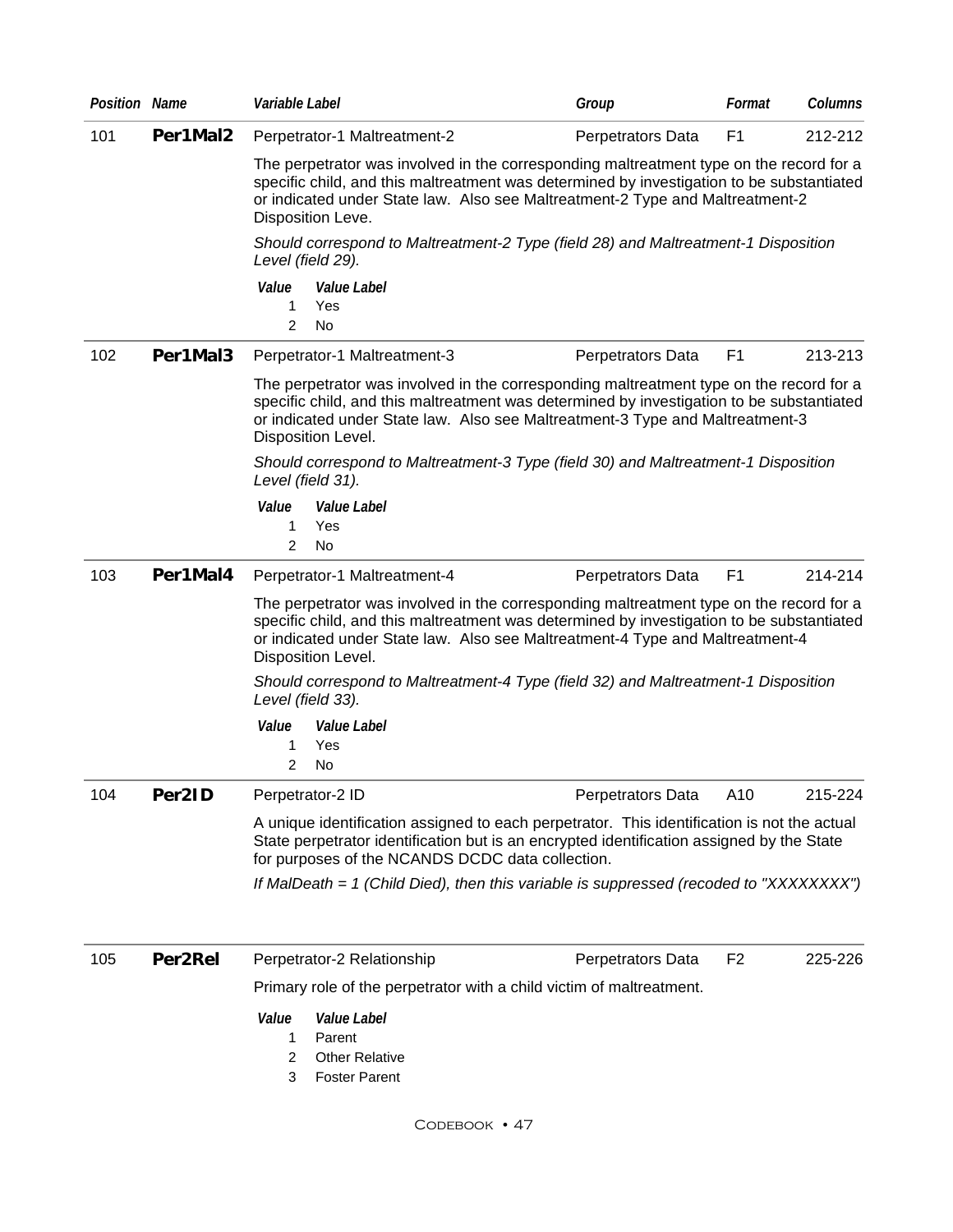| Position | Name | Variable Label | Group | Format | Columns |
|---|---|---|---|---|---|
| 101 | **Per1Mal2** | Perpetrator-1 Maltreatment-2 | Perpetrators Data | F1 | 212-212 |

The perpetrator was involved in the corresponding maltreatment type on the record for a specific child, and this maltreatment was determined by investigation to be substantiated or indicated under State law. Also see Maltreatment-2 Type and Maltreatment-2 Disposition Leve.

*Should correspond to Maltreatment-2 Type (field 28) and Maltreatment-1 Disposition Level (field 29).*

| Value | Value Label |
|---|---|
| 1 | Yes |
| 2 | No |

| Position | Name | Variable Label | Group | Format | Columns |
|---|---|---|---|---|---|
| 102 | **Per1Mal3** | Perpetrator-1 Maltreatment-3 | Perpetrators Data | F1 | 213-213 |

The perpetrator was involved in the corresponding maltreatment type on the record for a specific child, and this maltreatment was determined by investigation to be substantiated or indicated under State law. Also see Maltreatment-3 Type and Maltreatment-3 Disposition Level.

*Should correspond to Maltreatment-3 Type (field 30) and Maltreatment-1 Disposition Level (field 31).*

| Value | Value Label |
|---|---|
| 1 | Yes |
| 2 | No |

| Position | Name | Variable Label | Group | Format | Columns |
|---|---|---|---|---|---|
| 103 | **Per1Mal4** | Perpetrator-1 Maltreatment-4 | Perpetrators Data | F1 | 214-214 |

The perpetrator was involved in the corresponding maltreatment type on the record for a specific child, and this maltreatment was determined by investigation to be substantiated or indicated under State law. Also see Maltreatment-4 Type and Maltreatment-4 Disposition Level.

*Should correspond to Maltreatment-4 Type (field 32) and Maltreatment-1 Disposition Level (field 33).*

| Value | Value Label |
|---|---|
| 1 | Yes |
| 2 | No |

| Position | Name | Variable Label | Group | Format | Columns |
|---|---|---|---|---|---|
| 104 | **Per2ID** | Perpetrator-2 ID | Perpetrators Data | A10 | 215-224 |

A unique identification assigned to each perpetrator. This identification is not the actual State perpetrator identification but is an encrypted identification assigned by the State for purposes of the NCANDS DCDC data collection.

*If MalDeath = 1 (Child Died), then this variable is suppressed (recoded to "XXXXXXXX")*

| Position | Name | Variable Label | Group | Format | Columns |
|---|---|---|---|---|---|
| 105 | **Per2Rel** | Perpetrator-2 Relationship | Perpetrators Data | F2 | 225-226 |

Primary role of the perpetrator with a child victim of maltreatment.

| Value | Value Label |
|---|---|
| 1 | Parent |
| 2 | Other Relative |
| 3 | Foster Parent |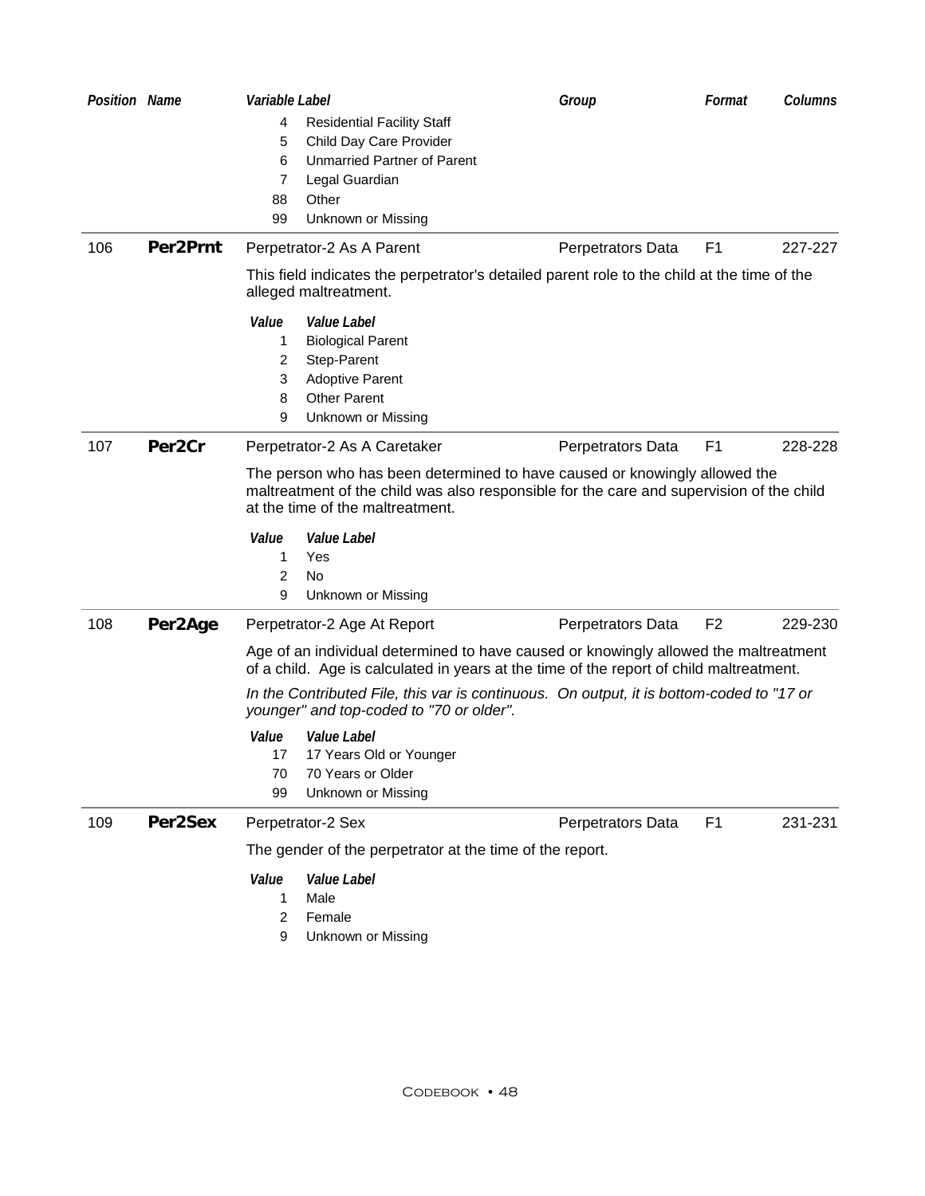| Position | Name | Variable Label | Group | Format | Columns |
|---|---|---|---|---|---|

| Value | Value Label |
|---|---|
| 4 | Residential Facility Staff |
| 5 | Child Day Care Provider |
| 6 | Unmarried Partner of Parent |
| 7 | Legal Guardian |
| 88 | Other |
| 99 | Unknown or Missing |

---

| 106 | **Per2Prnt** | Perpetrator-2 As A Parent | Perpetrators Data | F1 | 227-227 |
|---|---|---|---|---|---|

This field indicates the perpetrator's detailed parent role to the child at the time of the alleged maltreatment.

| Value | Value Label |
|---|---|
| 1 | Biological Parent |
| 2 | Step-Parent |
| 3 | Adoptive Parent |
| 8 | Other Parent |
| 9 | Unknown or Missing |

---

| 107 | **Per2Cr** | Perpetrator-2 As A Caretaker | Perpetrators Data | F1 | 228-228 |
|---|---|---|---|---|---|

The person who has been determined to have caused or knowingly allowed the maltreatment of the child was also responsible for the care and supervision of the child at the time of the maltreatment.

| Value | Value Label |
|---|---|
| 1 | Yes |
| 2 | No |
| 9 | Unknown or Missing |

---

| 108 | **Per2Age** | Perpetrator-2 Age At Report | Perpetrators Data | F2 | 229-230 |
|---|---|---|---|---|---|

Age of an individual determined to have caused or knowingly allowed the maltreatment of a child. Age is calculated in years at the time of the report of child maltreatment.

*In the Contributed File, this var is continuous. On output, it is bottom-coded to "17 or younger" and top-coded to "70 or older".*

| Value | Value Label |
|---|---|
| 17 | 17 Years Old or Younger |
| 70 | 70 Years or Older |
| 99 | Unknown or Missing |

---

| 109 | **Per2Sex** | Perpetrator-2 Sex | Perpetrators Data | F1 | 231-231 |
|---|---|---|---|---|---|

The gender of the perpetrator at the time of the report.

| Value | Value Label |
|---|---|
| 1 | Male |
| 2 | Female |
| 9 | Unknown or Missing |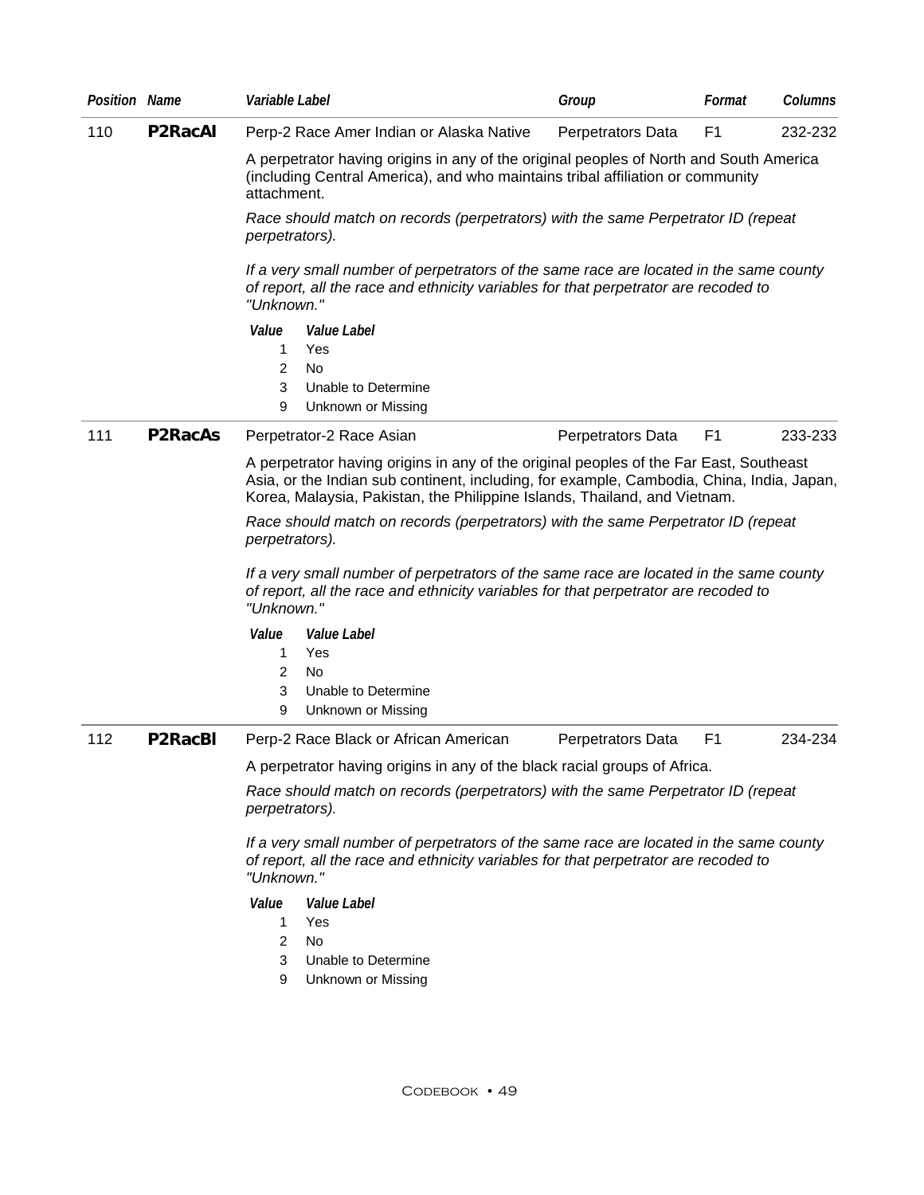| Position | Name | Variable Label | Group | Format | Columns |
|---|---|---|---|---|---|
| 110 | **P2RacAI** | Perp-2 Race Amer Indian or Alaska Native | Perpetrators Data | F1 | 232-232 |

A perpetrator having origins in any of the original peoples of North and South America (including Central America), and who maintains tribal affiliation or community attachment.

*Race should match on records (perpetrators) with the same Perpetrator ID (repeat perpetrators).*

*If a very small number of perpetrators of the same race are located in the same county of report, all the race and ethnicity variables for that perpetrator are recoded to "Unknown."*

| Value | Value Label |
|---|---|
| 1 | Yes |
| 2 | No |
| 3 | Unable to Determine |
| 9 | Unknown or Missing |

| Position | Name | Variable Label | Group | Format | Columns |
|---|---|---|---|---|---|
| 111 | **P2RacAs** | Perpetrator-2 Race Asian | Perpetrators Data | F1 | 233-233 |

A perpetrator having origins in any of the original peoples of the Far East, Southeast Asia, or the Indian sub continent, including, for example, Cambodia, China, India, Japan, Korea, Malaysia, Pakistan, the Philippine Islands, Thailand, and Vietnam.

*Race should match on records (perpetrators) with the same Perpetrator ID (repeat perpetrators).*

*If a very small number of perpetrators of the same race are located in the same county of report, all the race and ethnicity variables for that perpetrator are recoded to "Unknown."*

| Value | Value Label |
|---|---|
| 1 | Yes |
| 2 | No |
| 3 | Unable to Determine |
| 9 | Unknown or Missing |

| Position | Name | Variable Label | Group | Format | Columns |
|---|---|---|---|---|---|
| 112 | **P2RacBl** | Perp-2 Race Black or African American | Perpetrators Data | F1 | 234-234 |

A perpetrator having origins in any of the black racial groups of Africa.

*Race should match on records (perpetrators) with the same Perpetrator ID (repeat perpetrators).*

*If a very small number of perpetrators of the same race are located in the same county of report, all the race and ethnicity variables for that perpetrator are recoded to "Unknown."*

| Value | Value Label |
|---|---|
| 1 | Yes |
| 2 | No |
| 3 | Unable to Determine |
| 9 | Unknown or Missing |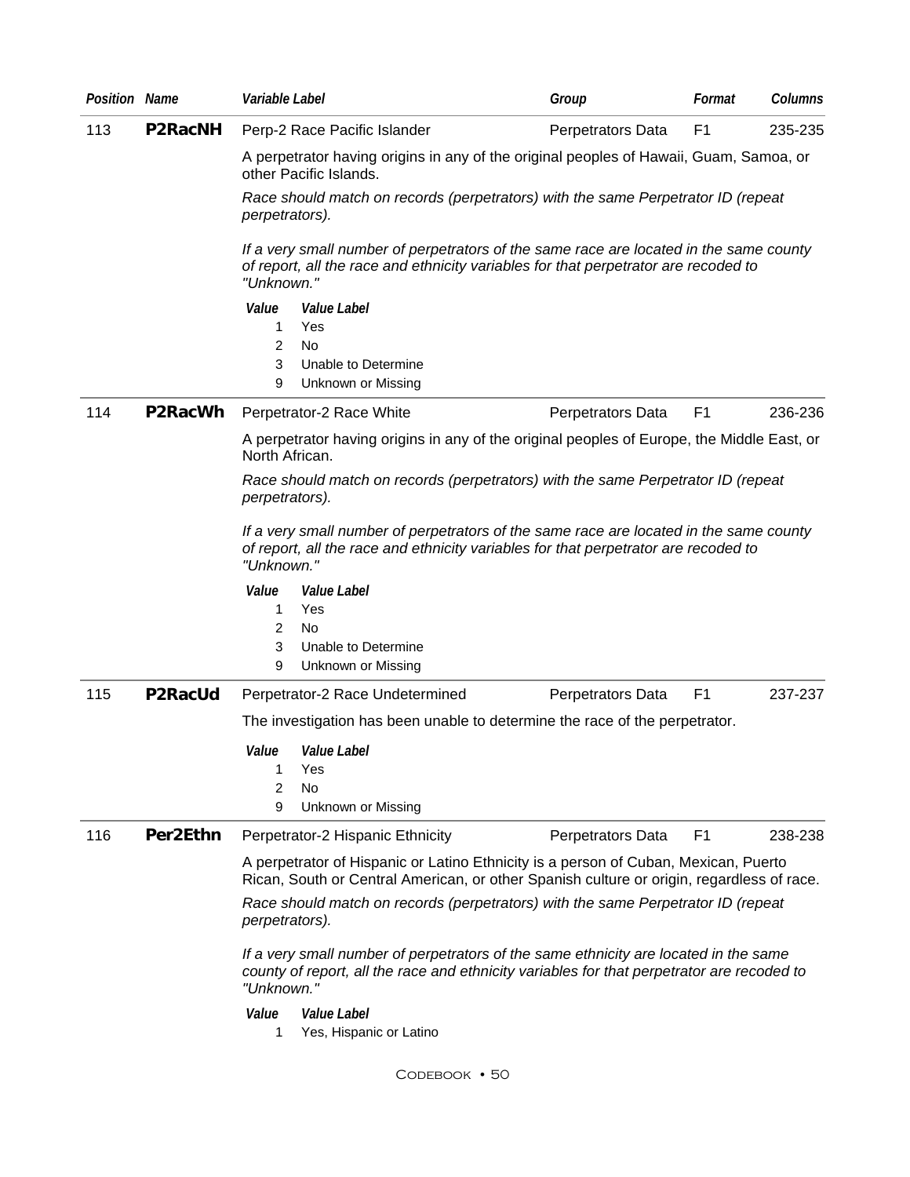| Position | Name | Variable Label | Group | Format | Columns |
|---|---|---|---|---|---|
| 113 | **P2RacNH** | Perp-2 Race Pacific Islander | Perpetrators Data | F1 | 235-235 |

A perpetrator having origins in any of the original peoples of Hawaii, Guam, Samoa, or other Pacific Islands.

*Race should match on records (perpetrators) with the same Perpetrator ID (repeat perpetrators).*

*If a very small number of perpetrators of the same race are located in the same county of report, all the race and ethnicity variables for that perpetrator are recoded to "Unknown."*

| Value | Value Label |
|---|---|
| 1 | Yes |
| 2 | No |
| 3 | Unable to Determine |
| 9 | Unknown or Missing |

| Position | Name | Variable Label | Group | Format | Columns |
|---|---|---|---|---|---|
| 114 | **P2RacWh** | Perpetrator-2 Race White | Perpetrators Data | F1 | 236-236 |

A perpetrator having origins in any of the original peoples of Europe, the Middle East, or North African.

*Race should match on records (perpetrators) with the same Perpetrator ID (repeat perpetrators).*

*If a very small number of perpetrators of the same race are located in the same county of report, all the race and ethnicity variables for that perpetrator are recoded to "Unknown."*

| Value | Value Label |
|---|---|
| 1 | Yes |
| 2 | No |
| 3 | Unable to Determine |
| 9 | Unknown or Missing |

| Position | Name | Variable Label | Group | Format | Columns |
|---|---|---|---|---|---|
| 115 | **P2RacUd** | Perpetrator-2 Race Undetermined | Perpetrators Data | F1 | 237-237 |

The investigation has been unable to determine the race of the perpetrator.

| Value | Value Label |
|---|---|
| 1 | Yes |
| 2 | No |
| 9 | Unknown or Missing |

| Position | Name | Variable Label | Group | Format | Columns |
|---|---|---|---|---|---|
| 116 | **Per2Ethn** | Perpetrator-2 Hispanic Ethnicity | Perpetrators Data | F1 | 238-238 |

A perpetrator of Hispanic or Latino Ethnicity is a person of Cuban, Mexican, Puerto Rican, South or Central American, or other Spanish culture or origin, regardless of race.

*Race should match on records (perpetrators) with the same Perpetrator ID (repeat perpetrators).*

*If a very small number of perpetrators of the same ethnicity are located in the same county of report, all the race and ethnicity variables for that perpetrator are recoded to "Unknown."*

| Value | Value Label |
|---|---|
| 1 | Yes, Hispanic or Latino |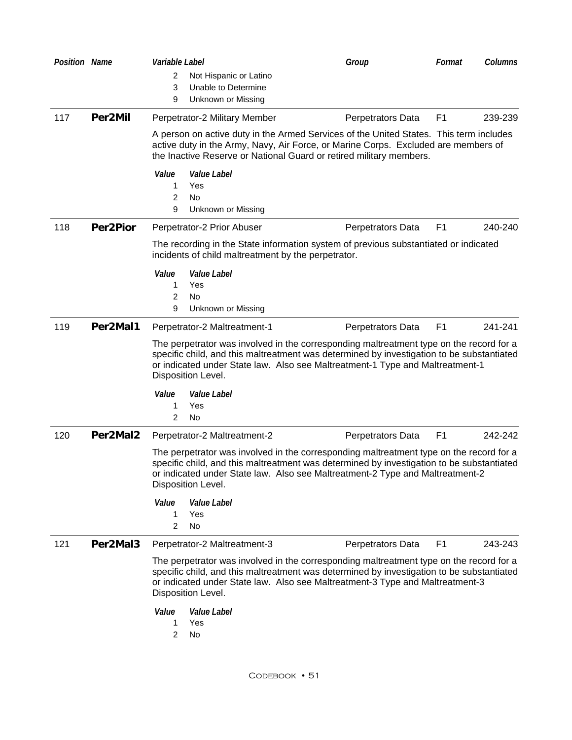| Position | Name | Variable Label | Group | Format | Columns |
|---|---|---|---|---|---|

| Value | Value Label |
|---|---|
| 2 | Not Hispanic or Latino |
| 3 | Unable to Determine |
| 9 | Unknown or Missing |

---

| 117 | **Per2Mil** | Perpetrator-2 Military Member | Perpetrators Data | F1 | 239-239 |
|---|---|---|---|---|---|

A person on active duty in the Armed Services of the United States. This term includes active duty in the Army, Navy, Air Force, or Marine Corps. Excluded are members of the Inactive Reserve or National Guard or retired military members.

| Value | Value Label |
|---|---|
| 1 | Yes |
| 2 | No |
| 9 | Unknown or Missing |

---

| 118 | **Per2Pior** | Perpetrator-2 Prior Abuser | Perpetrators Data | F1 | 240-240 |
|---|---|---|---|---|---|

The recording in the State information system of previous substantiated or indicated incidents of child maltreatment by the perpetrator.

| Value | Value Label |
|---|---|
| 1 | Yes |
| 2 | No |
| 9 | Unknown or Missing |

---

| 119 | **Per2Mal1** | Perpetrator-2 Maltreatment-1 | Perpetrators Data | F1 | 241-241 |
|---|---|---|---|---|---|

The perpetrator was involved in the corresponding maltreatment type on the record for a specific child, and this maltreatment was determined by investigation to be substantiated or indicated under State law. Also see Maltreatment-1 Type and Maltreatment-1 Disposition Level.

| Value | Value Label |
|---|---|
| 1 | Yes |
| 2 | No |

---

| 120 | **Per2Mal2** | Perpetrator-2 Maltreatment-2 | Perpetrators Data | F1 | 242-242 |
|---|---|---|---|---|---|

The perpetrator was involved in the corresponding maltreatment type on the record for a specific child, and this maltreatment was determined by investigation to be substantiated or indicated under State law. Also see Maltreatment-2 Type and Maltreatment-2 Disposition Level.

| Value | Value Label |
|---|---|
| 1 | Yes |
| 2 | No |

---

| 121 | **Per2Mal3** | Perpetrator-2 Maltreatment-3 | Perpetrators Data | F1 | 243-243 |
|---|---|---|---|---|---|

The perpetrator was involved in the corresponding maltreatment type on the record for a specific child, and this maltreatment was determined by investigation to be substantiated or indicated under State law. Also see Maltreatment-3 Type and Maltreatment-3 Disposition Level.

| Value | Value Label |
|---|---|
| 1 | Yes |
| 2 | No |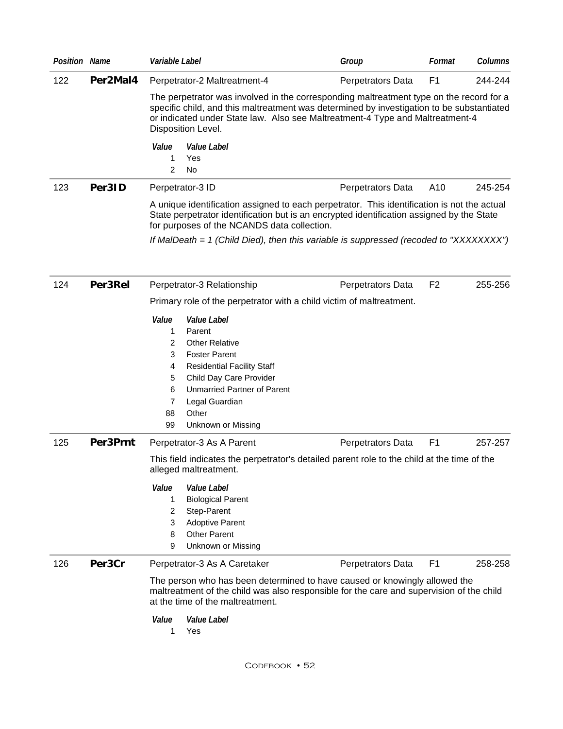| Position | Name | Variable Label | Group | Format | Columns |
|---|---|---|---|---|---|
| 122 | **Per2Mal4** | Perpetrator-2 Maltreatment-4 | Perpetrators Data | F1 | 244-244 |

The perpetrator was involved in the corresponding maltreatment type on the record for a specific child, and this maltreatment was determined by investigation to be substantiated or indicated under State law. Also see Maltreatment-4 Type and Maltreatment-4 Disposition Level.

| Value | Value Label |
|---|---|
| 1 | Yes |
| 2 | No |

| Position | Name | Variable Label | Group | Format | Columns |
|---|---|---|---|---|---|
| 123 | **Per3ID** | Perpetrator-3 ID | Perpetrators Data | A10 | 245-254 |

A unique identification assigned to each perpetrator. This identification is not the actual State perpetrator identification but is an encrypted identification assigned by the State for purposes of the NCANDS data collection.

*If MalDeath = 1 (Child Died), then this variable is suppressed (recoded to "XXXXXXXX")*

| Position | Name | Variable Label | Group | Format | Columns |
|---|---|---|---|---|---|
| 124 | **Per3Rel** | Perpetrator-3 Relationship | Perpetrators Data | F2 | 255-256 |

Primary role of the perpetrator with a child victim of maltreatment.

| Value | Value Label |
|---|---|
| 1 | Parent |
| 2 | Other Relative |
| 3 | Foster Parent |
| 4 | Residential Facility Staff |
| 5 | Child Day Care Provider |
| 6 | Unmarried Partner of Parent |
| 7 | Legal Guardian |
| 88 | Other |
| 99 | Unknown or Missing |

| Position | Name | Variable Label | Group | Format | Columns |
|---|---|---|---|---|---|
| 125 | **Per3Prnt** | Perpetrator-3 As A Parent | Perpetrators Data | F1 | 257-257 |

This field indicates the perpetrator's detailed parent role to the child at the time of the alleged maltreatment.

| Value | Value Label |
|---|---|
| 1 | Biological Parent |
| 2 | Step-Parent |
| 3 | Adoptive Parent |
| 8 | Other Parent |
| 9 | Unknown or Missing |

| Position | Name | Variable Label | Group | Format | Columns |
|---|---|---|---|---|---|
| 126 | **Per3Cr** | Perpetrator-3 As A Caretaker | Perpetrators Data | F1 | 258-258 |

The person who has been determined to have caused or knowingly allowed the maltreatment of the child was also responsible for the care and supervision of the child at the time of the maltreatment.

| Value | Value Label |
|---|---|
| 1 | Yes |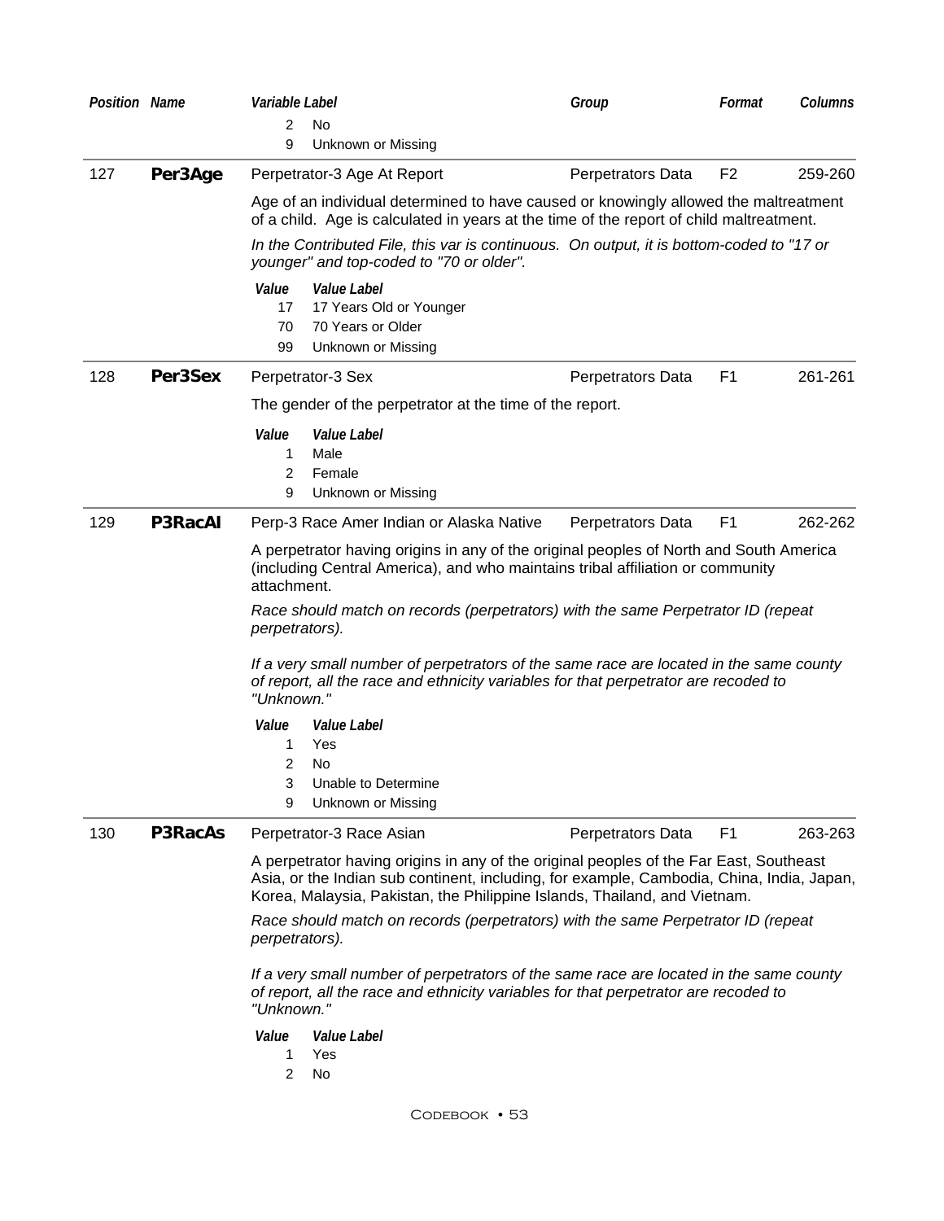| Position | Name | Variable Label | Group | Format | Columns |
|---|---|---|---|---|---|

2 No
9 Unknown or Missing

---

| 127 | **Per3Age** | Perpetrator-3 Age At Report | Perpetrators Data | F2 | 259-260 |
|---|---|---|---|---|---|

Age of an individual determined to have caused or knowingly allowed the maltreatment of a child. Age is calculated in years at the time of the report of child maltreatment.

*In the Contributed File, this var is continuous. On output, it is bottom-coded to "17 or younger" and top-coded to "70 or older".*

| *Value* | *Value Label* |
|---|---|
| 17 | 17 Years Old or Younger |
| 70 | 70 Years or Older |
| 99 | Unknown or Missing |

---

| 128 | **Per3Sex** | Perpetrator-3 Sex | Perpetrators Data | F1 | 261-261 |
|---|---|---|---|---|---|

The gender of the perpetrator at the time of the report.

| *Value* | *Value Label* |
|---|---|
| 1 | Male |
| 2 | Female |
| 9 | Unknown or Missing |

---

| 129 | **P3RacAI** | Perp-3 Race Amer Indian or Alaska Native | Perpetrators Data | F1 | 262-262 |
|---|---|---|---|---|---|

A perpetrator having origins in any of the original peoples of North and South America (including Central America), and who maintains tribal affiliation or community attachment.

*Race should match on records (perpetrators) with the same Perpetrator ID (repeat perpetrators).*

*If a very small number of perpetrators of the same race are located in the same county of report, all the race and ethnicity variables for that perpetrator are recoded to "Unknown."*

| *Value* | *Value Label* |
|---|---|
| 1 | Yes |
| 2 | No |
| 3 | Unable to Determine |
| 9 | Unknown or Missing |

---

| 130 | **P3RacAs** | Perpetrator-3 Race Asian | Perpetrators Data | F1 | 263-263 |
|---|---|---|---|---|---|

A perpetrator having origins in any of the original peoples of the Far East, Southeast Asia, or the Indian sub continent, including, for example, Cambodia, China, India, Japan, Korea, Malaysia, Pakistan, the Philippine Islands, Thailand, and Vietnam.

*Race should match on records (perpetrators) with the same Perpetrator ID (repeat perpetrators).*

*If a very small number of perpetrators of the same race are located in the same county of report, all the race and ethnicity variables for that perpetrator are recoded to "Unknown."*

| *Value* | *Value Label* |
|---|---|
| 1 | Yes |
| 2 | No |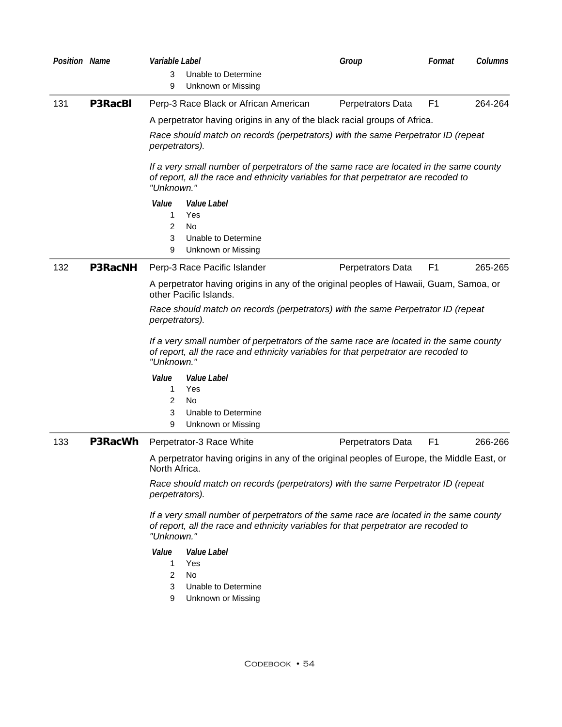| Position | Name | Variable Label | Group | Format | Columns |
|---|---|---|---|---|---|
| | | 3 Unable to Determine | | | |
| | | 9 Unknown or Missing | | | |

| Position | Name | Variable Label | Group | Format | Columns |
|---|---|---|---|---|---|
| 131 | **P3RacBl** | Perp-3 Race Black or African American | Perpetrators Data | F1 | 264-264 |

A perpetrator having origins in any of the black racial groups of Africa.

*Race should match on records (perpetrators) with the same Perpetrator ID (repeat perpetrators).*

*If a very small number of perpetrators of the same race are located in the same county of report, all the race and ethnicity variables for that perpetrator are recoded to "Unknown."*

| Value | Value Label |
|---|---|
| 1 | Yes |
| 2 | No |
| 3 | Unable to Determine |
| 9 | Unknown or Missing |

| Position | Name | Variable Label | Group | Format | Columns |
|---|---|---|---|---|---|
| 132 | **P3RacNH** | Perp-3 Race Pacific Islander | Perpetrators Data | F1 | 265-265 |

A perpetrator having origins in any of the original peoples of Hawaii, Guam, Samoa, or other Pacific Islands.

*Race should match on records (perpetrators) with the same Perpetrator ID (repeat perpetrators).*

*If a very small number of perpetrators of the same race are located in the same county of report, all the race and ethnicity variables for that perpetrator are recoded to "Unknown."*

| Value | Value Label |
|---|---|
| 1 | Yes |
| 2 | No |
| 3 | Unable to Determine |
| 9 | Unknown or Missing |

| Position | Name | Variable Label | Group | Format | Columns |
|---|---|---|---|---|---|
| 133 | **P3RacWh** | Perpetrator-3 Race White | Perpetrators Data | F1 | 266-266 |

A perpetrator having origins in any of the original peoples of Europe, the Middle East, or North Africa.

*Race should match on records (perpetrators) with the same Perpetrator ID (repeat perpetrators).*

*If a very small number of perpetrators of the same race are located in the same county of report, all the race and ethnicity variables for that perpetrator are recoded to "Unknown."*

| Value | Value Label |
|---|---|
| 1 | Yes |
| 2 | No |
| 3 | Unable to Determine |
| 9 | Unknown or Missing |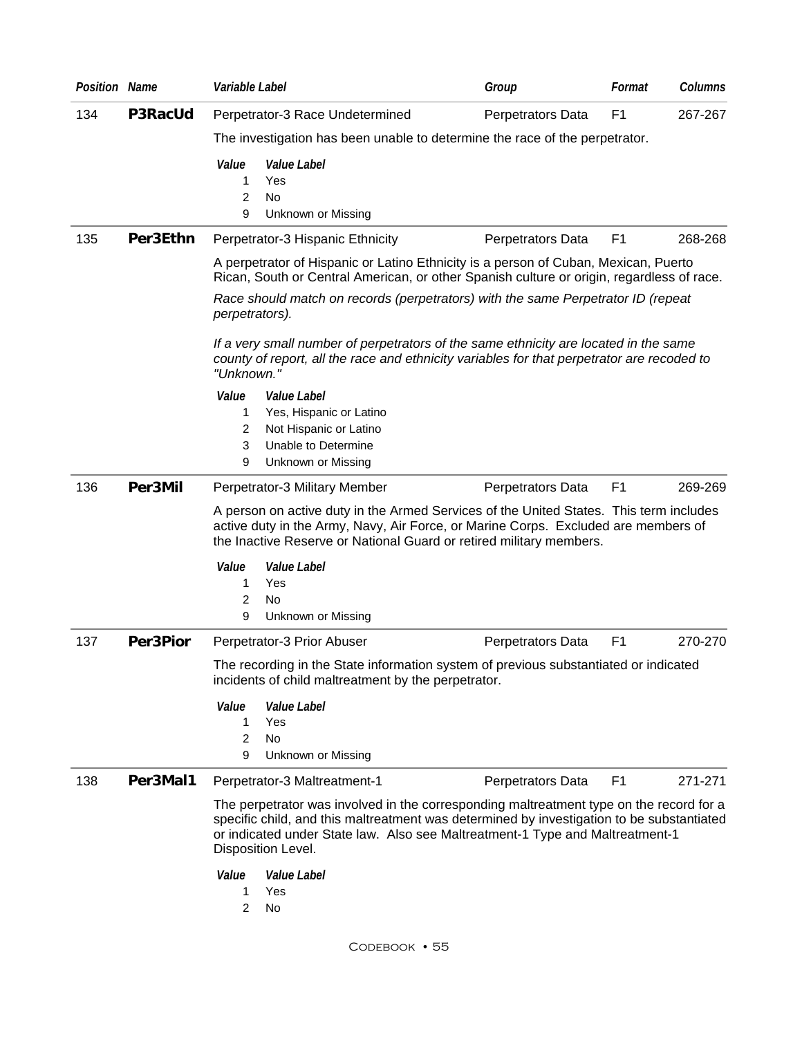| Position | Name | Variable Label | Group | Format | Columns |
|---|---|---|---|---|---|
| 134 | **P3RacUd** | Perpetrator-3 Race Undetermined | Perpetrators Data | F1 | 267-267 |

The investigation has been unable to determine the race of the perpetrator.

| Value | Value Label |
|---|---|
| 1 | Yes |
| 2 | No |
| 9 | Unknown or Missing |

| Position | Name | Variable Label | Group | Format | Columns |
|---|---|---|---|---|---|
| 135 | **Per3Ethn** | Perpetrator-3 Hispanic Ethnicity | Perpetrators Data | F1 | 268-268 |

A perpetrator of Hispanic or Latino Ethnicity is a person of Cuban, Mexican, Puerto Rican, South or Central American, or other Spanish culture or origin, regardless of race.

*Race should match on records (perpetrators) with the same Perpetrator ID (repeat perpetrators).*

*If a very small number of perpetrators of the same ethnicity are located in the same county of report, all the race and ethnicity variables for that perpetrator are recoded to "Unknown."*

| Value | Value Label |
|---|---|
| 1 | Yes, Hispanic or Latino |
| 2 | Not Hispanic or Latino |
| 3 | Unable to Determine |
| 9 | Unknown or Missing |

| Position | Name | Variable Label | Group | Format | Columns |
|---|---|---|---|---|---|
| 136 | **Per3Mil** | Perpetrator-3 Military Member | Perpetrators Data | F1 | 269-269 |

A person on active duty in the Armed Services of the United States. This term includes active duty in the Army, Navy, Air Force, or Marine Corps. Excluded are members of the Inactive Reserve or National Guard or retired military members.

| Value | Value Label |
|---|---|
| 1 | Yes |
| 2 | No |
| 9 | Unknown or Missing |

| Position | Name | Variable Label | Group | Format | Columns |
|---|---|---|---|---|---|
| 137 | **Per3Pior** | Perpetrator-3 Prior Abuser | Perpetrators Data | F1 | 270-270 |

The recording in the State information system of previous substantiated or indicated incidents of child maltreatment by the perpetrator.

| Value | Value Label |
|---|---|
| 1 | Yes |
| 2 | No |
| 9 | Unknown or Missing |

| Position | Name | Variable Label | Group | Format | Columns |
|---|---|---|---|---|---|
| 138 | **Per3Mal1** | Perpetrator-3 Maltreatment-1 | Perpetrators Data | F1 | 271-271 |

The perpetrator was involved in the corresponding maltreatment type on the record for a specific child, and this maltreatment was determined by investigation to be substantiated or indicated under State law. Also see Maltreatment-1 Type and Maltreatment-1 Disposition Level.

| Value | Value Label |
|---|---|
| 1 | Yes |
| 2 | No |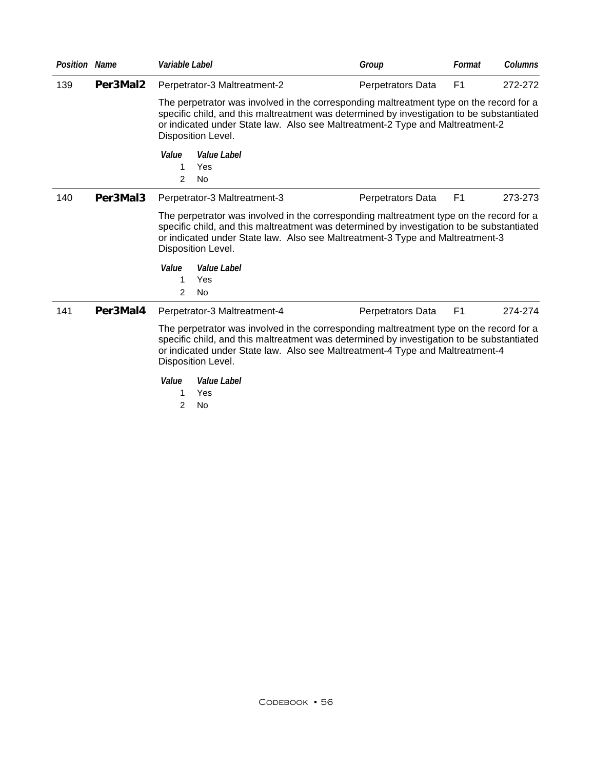| Position | Name | Variable Label | Group | Format | Columns |
|---|---|---|---|---|---|
| 139 | **Per3Mal2** | Perpetrator-3 Maltreatment-2 | Perpetrators Data | F1 | 272-272 |

The perpetrator was involved in the corresponding maltreatment type on the record for a specific child, and this maltreatment was determined by investigation to be substantiated or indicated under State law. Also see Maltreatment-2 Type and Maltreatment-2 Disposition Level.

| *Value* | *Value Label* |
|---|---|
| 1 | Yes |
| 2 | No |

| Position | Name | Variable Label | Group | Format | Columns |
|---|---|---|---|---|---|
| 140 | **Per3Mal3** | Perpetrator-3 Maltreatment-3 | Perpetrators Data | F1 | 273-273 |

The perpetrator was involved in the corresponding maltreatment type on the record for a specific child, and this maltreatment was determined by investigation to be substantiated or indicated under State law. Also see Maltreatment-3 Type and Maltreatment-3 Disposition Level.

| *Value* | *Value Label* |
|---|---|
| 1 | Yes |
| 2 | No |

| Position | Name | Variable Label | Group | Format | Columns |
|---|---|---|---|---|---|
| 141 | **Per3Mal4** | Perpetrator-3 Maltreatment-4 | Perpetrators Data | F1 | 274-274 |

The perpetrator was involved in the corresponding maltreatment type on the record for a specific child, and this maltreatment was determined by investigation to be substantiated or indicated under State law. Also see Maltreatment-4 Type and Maltreatment-4 Disposition Level.

| *Value* | *Value Label* |
|---|---|
| 1 | Yes |
| 2 | No |